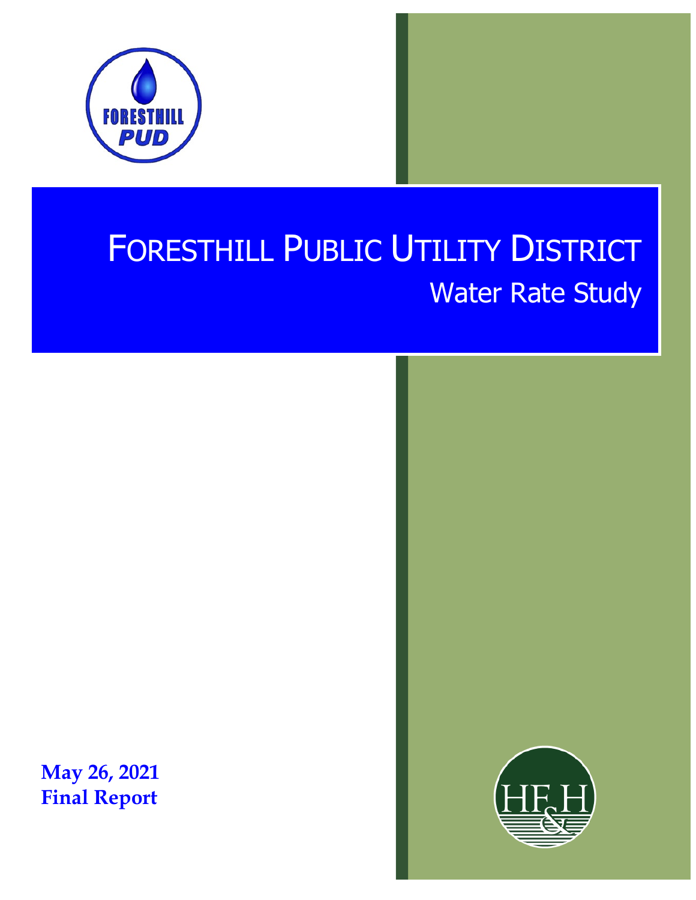# Foresthill Public Utility District

## Water Rate Study

**May 26, 2021**
**Final Report**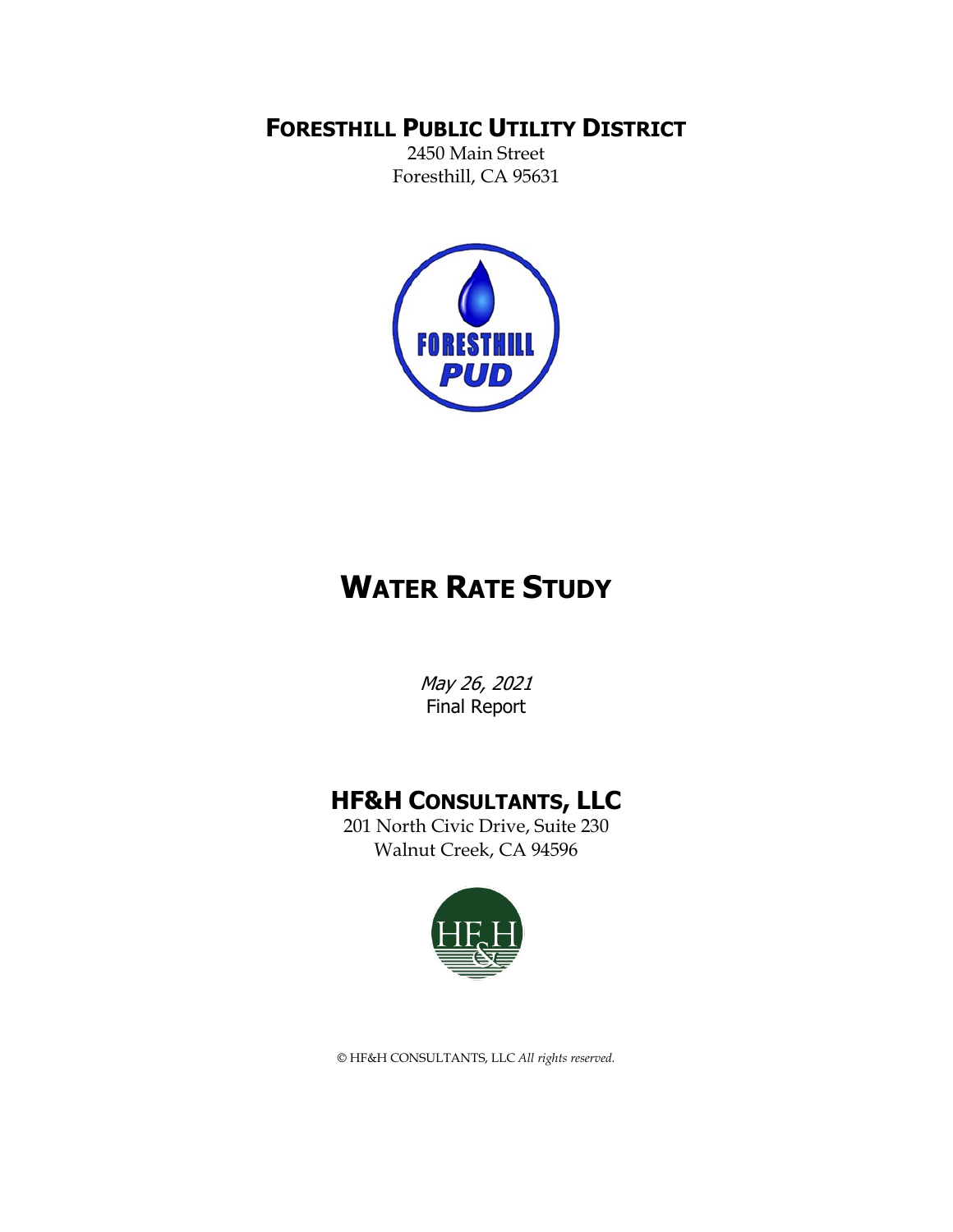# FORESTHILL PUBLIC UTILITY DISTRICT

2450 Main Street
Foresthill, CA 95631

# WATER RATE STUDY

*May 26, 2021*
Final Report

## HF&H CONSULTANTS, LLC

201 North Civic Drive, Suite 230
Walnut Creek, CA 94596

© HF&H CONSULTANTS, LLC *All rights reserved.*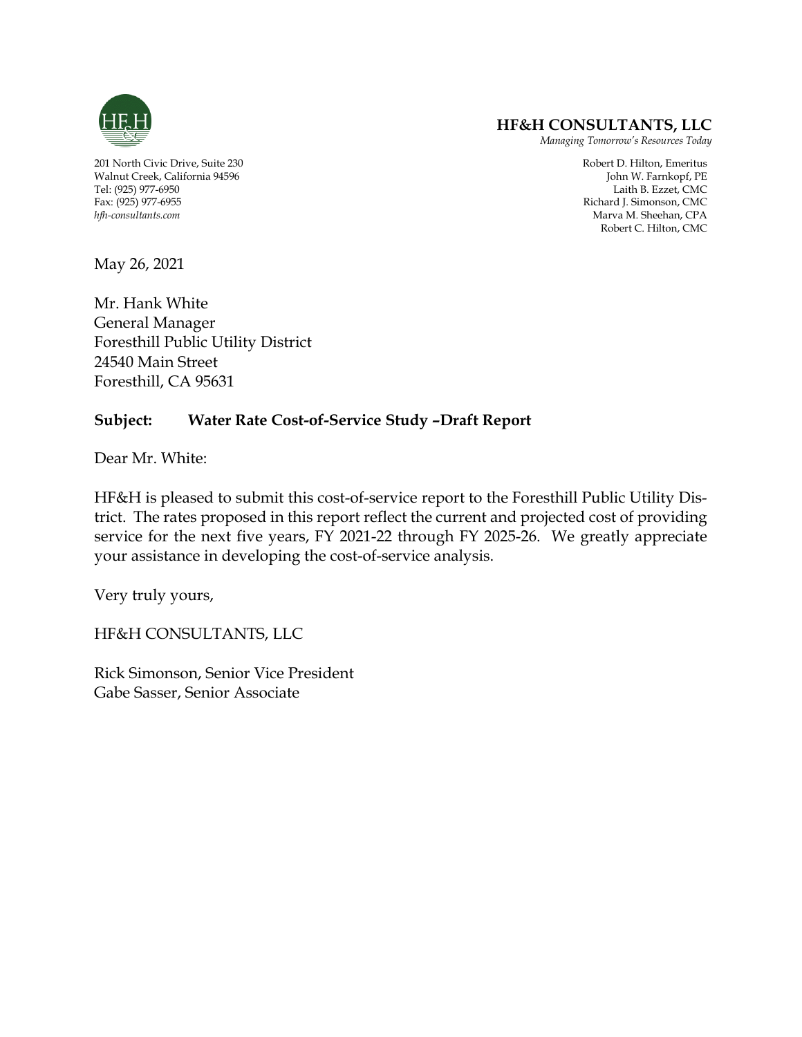**HF&H CONSULTANTS, LLC**
*Managing Tomorrow's Resources Today*

201 North Civic Drive, Suite 230
Walnut Creek, California 94596
Tel: (925) 977-6950
Fax: (925) 977-6955
*hfh-consultants.com*

Robert D. Hilton, Emeritus
John W. Farnkopf, PE
Laith B. Ezzet, CMC
Richard J. Simonson, CMC
Marva M. Sheehan, CPA
Robert C. Hilton, CMC

May 26, 2021

Mr. Hank White
General Manager
Foresthill Public Utility District
24540 Main Street
Foresthill, CA 95631

**Subject: Water Rate Cost-of-Service Study –Draft Report**

Dear Mr. White:

HF&H is pleased to submit this cost-of-service report to the Foresthill Public Utility District. The rates proposed in this report reflect the current and projected cost of providing service for the next five years, FY 2021-22 through FY 2025-26. We greatly appreciate your assistance in developing the cost-of-service analysis.

Very truly yours,

HF&H CONSULTANTS, LLC

Rick Simonson, Senior Vice President
Gabe Sasser, Senior Associate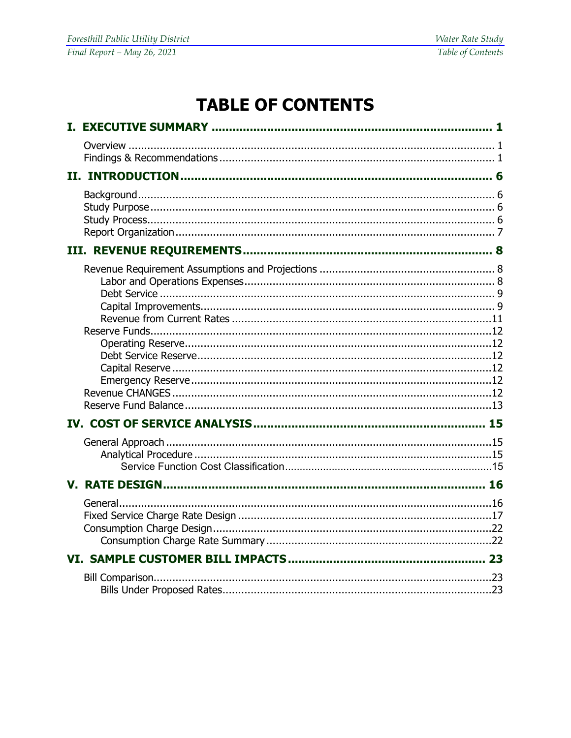# TABLE OF CONTENTS

**I. EXECUTIVE SUMMARY ..... 1**

- Overview ..... 1
- Findings & Recommendations ..... 1

**II. INTRODUCTION ..... 6**

- Background ..... 6
- Study Purpose ..... 6
- Study Process ..... 6
- Report Organization ..... 7

**III. REVENUE REQUIREMENTS ..... 8**

- Revenue Requirement Assumptions and Projections ..... 8
  - Labor and Operations Expenses ..... 8
  - Debt Service ..... 9
  - Capital Improvements ..... 9
  - Revenue from Current Rates ..... 11
- Reserve Funds ..... 12
  - Operating Reserve ..... 12
  - Debt Service Reserve ..... 12
  - Capital Reserve ..... 12
  - Emergency Reserve ..... 12
- Revenue CHANGES ..... 12
- Reserve Fund Balance ..... 13

**IV. COST OF SERVICE ANALYSIS ..... 15**

- General Approach ..... 15
  - Analytical Procedure ..... 15
    - Service Function Cost Classification ..... 15

**V. RATE DESIGN ..... 16**

- General ..... 16
- Fixed Service Charge Rate Design ..... 17
- Consumption Charge Design ..... 22
  - Consumption Charge Rate Summary ..... 22

**VI. SAMPLE CUSTOMER BILL IMPACTS ..... 23**

- Bill Comparison ..... 23
  - Bills Under Proposed Rates ..... 23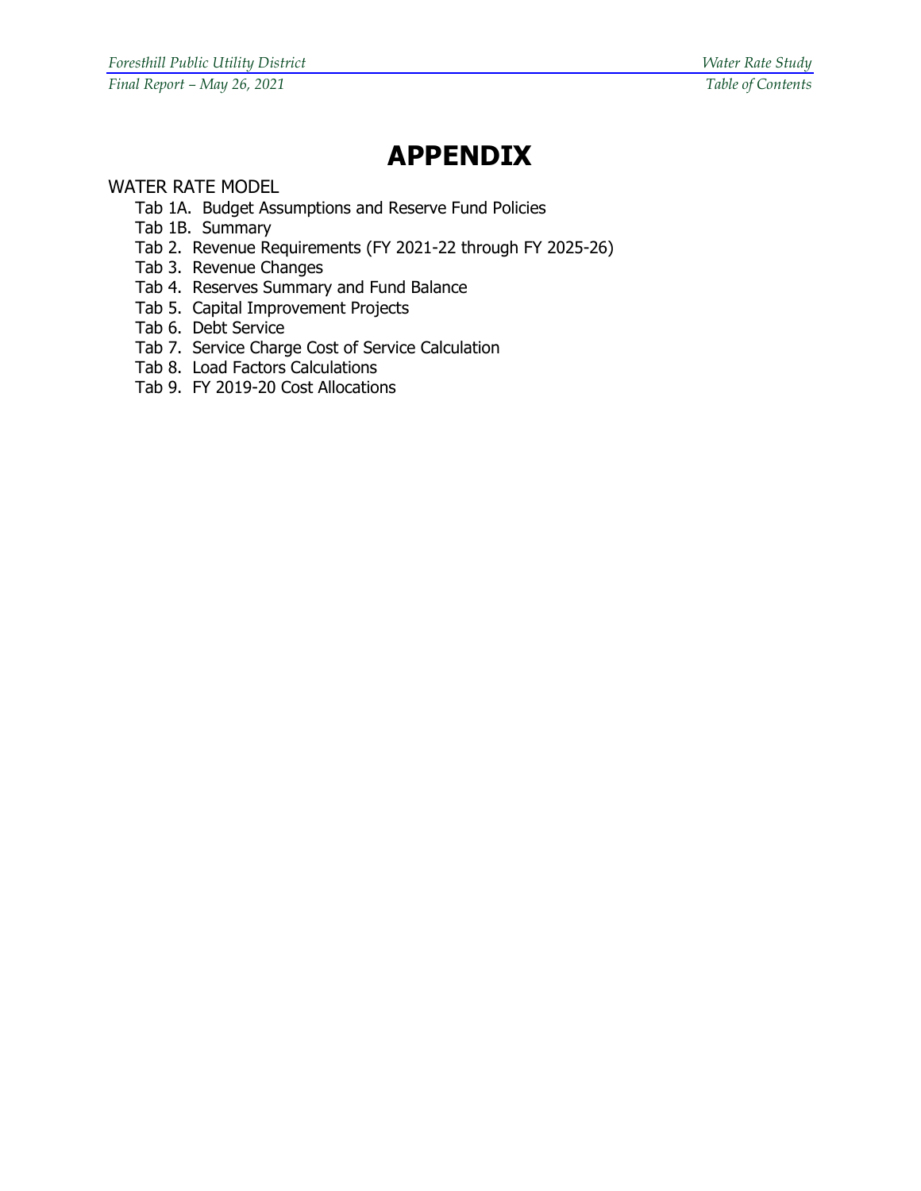# APPENDIX

WATER RATE MODEL

- Tab 1A. Budget Assumptions and Reserve Fund Policies
- Tab 1B. Summary
- Tab 2. Revenue Requirements (FY 2021-22 through FY 2025-26)
- Tab 3. Revenue Changes
- Tab 4. Reserves Summary and Fund Balance
- Tab 5. Capital Improvement Projects
- Tab 6. Debt Service
- Tab 7. Service Charge Cost of Service Calculation
- Tab 8. Load Factors Calculations
- Tab 9. FY 2019-20 Cost Allocations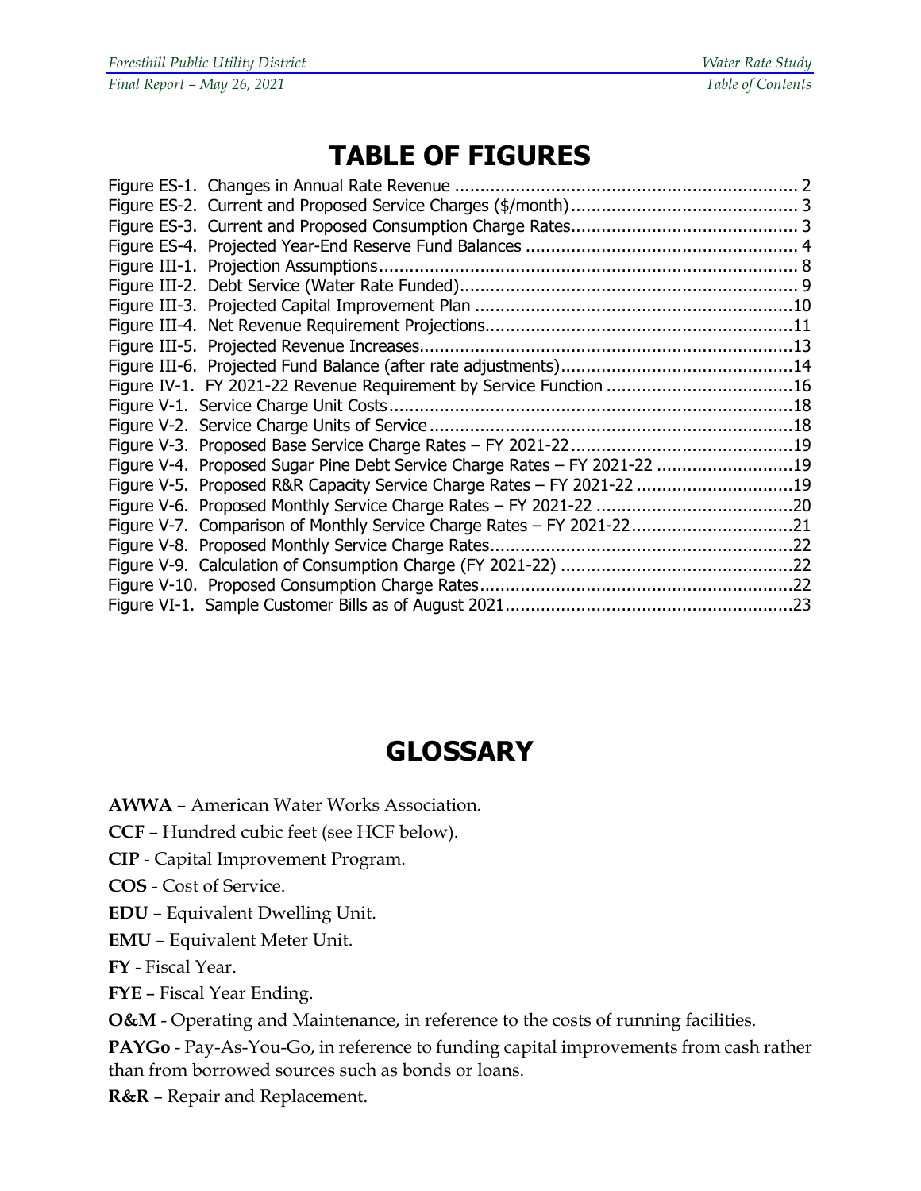# TABLE OF FIGURES

Figure ES-1. Changes in Annual Rate Revenue ..................................................................... 2
Figure ES-2. Current and Proposed Service Charges ($/month) ............................................ 3
Figure ES-3. Current and Proposed Consumption Charge Rates............................................ 3
Figure ES-4. Projected Year-End Reserve Fund Balances ..................................................... 4
Figure III-1. Projection Assumptions ..................................................................................... 8
Figure III-2. Debt Service (Water Rate Funded) ..................................................................... 9
Figure III-3. Projected Capital Improvement Plan ..................................................................10
Figure III-4. Net Revenue Requirement Projections...............................................................11
Figure III-5. Projected Revenue Increases..............................................................................13
Figure III-6. Projected Fund Balance (after rate adjustments)...............................................14
Figure IV-1. FY 2021-22 Revenue Requirement by Service Function .....................................16
Figure V-1. Service Charge Unit Costs....................................................................................18
Figure V-2. Service Charge Units of Service...........................................................................18
Figure V-3. Proposed Base Service Charge Rates – FY 2021-22............................................19
Figure V-4. Proposed Sugar Pine Debt Service Charge Rates – FY 2021-22 ..........................19
Figure V-5. Proposed R&R Capacity Service Charge Rates – FY 2021-22 ..............................19
Figure V-6. Proposed Monthly Service Charge Rates – FY 2021-22 .......................................20
Figure V-7. Comparison of Monthly Service Charge Rates – FY 2021-22................................21
Figure V-8. Proposed Monthly Service Charge Rates..............................................................22
Figure V-9. Calculation of Consumption Charge (FY 2021-22) ..............................................22
Figure V-10. Proposed Consumption Charge Rates................................................................22
Figure VI-1. Sample Customer Bills as of August 2021..........................................................23

# GLOSSARY

**AWWA** – American Water Works Association.

**CCF** – Hundred cubic feet (see HCF below).

**CIP** - Capital Improvement Program.

**COS** - Cost of Service.

**EDU** – Equivalent Dwelling Unit.

**EMU** – Equivalent Meter Unit.

**FY** - Fiscal Year.

**FYE** – Fiscal Year Ending.

**O&M** - Operating and Maintenance, in reference to the costs of running facilities.

**PAYGo** - Pay-As-You-Go, in reference to funding capital improvements from cash rather than from borrowed sources such as bonds or loans.

**R&R** – Repair and Replacement.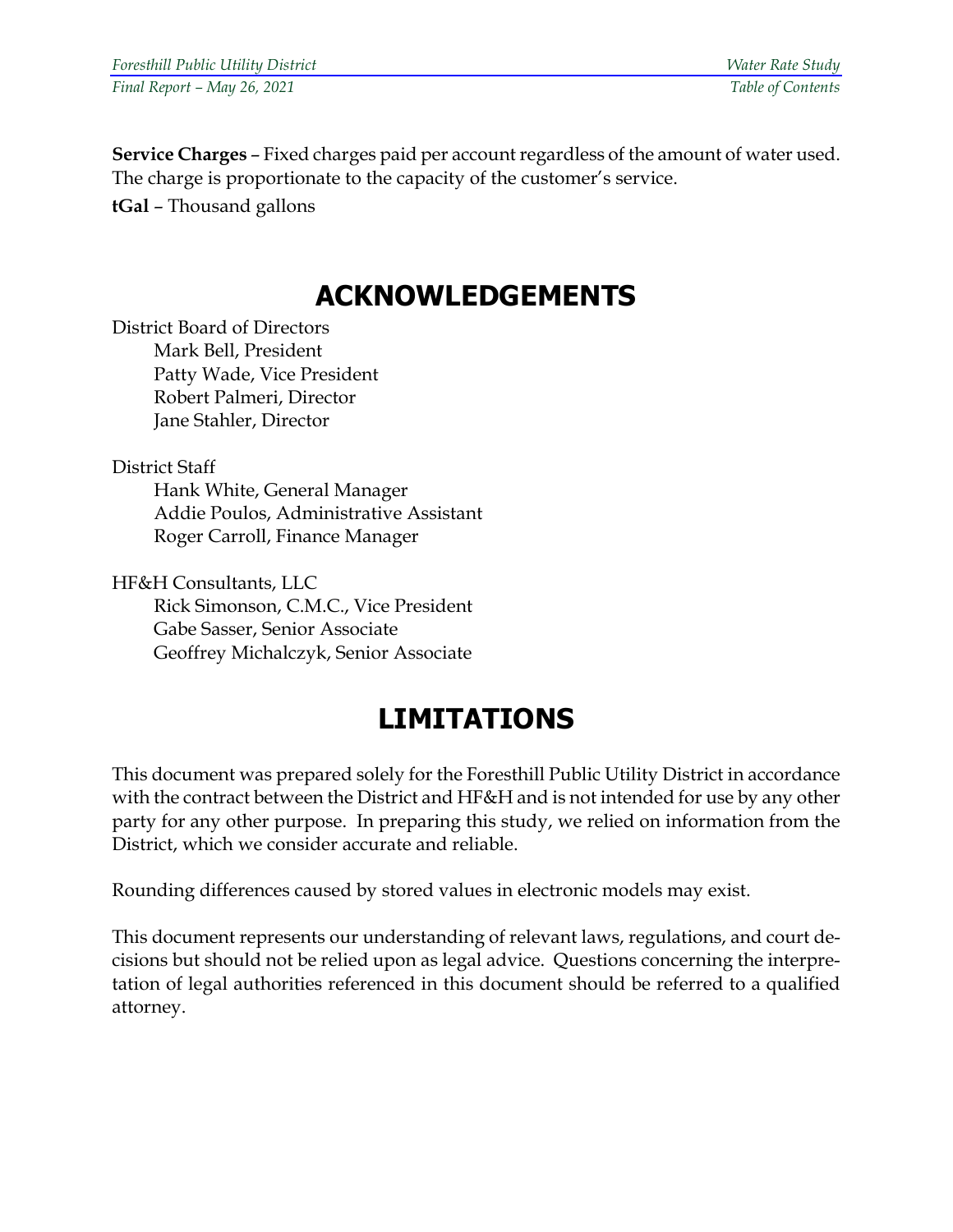**Service Charges** – Fixed charges paid per account regardless of the amount of water used. The charge is proportionate to the capacity of the customer's service.

**tGal** – Thousand gallons

# ACKNOWLEDGEMENTS

District Board of Directors
- Mark Bell, President
- Patty Wade, Vice President
- Robert Palmeri, Director
- Jane Stahler, Director

District Staff
- Hank White, General Manager
- Addie Poulos, Administrative Assistant
- Roger Carroll, Finance Manager

HF&H Consultants, LLC
- Rick Simonson, C.M.C., Vice President
- Gabe Sasser, Senior Associate
- Geoffrey Michalczyk, Senior Associate

# LIMITATIONS

This document was prepared solely for the Foresthill Public Utility District in accordance with the contract between the District and HF&H and is not intended for use by any other party for any other purpose. In preparing this study, we relied on information from the District, which we consider accurate and reliable.

Rounding differences caused by stored values in electronic models may exist.

This document represents our understanding of relevant laws, regulations, and court decisions but should not be relied upon as legal advice. Questions concerning the interpretation of legal authorities referenced in this document should be referred to a qualified attorney.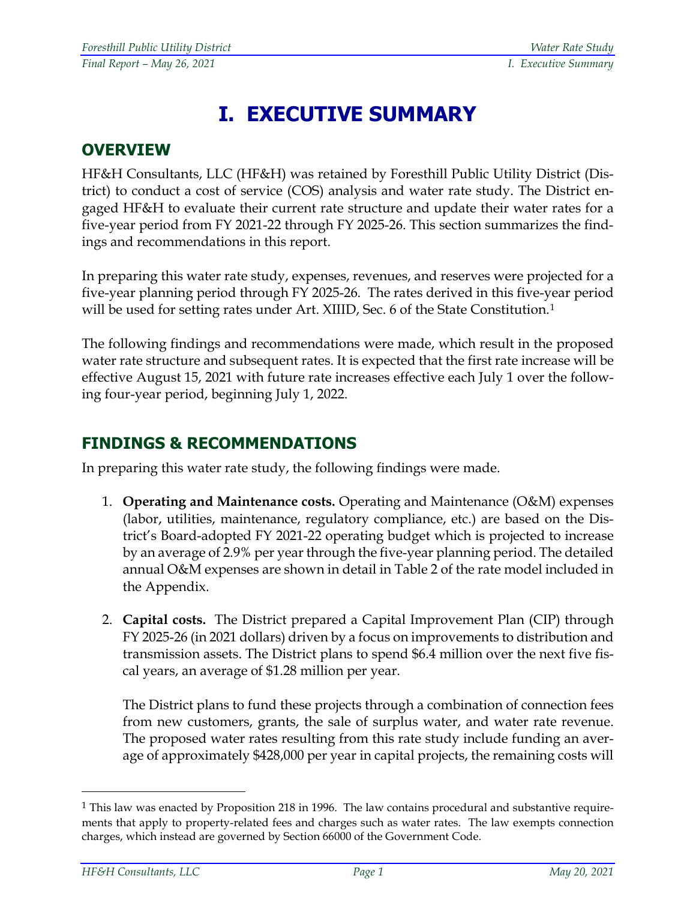# I. EXECUTIVE SUMMARY

## OVERVIEW

HF&H Consultants, LLC (HF&H) was retained by Foresthill Public Utility District (District) to conduct a cost of service (COS) analysis and water rate study. The District engaged HF&H to evaluate their current rate structure and update their water rates for a five-year period from FY 2021-22 through FY 2025-26. This section summarizes the findings and recommendations in this report.

In preparing this water rate study, expenses, revenues, and reserves were projected for a five-year planning period through FY 2025-26. The rates derived in this five-year period will be used for setting rates under Art. XIIID, Sec. 6 of the State Constitution.[1]

The following findings and recommendations were made, which result in the proposed water rate structure and subsequent rates. It is expected that the first rate increase will be effective August 15, 2021 with future rate increases effective each July 1 over the following four-year period, beginning July 1, 2022.

## FINDINGS & RECOMMENDATIONS

In preparing this water rate study, the following findings were made.

1. **Operating and Maintenance costs.** Operating and Maintenance (O&M) expenses (labor, utilities, maintenance, regulatory compliance, etc.) are based on the District's Board-adopted FY 2021-22 operating budget which is projected to increase by an average of 2.9% per year through the five-year planning period. The detailed annual O&M expenses are shown in detail in Table 2 of the rate model included in the Appendix.

2. **Capital costs.** The District prepared a Capital Improvement Plan (CIP) through FY 2025-26 (in 2021 dollars) driven by a focus on improvements to distribution and transmission assets. The District plans to spend $6.4 million over the next five fiscal years, an average of $1.28 million per year.

   The District plans to fund these projects through a combination of connection fees from new customers, grants, the sale of surplus water, and water rate revenue. The proposed water rates resulting from this rate study include funding an average of approximately $428,000 per year in capital projects, the remaining costs will

---

[1] This law was enacted by Proposition 218 in 1996. The law contains procedural and substantive requirements that apply to property-related fees and charges such as water rates. The law exempts connection charges, which instead are governed by Section 66000 of the Government Code.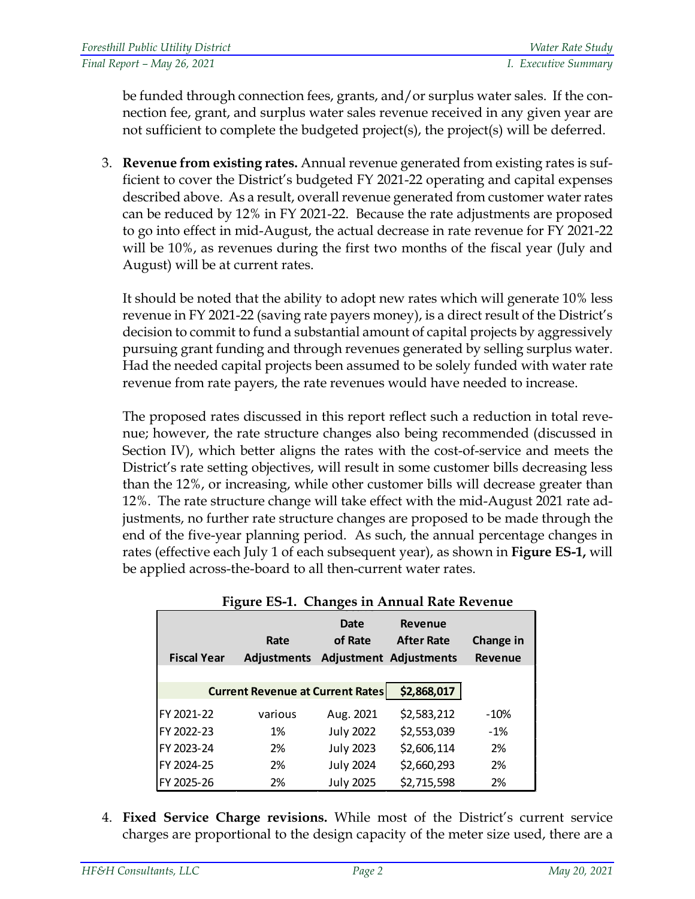be funded through connection fees, grants, and/or surplus water sales. If the connection fee, grant, and surplus water sales revenue received in any given year are not sufficient to complete the budgeted project(s), the project(s) will be deferred.

3. **Revenue from existing rates.** Annual revenue generated from existing rates is sufficient to cover the District's budgeted FY 2021-22 operating and capital expenses described above. As a result, overall revenue generated from customer water rates can be reduced by 12% in FY 2021-22. Because the rate adjustments are proposed to go into effect in mid-August, the actual decrease in rate revenue for FY 2021-22 will be 10%, as revenues during the first two months of the fiscal year (July and August) will be at current rates.

   It should be noted that the ability to adopt new rates which will generate 10% less revenue in FY 2021-22 (saving rate payers money), is a direct result of the District's decision to commit to fund a substantial amount of capital projects by aggressively pursuing grant funding and through revenues generated by selling surplus water. Had the needed capital projects been assumed to be solely funded with water rate revenue from rate payers, the rate revenues would have needed to increase.

   The proposed rates discussed in this report reflect such a reduction in total revenue; however, the rate structure changes also being recommended (discussed in Section IV), which better aligns the rates with the cost-of-service and meets the District's rate setting objectives, will result in some customer bills decreasing less than the 12%, or increasing, while other customer bills will decrease greater than 12%. The rate structure change will take effect with the mid-August 2021 rate adjustments, no further rate structure changes are proposed to be made through the end of the five-year planning period. As such, the annual percentage changes in rates (effective each July 1 of each subsequent year), as shown in **Figure ES-1,** will be applied across-the-board to all then-current water rates.

**Figure ES-1. Changes in Annual Rate Revenue**

| Fiscal Year | Rate Adjustments | Date of Rate Adjustment | Revenue After Rate Adjustments | Change in Revenue |
|---|---|---|---|---|
| Current Revenue at Current Rates | | | $2,868,017 | |
| FY 2021-22 | various | Aug. 2021 | $2,583,212 | -10% |
| FY 2022-23 | 1% | July 2022 | $2,553,039 | -1% |
| FY 2023-24 | 2% | July 2023 | $2,606,114 | 2% |
| FY 2024-25 | 2% | July 2024 | $2,660,293 | 2% |
| FY 2025-26 | 2% | July 2025 | $2,715,598 | 2% |

4. **Fixed Service Charge revisions.** While most of the District's current service charges are proportional to the design capacity of the meter size used, there are a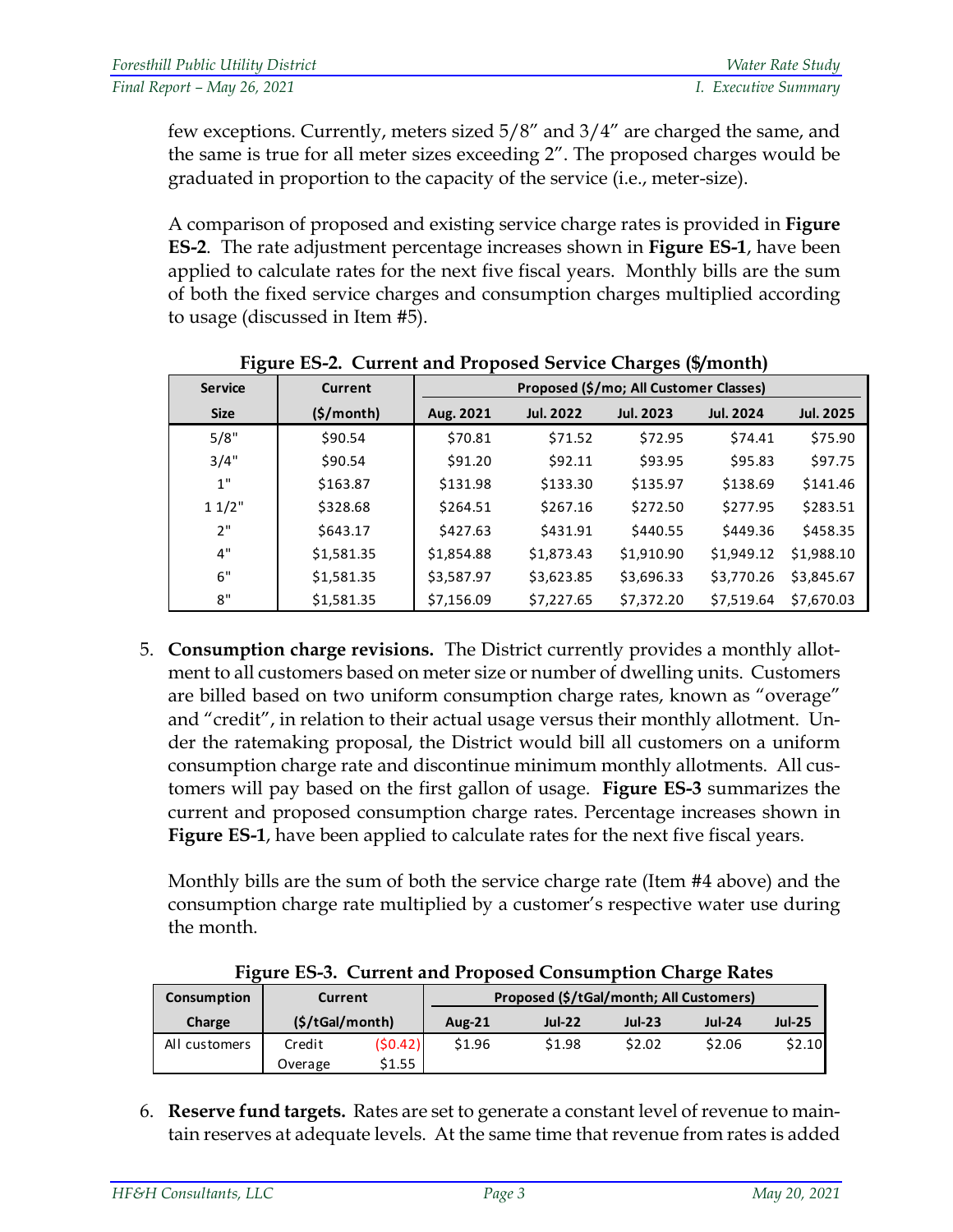few exceptions. Currently, meters sized 5/8" and 3/4" are charged the same, and the same is true for all meter sizes exceeding 2". The proposed charges would be graduated in proportion to the capacity of the service (i.e., meter-size).

A comparison of proposed and existing service charge rates is provided in **Figure ES-2**. The rate adjustment percentage increases shown in **Figure ES-1**, have been applied to calculate rates for the next five fiscal years. Monthly bills are the sum of both the fixed service charges and consumption charges multiplied according to usage (discussed in Item #5).

**Figure ES-2. Current and Proposed Service Charges ($/month)**

| Service | Current | Proposed ($/mo; All Customer Classes) | | | | |
|---|---|---|---|---|---|---|
| Size | ($/month) | Aug. 2021 | Jul. 2022 | Jul. 2023 | Jul. 2024 | Jul. 2025 |
| 5/8" | $90.54 | $70.81 | $71.52 | $72.95 | $74.41 | $75.90 |
| 3/4" | $90.54 | $91.20 | $92.11 | $93.95 | $95.83 | $97.75 |
| 1" | $163.87 | $131.98 | $133.30 | $135.97 | $138.69 | $141.46 |
| 1 1/2" | $328.68 | $264.51 | $267.16 | $272.50 | $277.95 | $283.51 |
| 2" | $643.17 | $427.63 | $431.91 | $440.55 | $449.36 | $458.35 |
| 4" | $1,581.35 | $1,854.88 | $1,873.43 | $1,910.90 | $1,949.12 | $1,988.10 |
| 6" | $1,581.35 | $3,587.97 | $3,623.85 | $3,696.33 | $3,770.26 | $3,845.67 |
| 8" | $1,581.35 | $7,156.09 | $7,227.65 | $7,372.20 | $7,519.64 | $7,670.03 |

5. **Consumption charge revisions.** The District currently provides a monthly allotment to all customers based on meter size or number of dwelling units. Customers are billed based on two uniform consumption charge rates, known as "overage" and "credit", in relation to their actual usage versus their monthly allotment. Under the ratemaking proposal, the District would bill all customers on a uniform consumption charge rate and discontinue minimum monthly allotments. All customers will pay based on the first gallon of usage. **Figure ES-3** summarizes the current and proposed consumption charge rates. Percentage increases shown in **Figure ES-1**, have been applied to calculate rates for the next five fiscal years.

   Monthly bills are the sum of both the service charge rate (Item #4 above) and the consumption charge rate multiplied by a customer's respective water use during the month.

**Figure ES-3. Current and Proposed Consumption Charge Rates**

| Consumption | Current | | Proposed ($/tGal/month; All Customers) | | | | |
|---|---|---|---|---|---|---|---|
| Charge | ($/tGal/month) | | Aug-21 | Jul-22 | Jul-23 | Jul-24 | Jul-25 |
| All customers | Credit | ($0.42) | $1.96 | $1.98 | $2.02 | $2.06 | $2.10 |
| | Overage | $1.55 | | | | | |

6. **Reserve fund targets.** Rates are set to generate a constant level of revenue to maintain reserves at adequate levels. At the same time that revenue from rates is added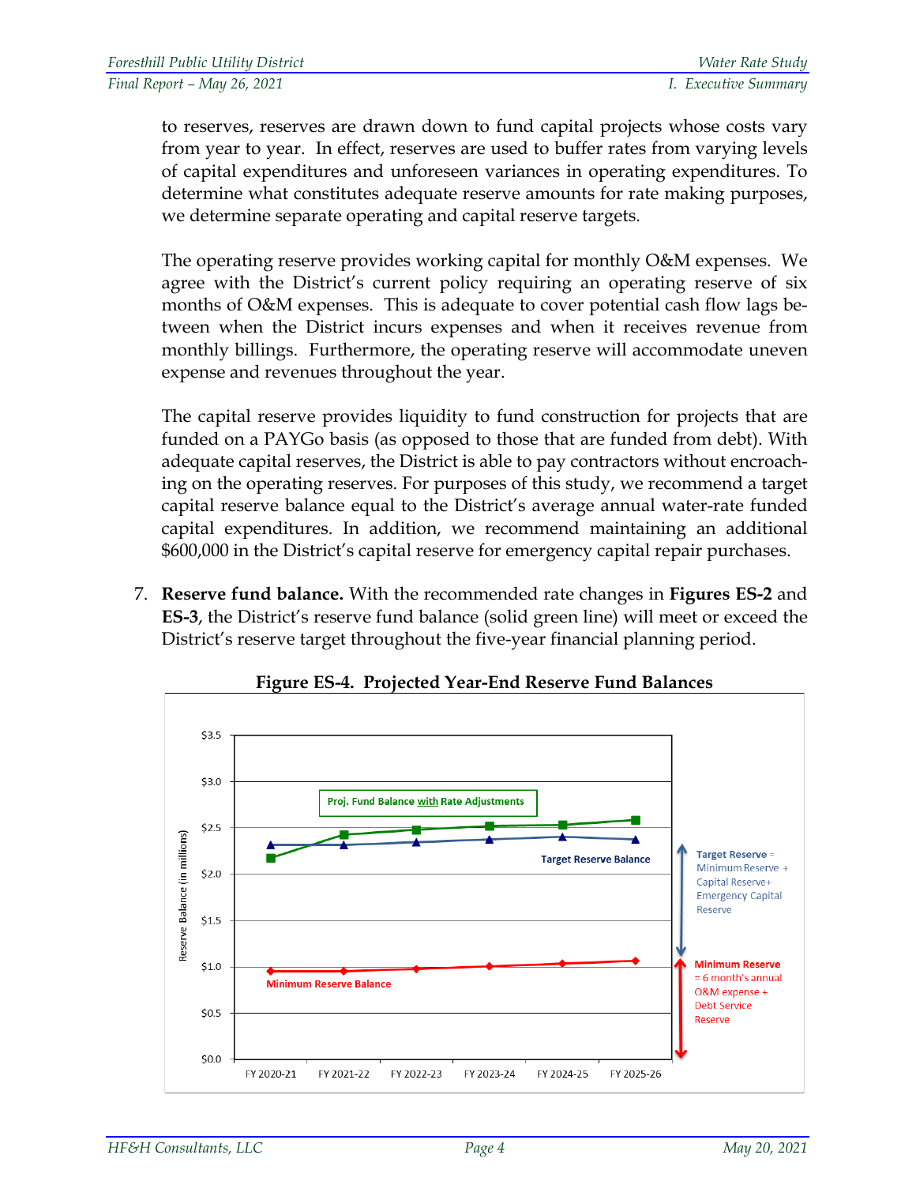to reserves, reserves are drawn down to fund capital projects whose costs vary from year to year. In effect, reserves are used to buffer rates from varying levels of capital expenditures and unforeseen variances in operating expenditures. To determine what constitutes adequate reserve amounts for rate making purposes, we determine separate operating and capital reserve targets.

The operating reserve provides working capital for monthly O&M expenses. We agree with the District's current policy requiring an operating reserve of six months of O&M expenses. This is adequate to cover potential cash flow lags between when the District incurs expenses and when it receives revenue from monthly billings. Furthermore, the operating reserve will accommodate uneven expense and revenues throughout the year.

The capital reserve provides liquidity to fund construction for projects that are funded on a PAYGo basis (as opposed to those that are funded from debt). With adequate capital reserves, the District is able to pay contractors without encroaching on the operating reserves. For purposes of this study, we recommend a target capital reserve balance equal to the District's average annual water-rate funded capital expenditures. In addition, we recommend maintaining an additional $600,000 in the District's capital reserve for emergency capital repair purchases.

7. **Reserve fund balance.** With the recommended rate changes in **Figures ES-2** and **ES-3**, the District's reserve fund balance (solid green line) will meet or exceed the District's reserve target throughout the five-year financial planning period.

**Figure ES-4. Projected Year-End Reserve Fund Balances**

Reserve Balance (in millions): $0.0 – $3.5; FY 2020-21 through FY 2025-26

- Proj. Fund Balance with Rate Adjustments
- Target Reserve Balance
- Minimum Reserve Balance

Target Reserve = Minimum Reserve + Capital Reserve+ Emergency Capital Reserve

Minimum Reserve = 6 month's annual O&M expense + Debt Service Reserve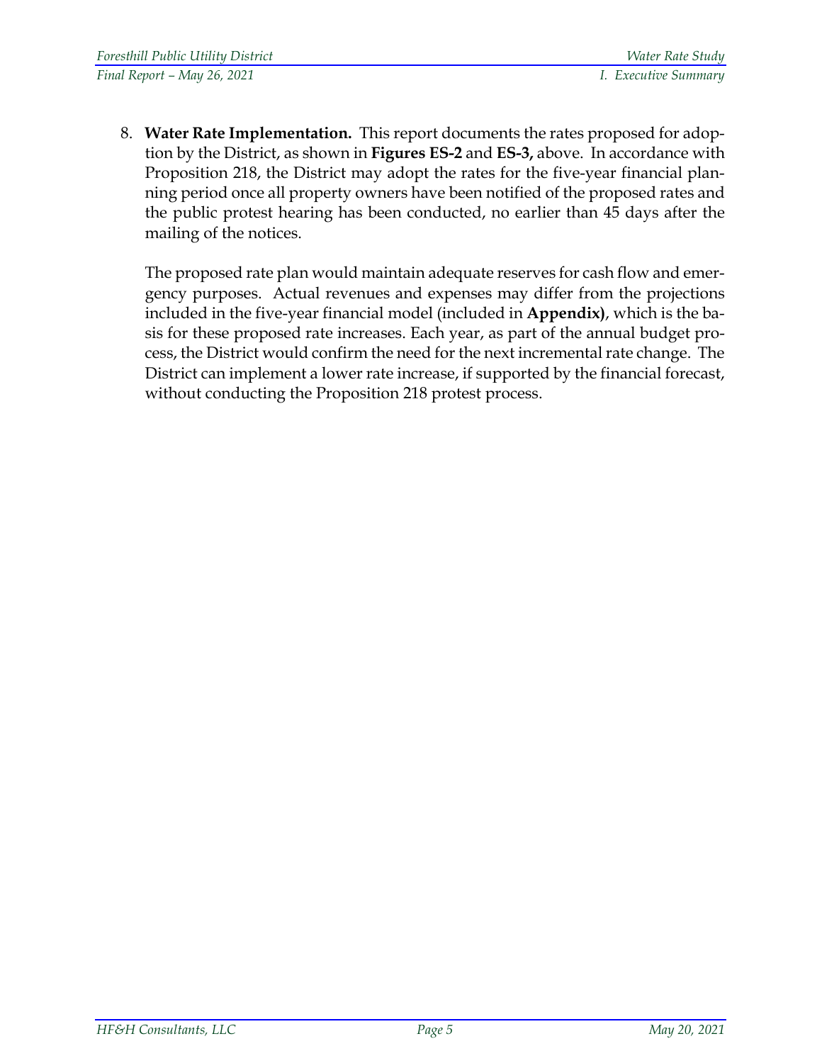8. **Water Rate Implementation.** This report documents the rates proposed for adoption by the District, as shown in **Figures ES-2** and **ES-3,** above. In accordance with Proposition 218, the District may adopt the rates for the five-year financial planning period once all property owners have been notified of the proposed rates and the public protest hearing has been conducted, no earlier than 45 days after the mailing of the notices.

   The proposed rate plan would maintain adequate reserves for cash flow and emergency purposes. Actual revenues and expenses may differ from the projections included in the five-year financial model (included in **Appendix)**, which is the basis for these proposed rate increases. Each year, as part of the annual budget process, the District would confirm the need for the next incremental rate change. The District can implement a lower rate increase, if supported by the financial forecast, without conducting the Proposition 218 protest process.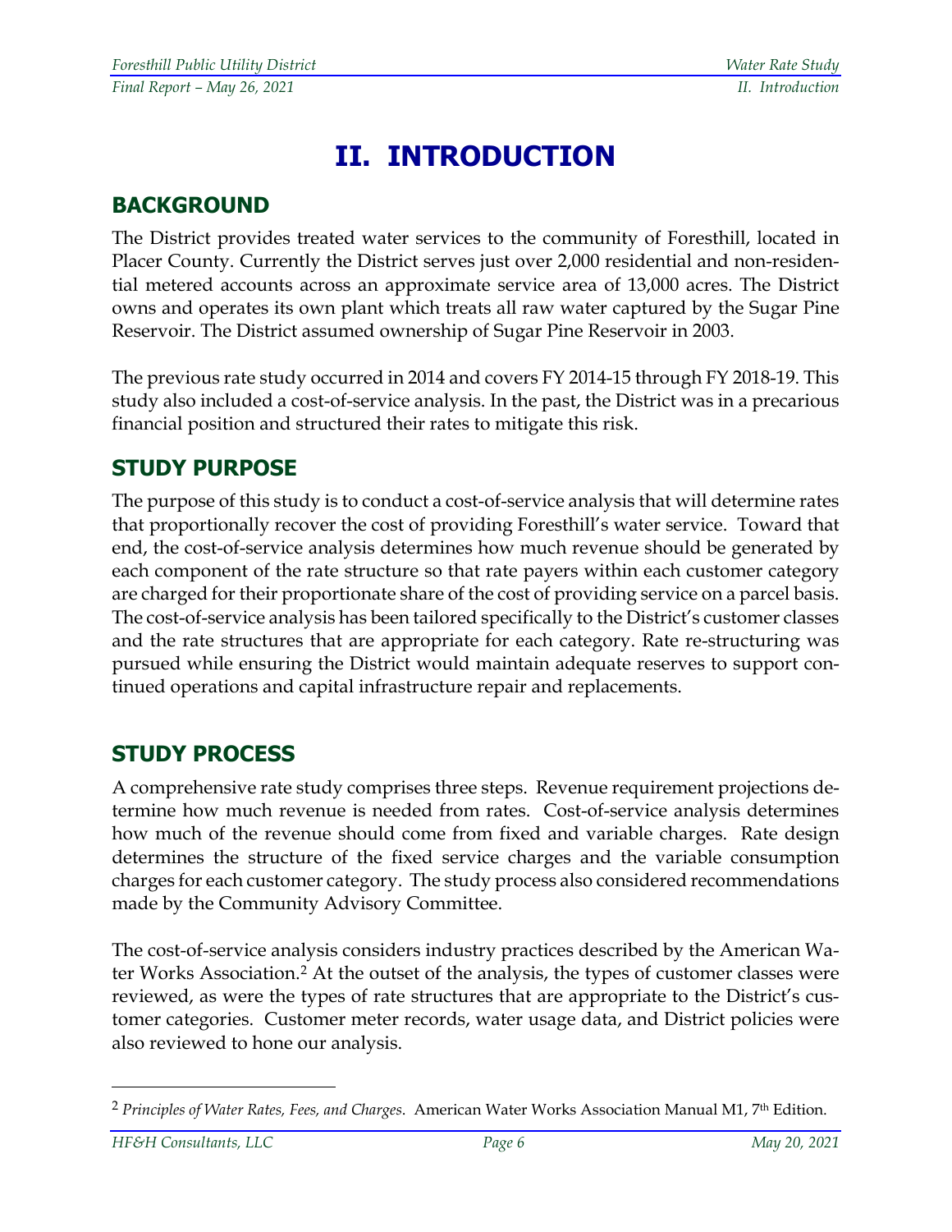# II. INTRODUCTION

## BACKGROUND

The District provides treated water services to the community of Foresthill, located in Placer County. Currently the District serves just over 2,000 residential and non-residential metered accounts across an approximate service area of 13,000 acres. The District owns and operates its own plant which treats all raw water captured by the Sugar Pine Reservoir. The District assumed ownership of Sugar Pine Reservoir in 2003.

The previous rate study occurred in 2014 and covers FY 2014-15 through FY 2018-19. This study also included a cost-of-service analysis. In the past, the District was in a precarious financial position and structured their rates to mitigate this risk.

## STUDY PURPOSE

The purpose of this study is to conduct a cost-of-service analysis that will determine rates that proportionally recover the cost of providing Foresthill's water service. Toward that end, the cost-of-service analysis determines how much revenue should be generated by each component of the rate structure so that rate payers within each customer category are charged for their proportionate share of the cost of providing service on a parcel basis. The cost-of-service analysis has been tailored specifically to the District's customer classes and the rate structures that are appropriate for each category. Rate re-structuring was pursued while ensuring the District would maintain adequate reserves to support continued operations and capital infrastructure repair and replacements.

## STUDY PROCESS

A comprehensive rate study comprises three steps. Revenue requirement projections determine how much revenue is needed from rates. Cost-of-service analysis determines how much of the revenue should come from fixed and variable charges. Rate design determines the structure of the fixed service charges and the variable consumption charges for each customer category. The study process also considered recommendations made by the Community Advisory Committee.

The cost-of-service analysis considers industry practices described by the American Water Works Association.[2] At the outset of the analysis, the types of customer classes were reviewed, as were the types of rate structures that are appropriate to the District's customer categories. Customer meter records, water usage data, and District policies were also reviewed to hone our analysis.

---

[2] *Principles of Water Rates, Fees, and Charges*. American Water Works Association Manual M1, 7th Edition.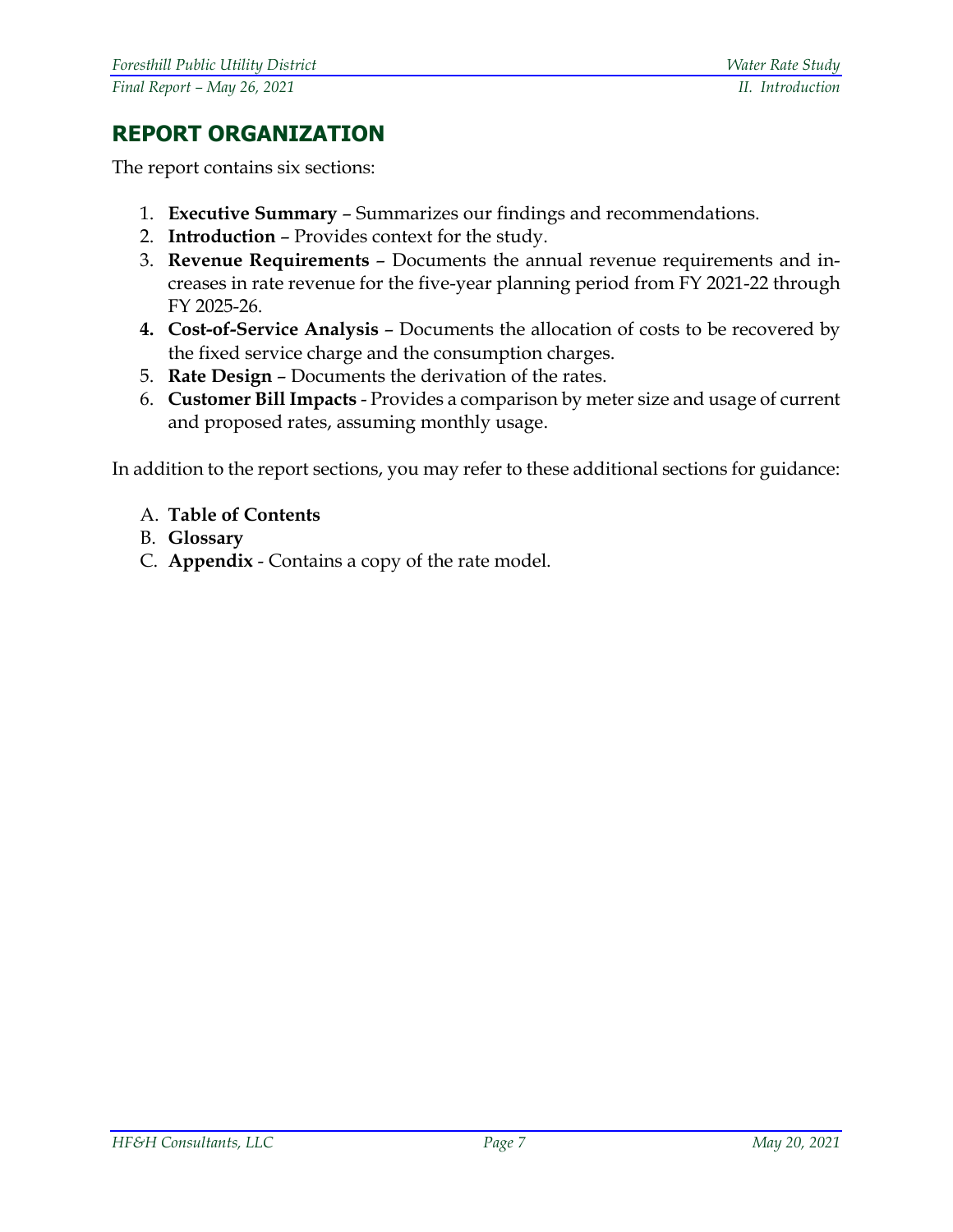## REPORT ORGANIZATION

The report contains six sections:

1. **Executive Summary** – Summarizes our findings and recommendations.
2. **Introduction** – Provides context for the study.
3. **Revenue Requirements** – Documents the annual revenue requirements and increases in rate revenue for the five-year planning period from FY 2021-22 through FY 2025-26.
4. **Cost-of-Service Analysis** – Documents the allocation of costs to be recovered by the fixed service charge and the consumption charges.
5. **Rate Design** – Documents the derivation of the rates.
6. **Customer Bill Impacts** - Provides a comparison by meter size and usage of current and proposed rates, assuming monthly usage.

In addition to the report sections, you may refer to these additional sections for guidance:

A. **Table of Contents**
B. **Glossary**
C. **Appendix** - Contains a copy of the rate model.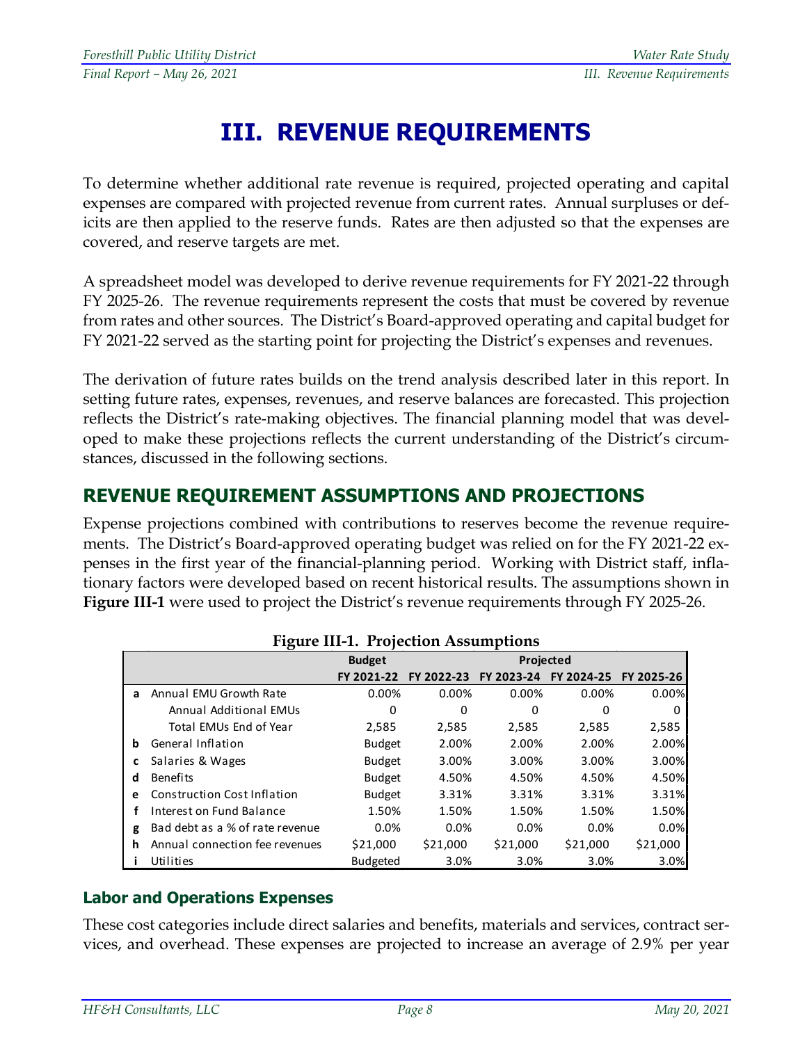# III. REVENUE REQUIREMENTS

To determine whether additional rate revenue is required, projected operating and capital expenses are compared with projected revenue from current rates. Annual surpluses or deficits are then applied to the reserve funds. Rates are then adjusted so that the expenses are covered, and reserve targets are met.

A spreadsheet model was developed to derive revenue requirements for FY 2021-22 through FY 2025-26. The revenue requirements represent the costs that must be covered by revenue from rates and other sources. The District's Board-approved operating and capital budget for FY 2021-22 served as the starting point for projecting the District's expenses and revenues.

The derivation of future rates builds on the trend analysis described later in this report. In setting future rates, expenses, revenues, and reserve balances are forecasted. This projection reflects the District's rate-making objectives. The financial planning model that was developed to make these projections reflects the current understanding of the District's circumstances, discussed in the following sections.

## REVENUE REQUIREMENT ASSUMPTIONS AND PROJECTIONS

Expense projections combined with contributions to reserves become the revenue requirements. The District's Board-approved operating budget was relied on for the FY 2021-22 expenses in the first year of the financial-planning period. Working with District staff, inflationary factors were developed based on recent historical results. The assumptions shown in **Figure III-1** were used to project the District's revenue requirements through FY 2025-26.

**Figure III-1. Projection Assumptions**

| | | Budget | Projected | | | |
|---|---|---|---|---|---|---|
| | | FY 2021-22 | FY 2022-23 | FY 2023-24 | FY 2024-25 | FY 2025-26 |
| a | Annual EMU Growth Rate | 0.00% | 0.00% | 0.00% | 0.00% | 0.00% |
| | Annual Additional EMUs | 0 | 0 | 0 | 0 | 0 |
| | Total EMUs End of Year | 2,585 | 2,585 | 2,585 | 2,585 | 2,585 |
| b | General Inflation | Budget | 2.00% | 2.00% | 2.00% | 2.00% |
| c | Salaries & Wages | Budget | 3.00% | 3.00% | 3.00% | 3.00% |
| d | Benefits | Budget | 4.50% | 4.50% | 4.50% | 4.50% |
| e | Construction Cost Inflation | Budget | 3.31% | 3.31% | 3.31% | 3.31% |
| f | Interest on Fund Balance | 1.50% | 1.50% | 1.50% | 1.50% | 1.50% |
| g | Bad debt as a % of rate revenue | 0.0% | 0.0% | 0.0% | 0.0% | 0.0% |
| h | Annual connection fee revenues | $21,000 | $21,000 | $21,000 | $21,000 | $21,000 |
| i | Utilities | Budgeted | 3.0% | 3.0% | 3.0% | 3.0% |

### Labor and Operations Expenses

These cost categories include direct salaries and benefits, materials and services, contract services, and overhead. These expenses are projected to increase an average of 2.9% per year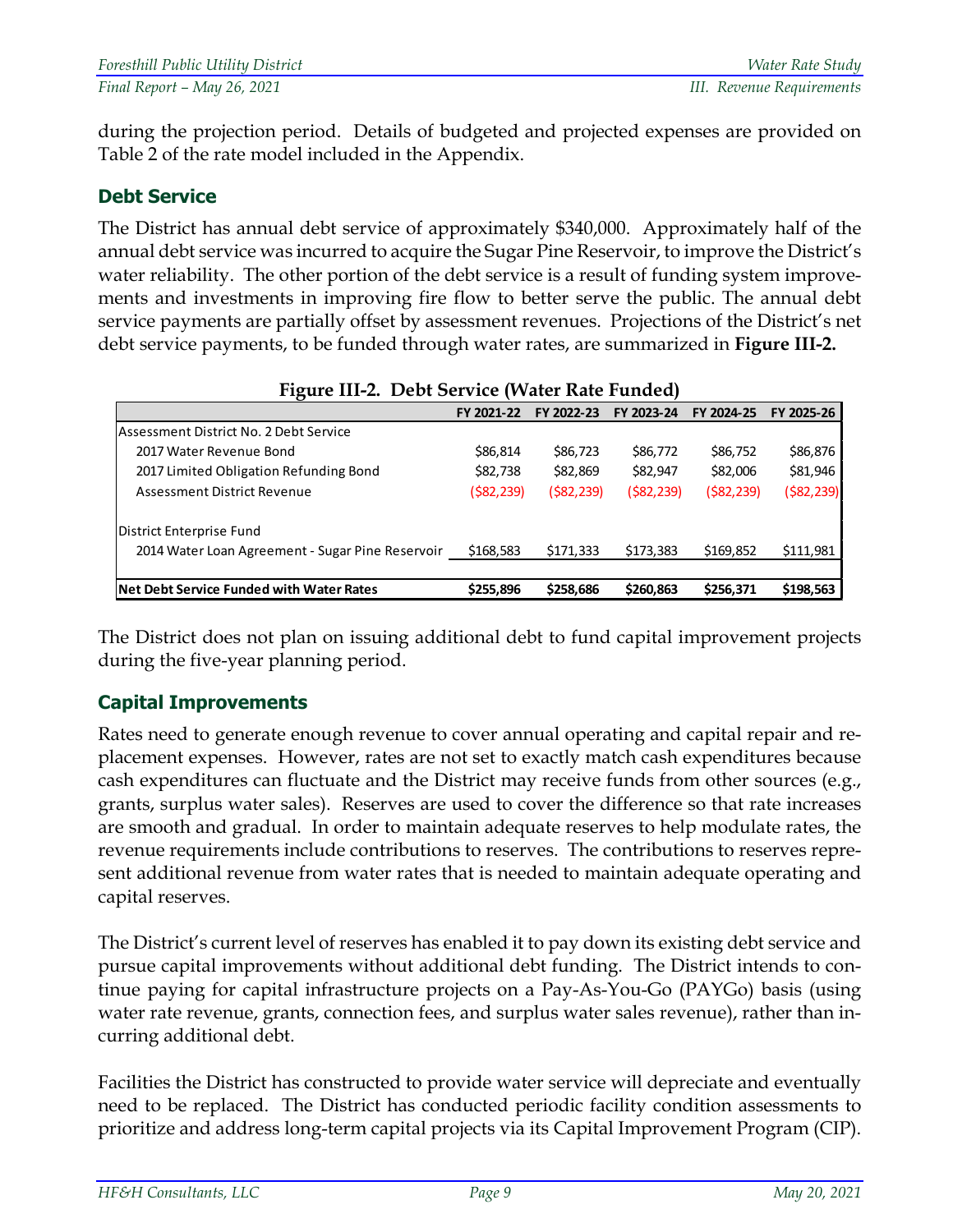during the projection period. Details of budgeted and projected expenses are provided on Table 2 of the rate model included in the Appendix.

## Debt Service

The District has annual debt service of approximately $340,000. Approximately half of the annual debt service was incurred to acquire the Sugar Pine Reservoir, to improve the District's water reliability. The other portion of the debt service is a result of funding system improvements and investments in improving fire flow to better serve the public. The annual debt service payments are partially offset by assessment revenues. Projections of the District's net debt service payments, to be funded through water rates, are summarized in **Figure III-2.**

**Figure III-2. Debt Service (Water Rate Funded)**

| | FY 2021-22 | FY 2022-23 | FY 2023-24 | FY 2024-25 | FY 2025-26 |
|---|---|---|---|---|---|
| Assessment District No. 2 Debt Service | | | | | |
| 2017 Water Revenue Bond | $86,814 | $86,723 | $86,772 | $86,752 | $86,876 |
| 2017 Limited Obligation Refunding Bond | $82,738 | $82,869 | $82,947 | $82,006 | $81,946 |
| Assessment District Revenue | ($82,239) | ($82,239) | ($82,239) | ($82,239) | ($82,239) |
| District Enterprise Fund | | | | | |
| 2014 Water Loan Agreement - Sugar Pine Reservoir | $168,583 | $171,333 | $173,383 | $169,852 | $111,981 |
| **Net Debt Service Funded with Water Rates** | **$255,896** | **$258,686** | **$260,863** | **$256,371** | **$198,563** |

The District does not plan on issuing additional debt to fund capital improvement projects during the five-year planning period.

## Capital Improvements

Rates need to generate enough revenue to cover annual operating and capital repair and replacement expenses. However, rates are not set to exactly match cash expenditures because cash expenditures can fluctuate and the District may receive funds from other sources (e.g., grants, surplus water sales). Reserves are used to cover the difference so that rate increases are smooth and gradual. In order to maintain adequate reserves to help modulate rates, the revenue requirements include contributions to reserves. The contributions to reserves represent additional revenue from water rates that is needed to maintain adequate operating and capital reserves.

The District's current level of reserves has enabled it to pay down its existing debt service and pursue capital improvements without additional debt funding. The District intends to continue paying for capital infrastructure projects on a Pay-As-You-Go (PAYGo) basis (using water rate revenue, grants, connection fees, and surplus water sales revenue), rather than incurring additional debt.

Facilities the District has constructed to provide water service will depreciate and eventually need to be replaced. The District has conducted periodic facility condition assessments to prioritize and address long-term capital projects via its Capital Improvement Program (CIP).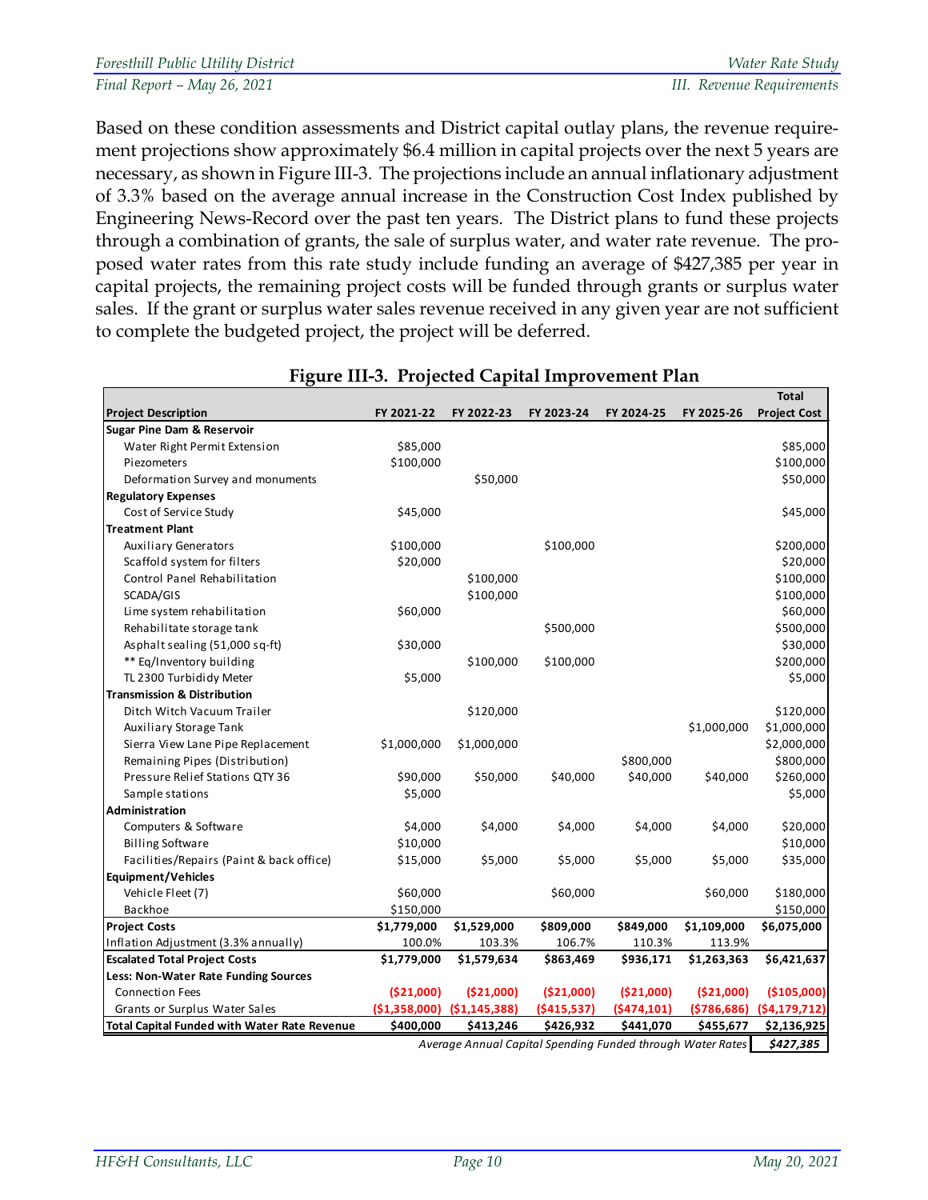Based on these condition assessments and District capital outlay plans, the revenue requirement projections show approximately $6.4 million in capital projects over the next 5 years are necessary, as shown in Figure III-3. The projections include an annual inflationary adjustment of 3.3% based on the average annual increase in the Construction Cost Index published by Engineering News-Record over the past ten years. The District plans to fund these projects through a combination of grants, the sale of surplus water, and water rate revenue. The proposed water rates from this rate study include funding an average of $427,385 per year in capital projects, the remaining project costs will be funded through grants or surplus water sales. If the grant or surplus water sales revenue received in any given year are not sufficient to complete the budgeted project, the project will be deferred.

**Figure III-3. Projected Capital Improvement Plan**

| Project Description | FY 2021-22 | FY 2022-23 | FY 2023-24 | FY 2024-25 | FY 2025-26 | Total Project Cost |
|---|---|---|---|---|---|---|
| **Sugar Pine Dam & Reservoir** | | | | | | |
| Water Right Permit Extension | $85,000 | | | | | $85,000 |
| Piezometers | $100,000 | | | | | $100,000 |
| Deformation Survey and monuments | | $50,000 | | | | $50,000 |
| **Regulatory Expenses** | | | | | | |
| Cost of Service Study | $45,000 | | | | | $45,000 |
| **Treatment Plant** | | | | | | |
| Auxiliary Generators | $100,000 | | $100,000 | | | $200,000 |
| Scaffold system for filters | $20,000 | | | | | $20,000 |
| Control Panel Rehabilitation | | $100,000 | | | | $100,000 |
| SCADA/GIS | | $100,000 | | | | $100,000 |
| Lime system rehabilitation | $60,000 | | | | | $60,000 |
| Rehabilitate storage tank | | | $500,000 | | | $500,000 |
| Asphalt sealing (51,000 sq-ft) | $30,000 | | | | | $30,000 |
| ** Eq/Inventory building | | $100,000 | $100,000 | | | $200,000 |
| TL 2300 Turbididy Meter | $5,000 | | | | | $5,000 |
| **Transmission & Distribution** | | | | | | |
| Ditch Witch Vacuum Trailer | | $120,000 | | | | $120,000 |
| Auxiliary Storage Tank | | | | | $1,000,000 | $1,000,000 |
| Sierra View Lane Pipe Replacement | $1,000,000 | $1,000,000 | | | | $2,000,000 |
| Remaining Pipes (Distribution) | | | | $800,000 | | $800,000 |
| Pressure Relief Stations QTY 36 | $90,000 | $50,000 | $40,000 | $40,000 | $40,000 | $260,000 |
| Sample stations | $5,000 | | | | | $5,000 |
| **Administration** | | | | | | |
| Computers & Software | $4,000 | $4,000 | $4,000 | $4,000 | $4,000 | $20,000 |
| Billing Software | $10,000 | | | | | $10,000 |
| Facilities/Repairs (Paint & back office) | $15,000 | $5,000 | $5,000 | $5,000 | $5,000 | $35,000 |
| **Equipment/Vehicles** | | | | | | |
| Vehicle Fleet (7) | $60,000 | | $60,000 | | $60,000 | $180,000 |
| Backhoe | $150,000 | | | | | $150,000 |
| **Project Costs** | **$1,779,000** | **$1,529,000** | **$809,000** | **$849,000** | **$1,109,000** | **$6,075,000** |
| Inflation Adjustment (3.3% annually) | 100.0% | 103.3% | 106.7% | 110.3% | 113.9% | |
| **Escalated Total Project Costs** | **$1,779,000** | **$1,579,634** | **$863,469** | **$936,171** | **$1,263,363** | **$6,421,637** |
| **Less: Non-Water Rate Funding Sources** | | | | | | |
| Connection Fees | ($21,000) | ($21,000) | ($21,000) | ($21,000) | ($21,000) | ($105,000) |
| Grants or Surplus Water Sales | ($1,358,000) | ($1,145,388) | ($415,537) | ($474,101) | ($786,686) | ($4,179,712) |
| **Total Capital Funded with Water Rate Revenue** | **$400,000** | **$413,246** | **$426,932** | **$441,070** | **$455,677** | **$2,136,925** |
| | | | | | *Average Annual Capital Spending Funded through Water Rates* | ***$427,385*** |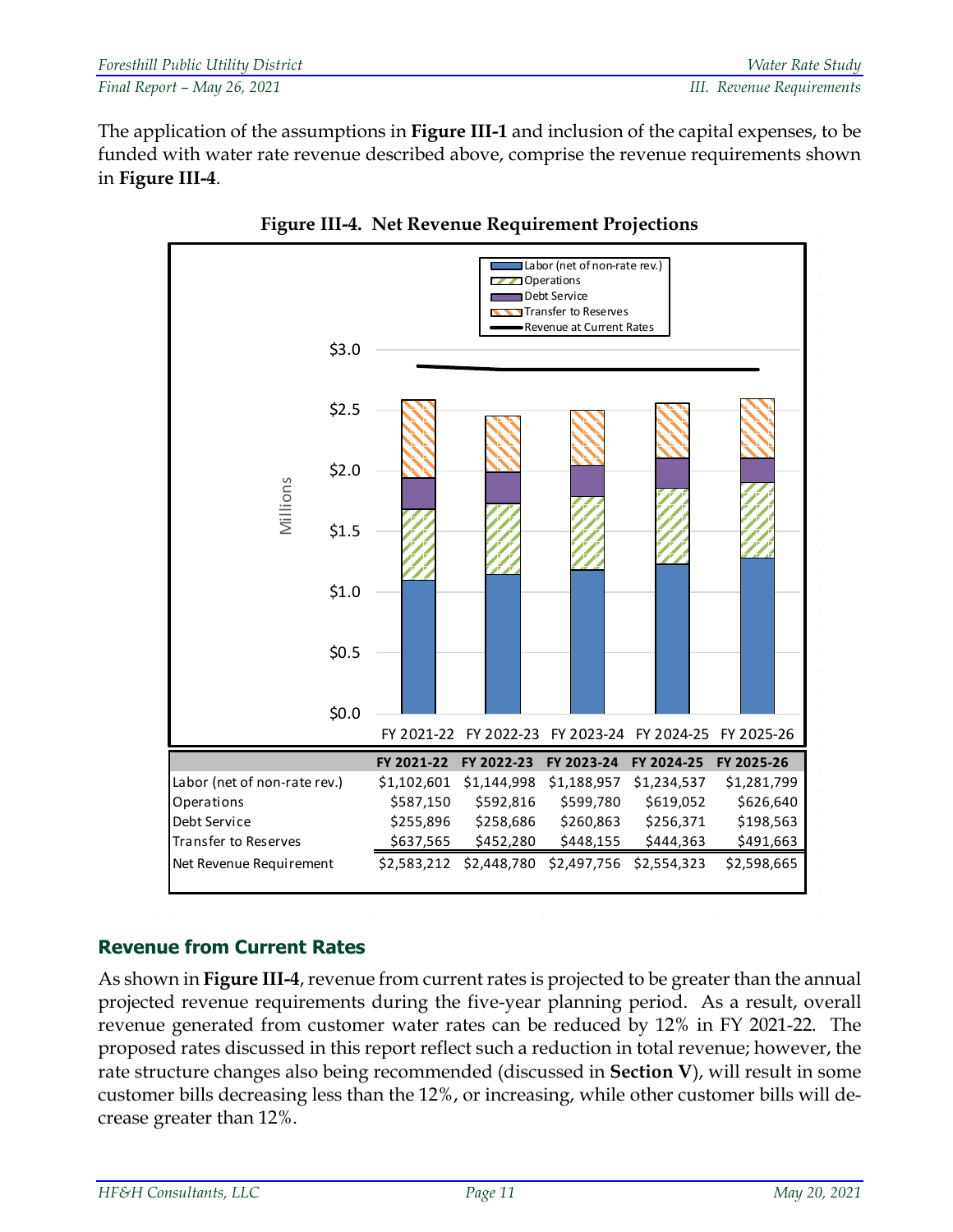The application of the assumptions in **Figure III-1** and inclusion of the capital expenses, to be funded with water rate revenue described above, comprise the revenue requirements shown in **Figure III-4**.

**Figure III-4. Net Revenue Requirement Projections**

| | FY 2021-22 | FY 2022-23 | FY 2023-24 | FY 2024-25 | FY 2025-26 |
|---|---|---|---|---|---|
| Labor (net of non-rate rev.) | $1,102,601 | $1,144,998 | $1,188,957 | $1,234,537 | $1,281,799 |
| Operations | $587,150 | $592,816 | $599,780 | $619,052 | $626,640 |
| Debt Service | $255,896 | $258,686 | $260,863 | $256,371 | $198,563 |
| Transfer to Reserves | $637,565 | $452,280 | $448,155 | $444,363 | $491,663 |
| Net Revenue Requirement | $2,583,212 | $2,448,780 | $2,497,756 | $2,554,323 | $2,598,665 |

## Revenue from Current Rates

As shown in **Figure III-4**, revenue from current rates is projected to be greater than the annual projected revenue requirements during the five-year planning period. As a result, overall revenue generated from customer water rates can be reduced by 12% in FY 2021-22. The proposed rates discussed in this report reflect such a reduction in total revenue; however, the rate structure changes also being recommended (discussed in **Section V**), will result in some customer bills decreasing less than the 12%, or increasing, while other customer bills will decrease greater than 12%.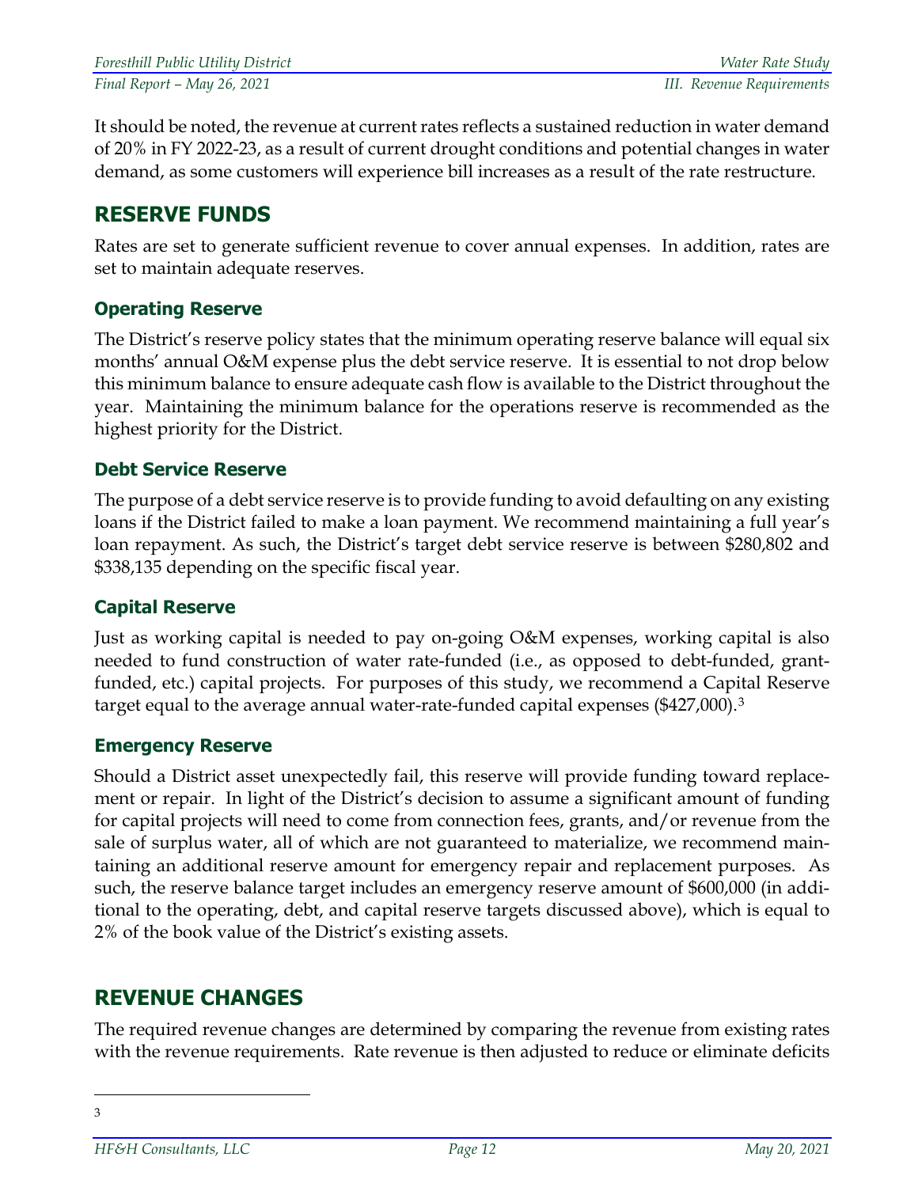It should be noted, the revenue at current rates reflects a sustained reduction in water demand of 20% in FY 2022-23, as a result of current drought conditions and potential changes in water demand, as some customers will experience bill increases as a result of the rate restructure.

## RESERVE FUNDS

Rates are set to generate sufficient revenue to cover annual expenses. In addition, rates are set to maintain adequate reserves.

### Operating Reserve

The District's reserve policy states that the minimum operating reserve balance will equal six months' annual O&M expense plus the debt service reserve. It is essential to not drop below this minimum balance to ensure adequate cash flow is available to the District throughout the year. Maintaining the minimum balance for the operations reserve is recommended as the highest priority for the District.

### Debt Service Reserve

The purpose of a debt service reserve is to provide funding to avoid defaulting on any existing loans if the District failed to make a loan payment. We recommend maintaining a full year's loan repayment. As such, the District's target debt service reserve is between $280,802 and $338,135 depending on the specific fiscal year.

### Capital Reserve

Just as working capital is needed to pay on-going O&M expenses, working capital is also needed to fund construction of water rate-funded (i.e., as opposed to debt-funded, grant-funded, etc.) capital projects. For purposes of this study, we recommend a Capital Reserve target equal to the average annual water-rate-funded capital expenses ($427,000).[3]

### Emergency Reserve

Should a District asset unexpectedly fail, this reserve will provide funding toward replacement or repair. In light of the District's decision to assume a significant amount of funding for capital projects will need to come from connection fees, grants, and/or revenue from the sale of surplus water, all of which are not guaranteed to materialize, we recommend maintaining an additional reserve amount for emergency repair and replacement purposes. As such, the reserve balance target includes an emergency reserve amount of $600,000 (in additional to the operating, debt, and capital reserve targets discussed above), which is equal to 2% of the book value of the District's existing assets.

## REVENUE CHANGES

The required revenue changes are determined by comparing the revenue from existing rates with the revenue requirements. Rate revenue is then adjusted to reduce or eliminate deficits

---

[3]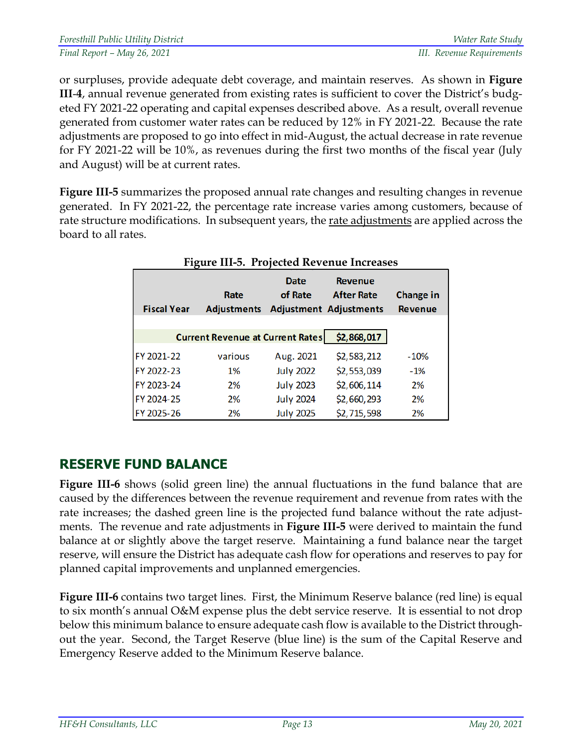or surpluses, provide adequate debt coverage, and maintain reserves. As shown in **Figure III-4**, annual revenue generated from existing rates is sufficient to cover the District's budgeted FY 2021-22 operating and capital expenses described above. As a result, overall revenue generated from customer water rates can be reduced by 12% in FY 2021-22. Because the rate adjustments are proposed to go into effect in mid-August, the actual decrease in rate revenue for FY 2021-22 will be 10%, as revenues during the first two months of the fiscal year (July and August) will be at current rates.

**Figure III-5** summarizes the proposed annual rate changes and resulting changes in revenue generated. In FY 2021-22, the percentage rate increase varies among customers, because of rate structure modifications. In subsequent years, the rate adjustments are applied across the board to all rates.

**Figure III-5. Projected Revenue Increases**

| Fiscal Year | Rate Adjustments | Date of Rate Adjustment | Revenue After Rate Adjustments | Change in Revenue |
|---|---|---|---|---|
| Current Revenue at Current Rates | | | $2,868,017 | |
| FY 2021-22 | various | Aug. 2021 | $2,583,212 | -10% |
| FY 2022-23 | 1% | July 2022 | $2,553,039 | -1% |
| FY 2023-24 | 2% | July 2023 | $2,606,114 | 2% |
| FY 2024-25 | 2% | July 2024 | $2,660,293 | 2% |
| FY 2025-26 | 2% | July 2025 | $2,715,598 | 2% |

## RESERVE FUND BALANCE

**Figure III-6** shows (solid green line) the annual fluctuations in the fund balance that are caused by the differences between the revenue requirement and revenue from rates with the rate increases; the dashed green line is the projected fund balance without the rate adjustments. The revenue and rate adjustments in **Figure III-5** were derived to maintain the fund balance at or slightly above the target reserve. Maintaining a fund balance near the target reserve, will ensure the District has adequate cash flow for operations and reserves to pay for planned capital improvements and unplanned emergencies.

**Figure III-6** contains two target lines. First, the Minimum Reserve balance (red line) is equal to six month's annual O&M expense plus the debt service reserve. It is essential to not drop below this minimum balance to ensure adequate cash flow is available to the District throughout the year. Second, the Target Reserve (blue line) is the sum of the Capital Reserve and Emergency Reserve added to the Minimum Reserve balance.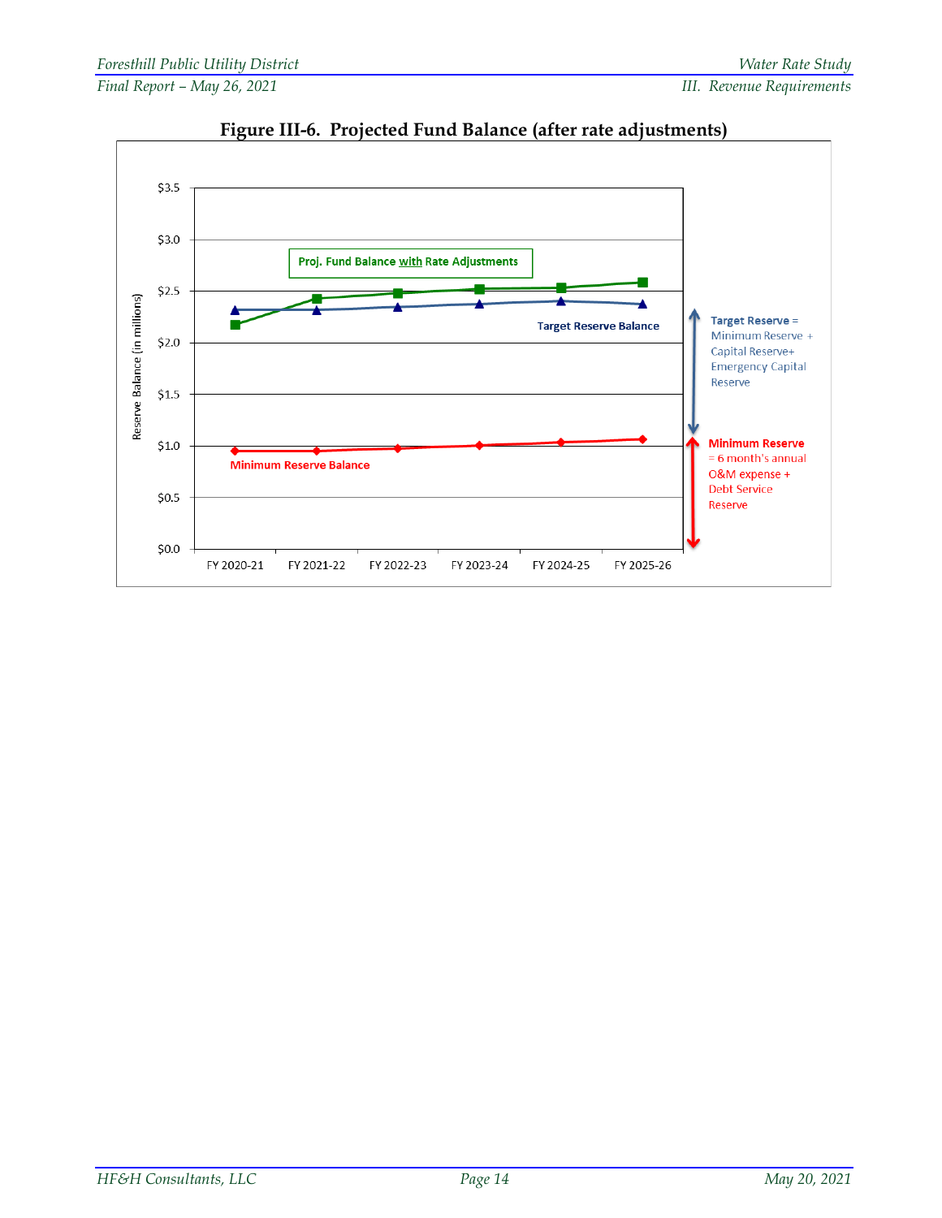**Figure III-6. Projected Fund Balance (after rate adjustments)**

Proj. Fund Balance with Rate Adjustments

Target Reserve Balance

Minimum Reserve Balance

Target Reserve = Minimum Reserve + Capital Reserve+ Emergency Capital Reserve

Minimum Reserve = 6 month's annual O&M expense + Debt Service Reserve

Reserve Balance (in millions)

$3.5, $3.0, $2.5, $2.0, $1.5, $1.0, $0.5, $0.0

FY 2020-21, FY 2021-22, FY 2022-23, FY 2023-24, FY 2024-25, FY 2025-26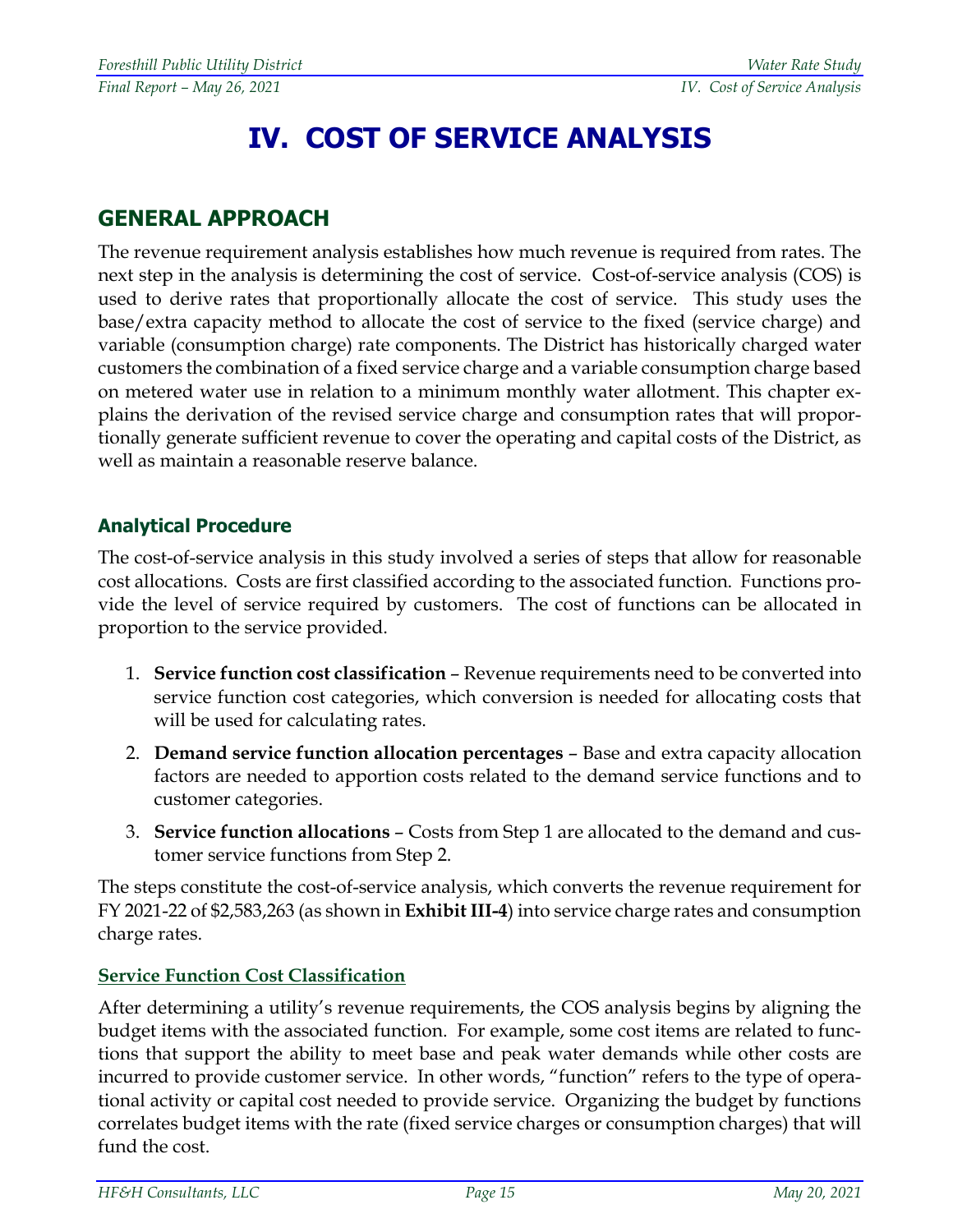// 
# IV. COST OF SERVICE ANALYSIS

## GENERAL APPROACH

The revenue requirement analysis establishes how much revenue is required from rates. The next step in the analysis is determining the cost of service. Cost-of-service analysis (COS) is used to derive rates that proportionally allocate the cost of service. This study uses the base/extra capacity method to allocate the cost of service to the fixed (service charge) and variable (consumption charge) rate components. The District has historically charged water customers the combination of a fixed service charge and a variable consumption charge based on metered water use in relation to a minimum monthly water allotment. This chapter explains the derivation of the revised service charge and consumption rates that will proportionally generate sufficient revenue to cover the operating and capital costs of the District, as well as maintain a reasonable reserve balance.

### Analytical Procedure

The cost-of-service analysis in this study involved a series of steps that allow for reasonable cost allocations. Costs are first classified according to the associated function. Functions provide the level of service required by customers. The cost of functions can be allocated in proportion to the service provided.

1. **Service function cost classification** – Revenue requirements need to be converted into service function cost categories, which conversion is needed for allocating costs that will be used for calculating rates.
2. **Demand service function allocation percentages** – Base and extra capacity allocation factors are needed to apportion costs related to the demand service functions and to customer categories.
3. **Service function allocations** – Costs from Step 1 are allocated to the demand and customer service functions from Step 2.

The steps constitute the cost-of-service analysis, which converts the revenue requirement for FY 2021-22 of $2,583,263 (as shown in **Exhibit III-4**) into service charge rates and consumption charge rates.

#### Service Function Cost Classification

After determining a utility's revenue requirements, the COS analysis begins by aligning the budget items with the associated function. For example, some cost items are related to functions that support the ability to meet base and peak water demands while other costs are incurred to provide customer service. In other words, "function" refers to the type of operational activity or capital cost needed to provide service. Organizing the budget by functions correlates budget items with the rate (fixed service charges or consumption charges) that will fund the cost.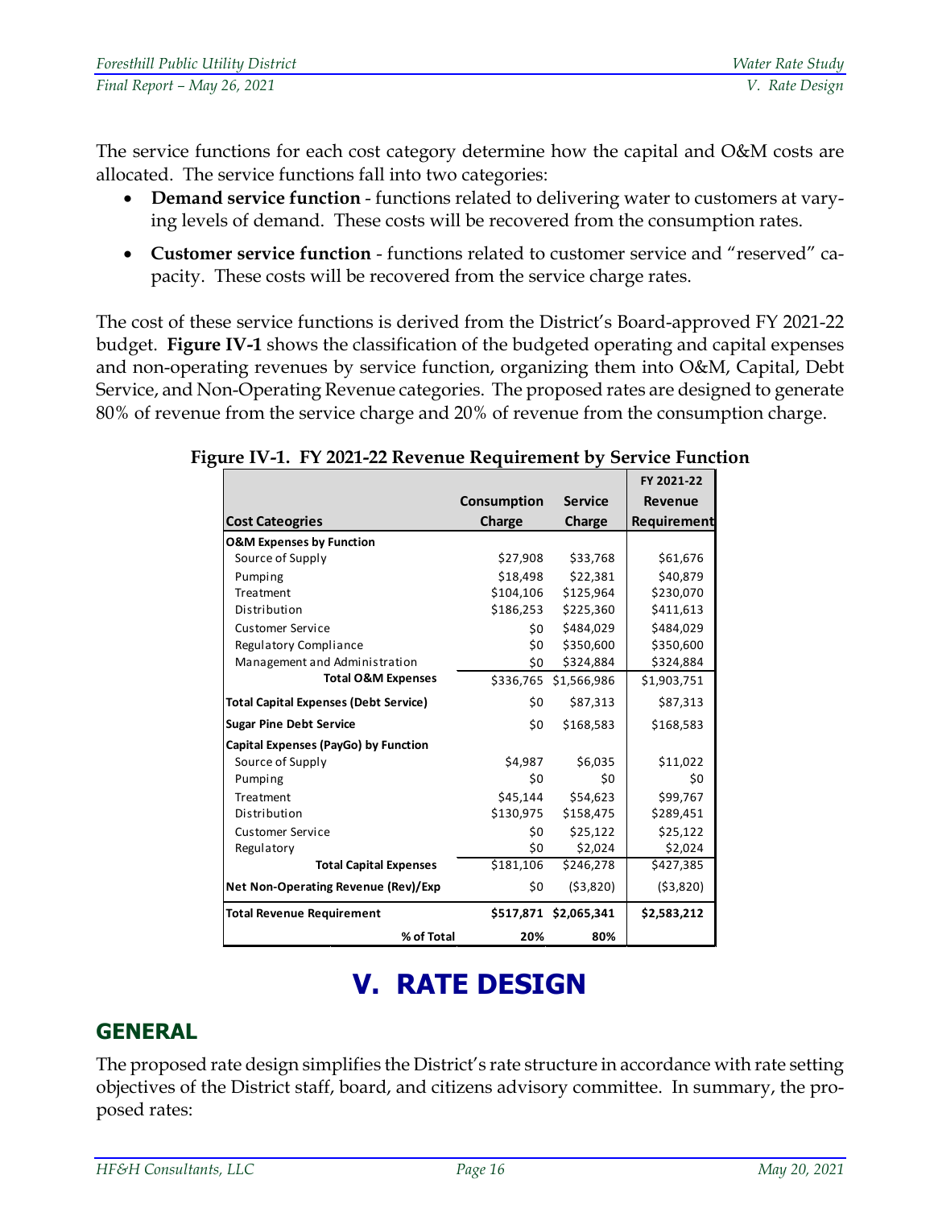The service functions for each cost category determine how the capital and O&M costs are allocated. The service functions fall into two categories:

- **Demand service function** - functions related to delivering water to customers at varying levels of demand. These costs will be recovered from the consumption rates.
- **Customer service function** - functions related to customer service and "reserved" capacity. These costs will be recovered from the service charge rates.

The cost of these service functions is derived from the District's Board-approved FY 2021-22 budget. **Figure IV-1** shows the classification of the budgeted operating and capital expenses and non-operating revenues by service function, organizing them into O&M, Capital, Debt Service, and Non-Operating Revenue categories. The proposed rates are designed to generate 80% of revenue from the service charge and 20% of revenue from the consumption charge.

**Figure IV-1. FY 2021-22 Revenue Requirement by Service Function**

| Cost Cateogries | Consumption Charge | Service Charge | FY 2021-22 Revenue Requirement |
|---|---|---|---|
| **O&M Expenses by Function** | | | |
| Source of Supply | $27,908 | $33,768 | $61,676 |
| Pumping | $18,498 | $22,381 | $40,879 |
| Treatment | $104,106 | $125,964 | $230,070 |
| Distribution | $186,253 | $225,360 | $411,613 |
| Customer Service | $0 | $484,029 | $484,029 |
| Regulatory Compliance | $0 | $350,600 | $350,600 |
| Management and Administration | $0 | $324,884 | $324,884 |
| **Total O&M Expenses** | $336,765 | $1,566,986 | $1,903,751 |
| **Total Capital Expenses (Debt Service)** | $0 | $87,313 | $87,313 |
| **Sugar Pine Debt Service** | $0 | $168,583 | $168,583 |
| **Capital Expenses (PayGo) by Function** | | | |
| Source of Supply | $4,987 | $6,035 | $11,022 |
| Pumping | $0 | $0 | $0 |
| Treatment | $45,144 | $54,623 | $99,767 |
| Distribution | $130,975 | $158,475 | $289,451 |
| Customer Service | $0 | $25,122 | $25,122 |
| Regulatory | $0 | $2,024 | $2,024 |
| **Total Capital Expenses** | $181,106 | $246,278 | $427,385 |
| **Net Non-Operating Revenue (Rev)/Exp** | $0 | ($3,820) | ($3,820) |
| **Total Revenue Requirement** | **$517,871** | **$2,065,341** | **$2,583,212** |
| **% of Total** | **20%** | **80%** | |

# V. RATE DESIGN

## GENERAL

The proposed rate design simplifies the District's rate structure in accordance with rate setting objectives of the District staff, board, and citizens advisory committee. In summary, the proposed rates: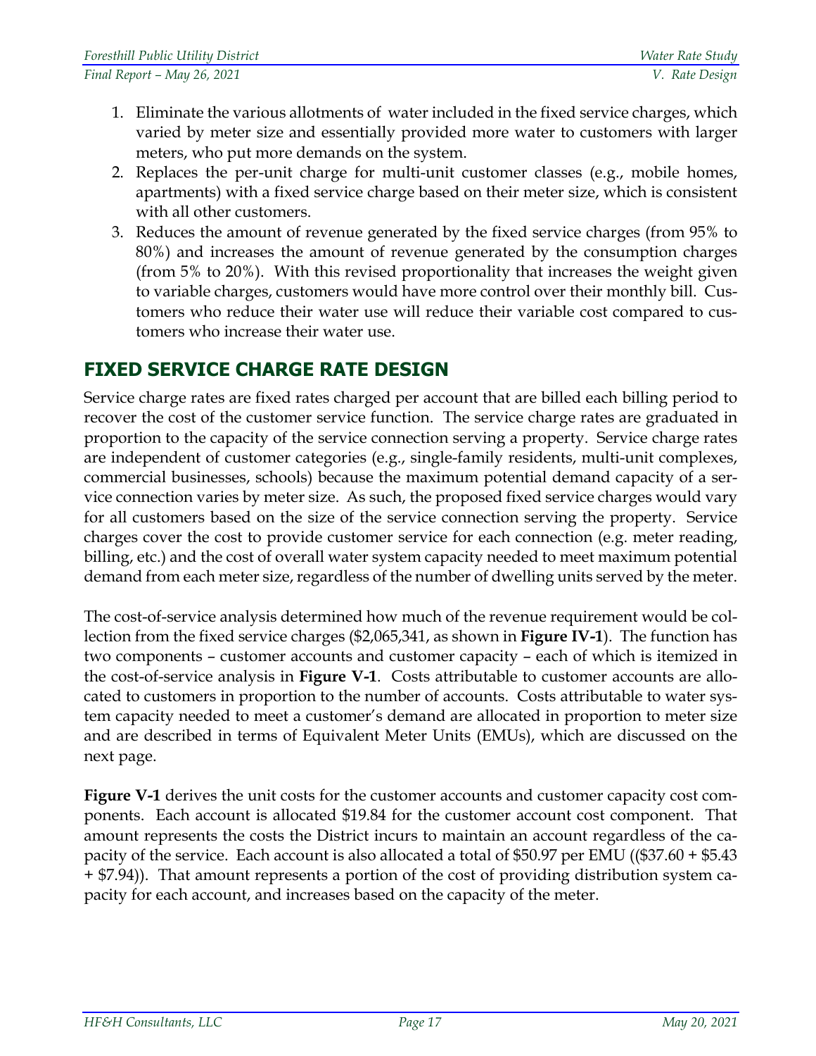1. Eliminate the various allotments of water included in the fixed service charges, which varied by meter size and essentially provided more water to customers with larger meters, who put more demands on the system.
2. Replaces the per-unit charge for multi-unit customer classes (e.g., mobile homes, apartments) with a fixed service charge based on their meter size, which is consistent with all other customers.
3. Reduces the amount of revenue generated by the fixed service charges (from 95% to 80%) and increases the amount of revenue generated by the consumption charges (from 5% to 20%). With this revised proportionality that increases the weight given to variable charges, customers would have more control over their monthly bill. Customers who reduce their water use will reduce their variable cost compared to customers who increase their water use.

## FIXED SERVICE CHARGE RATE DESIGN

Service charge rates are fixed rates charged per account that are billed each billing period to recover the cost of the customer service function. The service charge rates are graduated in proportion to the capacity of the service connection serving a property. Service charge rates are independent of customer categories (e.g., single-family residents, multi-unit complexes, commercial businesses, schools) because the maximum potential demand capacity of a service connection varies by meter size. As such, the proposed fixed service charges would vary for all customers based on the size of the service connection serving the property. Service charges cover the cost to provide customer service for each connection (e.g. meter reading, billing, etc.) and the cost of overall water system capacity needed to meet maximum potential demand from each meter size, regardless of the number of dwelling units served by the meter.

The cost-of-service analysis determined how much of the revenue requirement would be collection from the fixed service charges ($2,065,341, as shown in **Figure IV-1**). The function has two components – customer accounts and customer capacity – each of which is itemized in the cost-of-service analysis in **Figure V-1**. Costs attributable to customer accounts are allocated to customers in proportion to the number of accounts. Costs attributable to water system capacity needed to meet a customer's demand are allocated in proportion to meter size and are described in terms of Equivalent Meter Units (EMUs), which are discussed on the next page.

**Figure V-1** derives the unit costs for the customer accounts and customer capacity cost components. Each account is allocated $19.84 for the customer account cost component. That amount represents the costs the District incurs to maintain an account regardless of the capacity of the service. Each account is also allocated a total of $50.97 per EMU (($37.60 + $5.43 + $7.94)). That amount represents a portion of the cost of providing distribution system capacity for each account, and increases based on the capacity of the meter.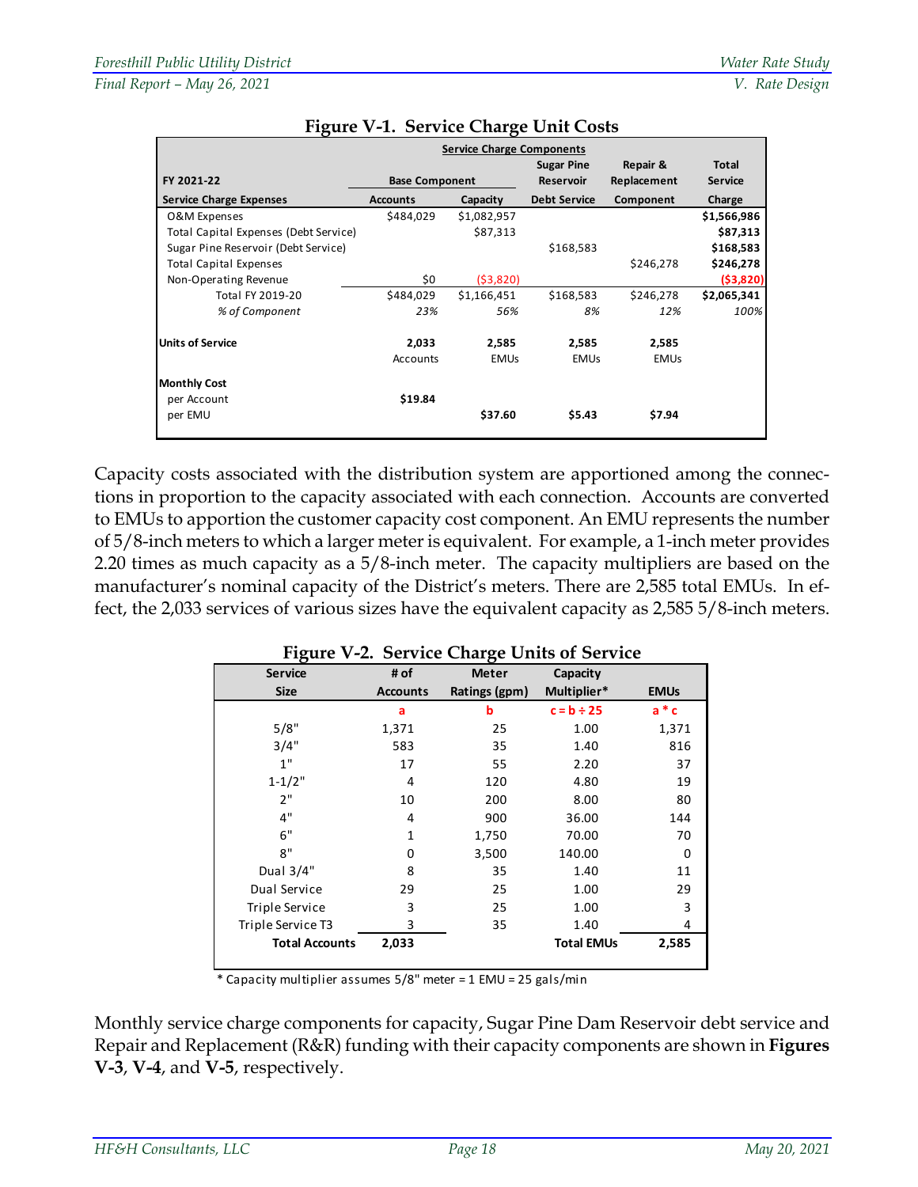**Figure V-1. Service Charge Unit Costs**

| FY 2021-22 | Service Charge Components | | | | |
|---|---|---|---|---|---|
| | Base Component | | Sugar Pine Reservoir | Repair & Replacement | Total Service |
| **Service Charge Expenses** | **Accounts** | **Capacity** | **Debt Service** | **Component** | **Charge** |
| O&M Expenses | $484,029 | $1,082,957 | | | **$1,566,986** |
| Total Capital Expenses (Debt Service) | | $87,313 | | | **$87,313** |
| Sugar Pine Reservoir (Debt Service) | | | $168,583 | | **$168,583** |
| Total Capital Expenses | | | | $246,278 | **$246,278** |
| Non-Operating Revenue | $0 | ($3,820) | | | **($3,820)** |
| Total FY 2019-20 | $484,029 | $1,166,451 | $168,583 | $246,278 | **$2,065,341** |
| *% of Component* | *23%* | *56%* | *8%* | *12%* | *100%* |
| **Units of Service** | **2,033** Accounts | **2,585** EMUs | **2,585** EMUs | **2,585** EMUs | |
| **Monthly Cost** | | | | | |
| per Account | **$19.84** | | | | |
| per EMU | | **$37.60** | **$5.43** | **$7.94** | |

Capacity costs associated with the distribution system are apportioned among the connections in proportion to the capacity associated with each connection. Accounts are converted to EMUs to apportion the customer capacity cost component. An EMU represents the number of 5/8-inch meters to which a larger meter is equivalent. For example, a 1-inch meter provides 2.20 times as much capacity as a 5/8-inch meter. The capacity multipliers are based on the manufacturer's nominal capacity of the District's meters. There are 2,585 total EMUs. In effect, the 2,033 services of various sizes have the equivalent capacity as 2,585 5/8-inch meters.

**Figure V-2. Service Charge Units of Service**

| Service Size | # of Accounts | Meter Ratings (gpm) | Capacity Multiplier* | EMUs |
|---|---|---|---|---|
| | a | b | c = b ÷ 25 | a * c |
| 5/8" | 1,371 | 25 | 1.00 | 1,371 |
| 3/4" | 583 | 35 | 1.40 | 816 |
| 1" | 17 | 55 | 2.20 | 37 |
| 1-1/2" | 4 | 120 | 4.80 | 19 |
| 2" | 10 | 200 | 8.00 | 80 |
| 4" | 4 | 900 | 36.00 | 144 |
| 6" | 1 | 1,750 | 70.00 | 70 |
| 8" | 0 | 3,500 | 140.00 | 0 |
| Dual 3/4" | 8 | 35 | 1.40 | 11 |
| Dual Service | 29 | 25 | 1.00 | 29 |
| Triple Service | 3 | 25 | 1.00 | 3 |
| Triple Service T3 | 3 | 35 | 1.40 | 4 |
| **Total Accounts** | **2,033** | | **Total EMUs** | **2,585** |

\* Capacity multiplier assumes 5/8" meter = 1 EMU = 25 gals/min

Monthly service charge components for capacity, Sugar Pine Dam Reservoir debt service and Repair and Replacement (R&R) funding with their capacity components are shown in **Figures V-3**, **V-4**, and **V-5**, respectively.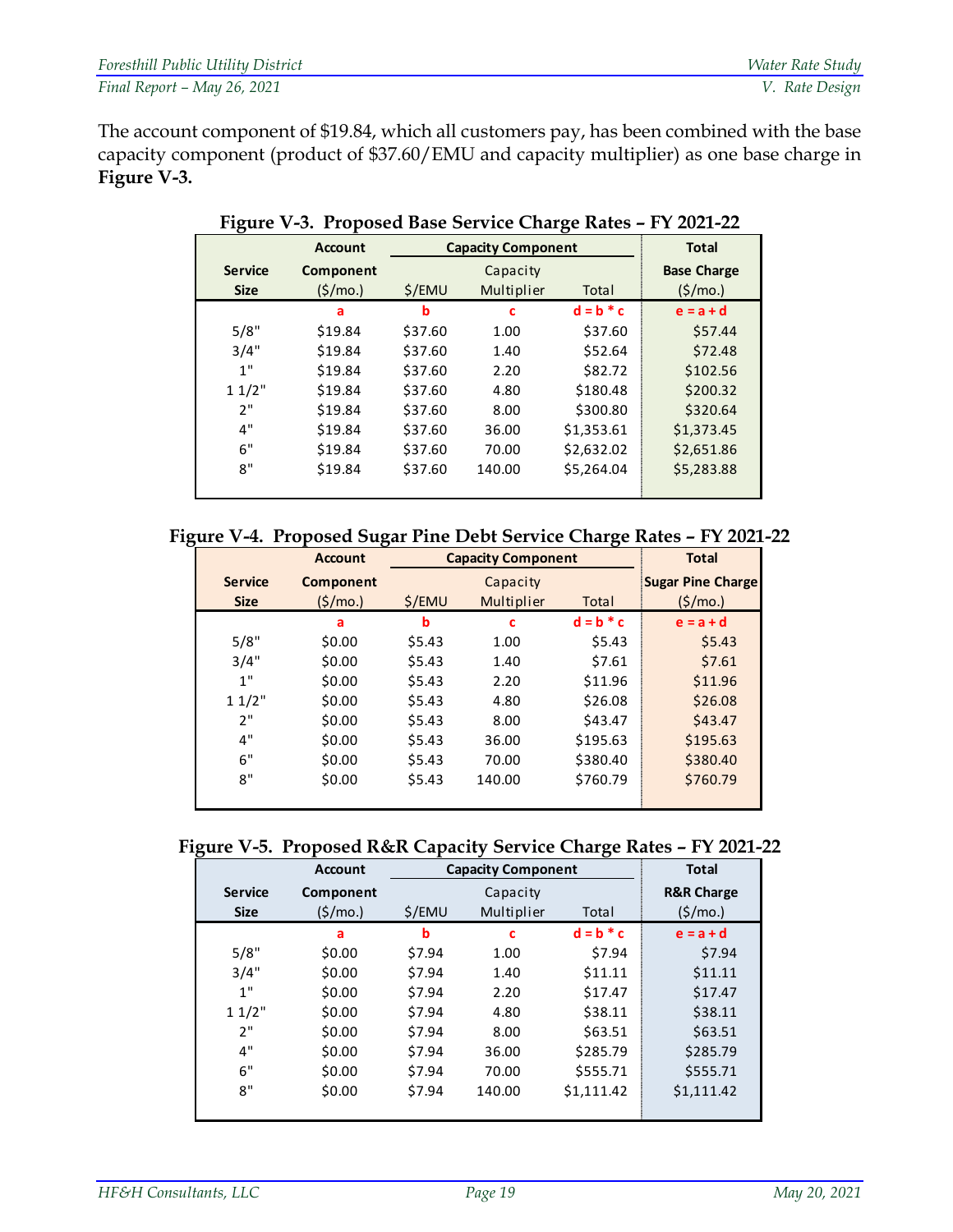The account component of $19.84, which all customers pay, has been combined with the base capacity component (product of $37.60/EMU and capacity multiplier) as one base charge in **Figure V-3.**

**Figure V-3. Proposed Base Service Charge Rates – FY 2021-22**

| Service Size | Account Component ($/mo.) | Capacity Component $/EMU | Capacity Multiplier | Total | Total Base Charge ($/mo.) |
|---|---|---|---|---|---|
| | a | b | c | d = b * c | e = a + d |
| 5/8" | $19.84 | $37.60 | 1.00 | $37.60 | $57.44 |
| 3/4" | $19.84 | $37.60 | 1.40 | $52.64 | $72.48 |
| 1" | $19.84 | $37.60 | 2.20 | $82.72 | $102.56 |
| 1 1/2" | $19.84 | $37.60 | 4.80 | $180.48 | $200.32 |
| 2" | $19.84 | $37.60 | 8.00 | $300.80 | $320.64 |
| 4" | $19.84 | $37.60 | 36.00 | $1,353.61 | $1,373.45 |
| 6" | $19.84 | $37.60 | 70.00 | $2,632.02 | $2,651.86 |
| 8" | $19.84 | $37.60 | 140.00 | $5,264.04 | $5,283.88 |

**Figure V-4. Proposed Sugar Pine Debt Service Charge Rates – FY 2021-22**

| Service Size | Account Component ($/mo.) | Capacity Component $/EMU | Capacity Multiplier | Total | Total Sugar Pine Charge ($/mo.) |
|---|---|---|---|---|---|
| | a | b | c | d = b * c | e = a + d |
| 5/8" | $0.00 | $5.43 | 1.00 | $5.43 | $5.43 |
| 3/4" | $0.00 | $5.43 | 1.40 | $7.61 | $7.61 |
| 1" | $0.00 | $5.43 | 2.20 | $11.96 | $11.96 |
| 1 1/2" | $0.00 | $5.43 | 4.80 | $26.08 | $26.08 |
| 2" | $0.00 | $5.43 | 8.00 | $43.47 | $43.47 |
| 4" | $0.00 | $5.43 | 36.00 | $195.63 | $195.63 |
| 6" | $0.00 | $5.43 | 70.00 | $380.40 | $380.40 |
| 8" | $0.00 | $5.43 | 140.00 | $760.79 | $760.79 |

**Figure V-5. Proposed R&R Capacity Service Charge Rates – FY 2021-22**

| Service Size | Account Component ($/mo.) | Capacity Component $/EMU | Capacity Multiplier | Total | Total R&R Charge ($/mo.) |
|---|---|---|---|---|---|
| | a | b | c | d = b * c | e = a + d |
| 5/8" | $0.00 | $7.94 | 1.00 | $7.94 | $7.94 |
| 3/4" | $0.00 | $7.94 | 1.40 | $11.11 | $11.11 |
| 1" | $0.00 | $7.94 | 2.20 | $17.47 | $17.47 |
| 1 1/2" | $0.00 | $7.94 | 4.80 | $38.11 | $38.11 |
| 2" | $0.00 | $7.94 | 8.00 | $63.51 | $63.51 |
| 4" | $0.00 | $7.94 | 36.00 | $285.79 | $285.79 |
| 6" | $0.00 | $7.94 | 70.00 | $555.71 | $555.71 |
| 8" | $0.00 | $7.94 | 140.00 | $1,111.42 | $1,111.42 |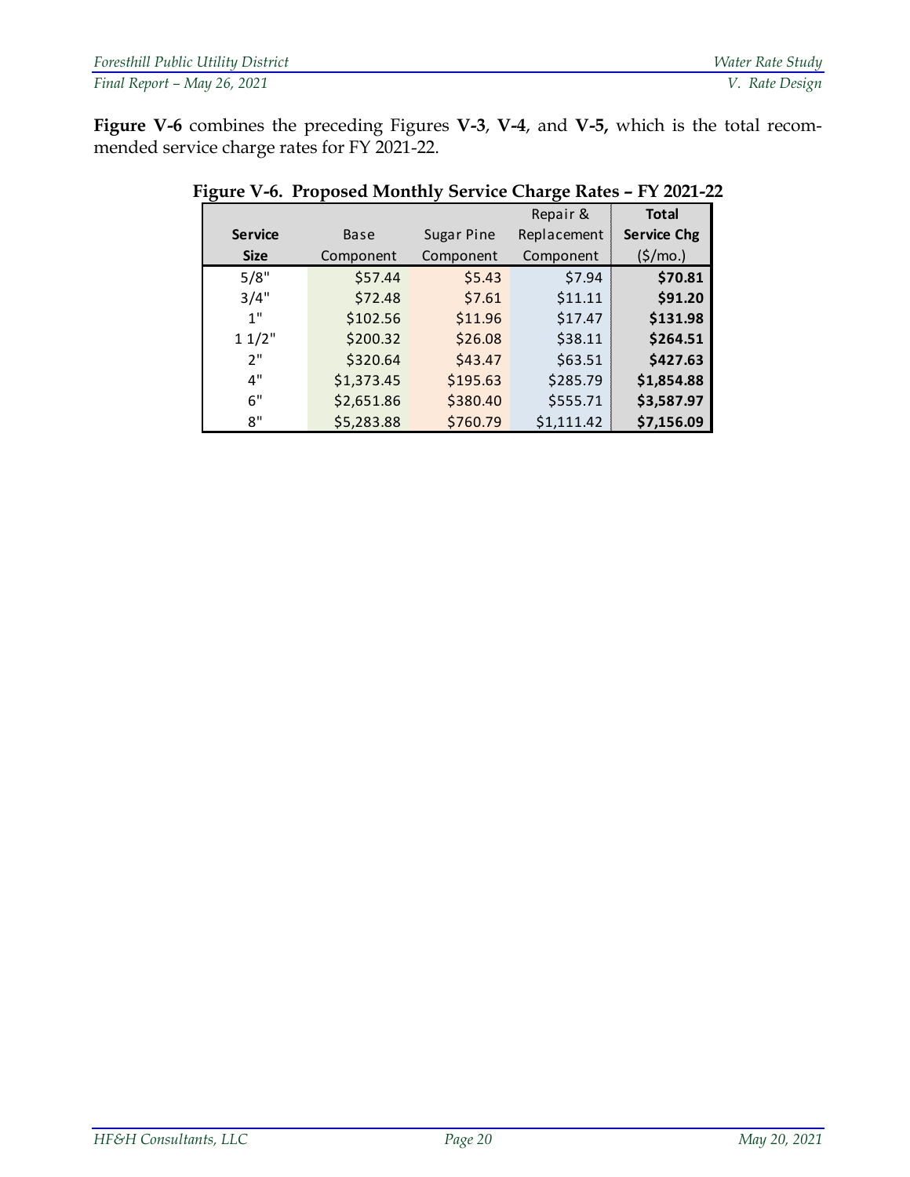**Figure V-6** combines the preceding Figures **V-3**, **V-4**, and **V-5,** which is the total recommended service charge rates for FY 2021-22.

**Figure V-6. Proposed Monthly Service Charge Rates – FY 2021-22**

| Service Size | Base Component | Sugar Pine Component | Repair & Replacement Component | Total Service Chg ($/mo.) |
|---|---|---|---|---|
| 5/8" | $57.44 | $5.43 | $7.94 | **$70.81** |
| 3/4" | $72.48 | $7.61 | $11.11 | **$91.20** |
| 1" | $102.56 | $11.96 | $17.47 | **$131.98** |
| 1 1/2" | $200.32 | $26.08 | $38.11 | **$264.51** |
| 2" | $320.64 | $43.47 | $63.51 | **$427.63** |
| 4" | $1,373.45 | $195.63 | $285.79 | **$1,854.88** |
| 6" | $2,651.86 | $380.40 | $555.71 | **$3,587.97** |
| 8" | $5,283.88 | $760.79 | $1,111.42 | **$7,156.09** |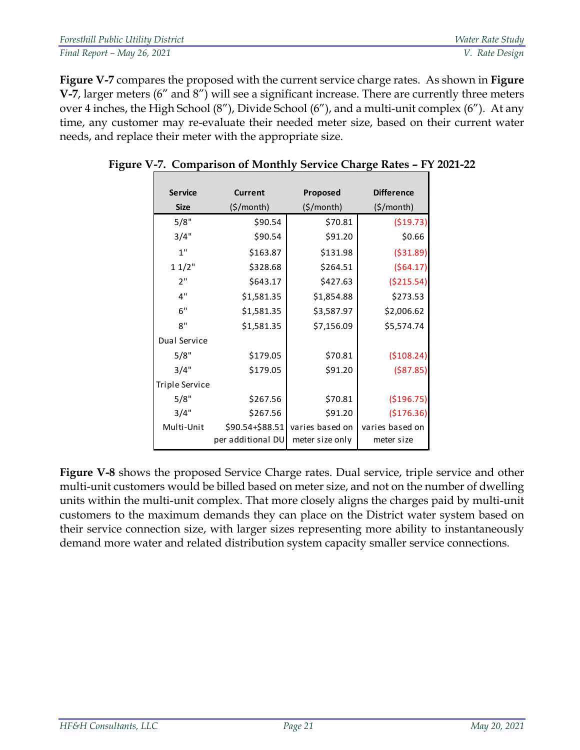**Figure V-7** compares the proposed with the current service charge rates. As shown in **Figure V-7**, larger meters (6" and 8") will see a significant increase. There are currently three meters over 4 inches, the High School (8"), Divide School (6"), and a multi-unit complex (6"). At any time, any customer may re-evaluate their needed meter size, based on their current water needs, and replace their meter with the appropriate size.

**Figure V-7. Comparison of Monthly Service Charge Rates – FY 2021-22**

| Service Size | Current ($/month) | Proposed ($/month) | Difference ($/month) |
|---|---|---|---|
| 5/8" | $90.54 | $70.81 | ($19.73) |
| 3/4" | $90.54 | $91.20 | $0.66 |
| 1" | $163.87 | $131.98 | ($31.89) |
| 1 1/2" | $328.68 | $264.51 | ($64.17) |
| 2" | $643.17 | $427.63 | ($215.54) |
| 4" | $1,581.35 | $1,854.88 | $273.53 |
| 6" | $1,581.35 | $3,587.97 | $2,006.62 |
| 8" | $1,581.35 | $7,156.09 | $5,574.74 |
| Dual Service | | | |
| 5/8" | $179.05 | $70.81 | ($108.24) |
| 3/4" | $179.05 | $91.20 | ($87.85) |
| Triple Service | | | |
| 5/8" | $267.56 | $70.81 | ($196.75) |
| 3/4" | $267.56 | $91.20 | ($176.36) |
| Multi-Unit | $90.54+$88.51 per additional DU | varies based on meter size only | varies based on meter size |

**Figure V-8** shows the proposed Service Charge rates. Dual service, triple service and other multi-unit customers would be billed based on meter size, and not on the number of dwelling units within the multi-unit complex. That more closely aligns the charges paid by multi-unit customers to the maximum demands they can place on the District water system based on their service connection size, with larger sizes representing more ability to instantaneously demand more water and related distribution system capacity smaller service connections.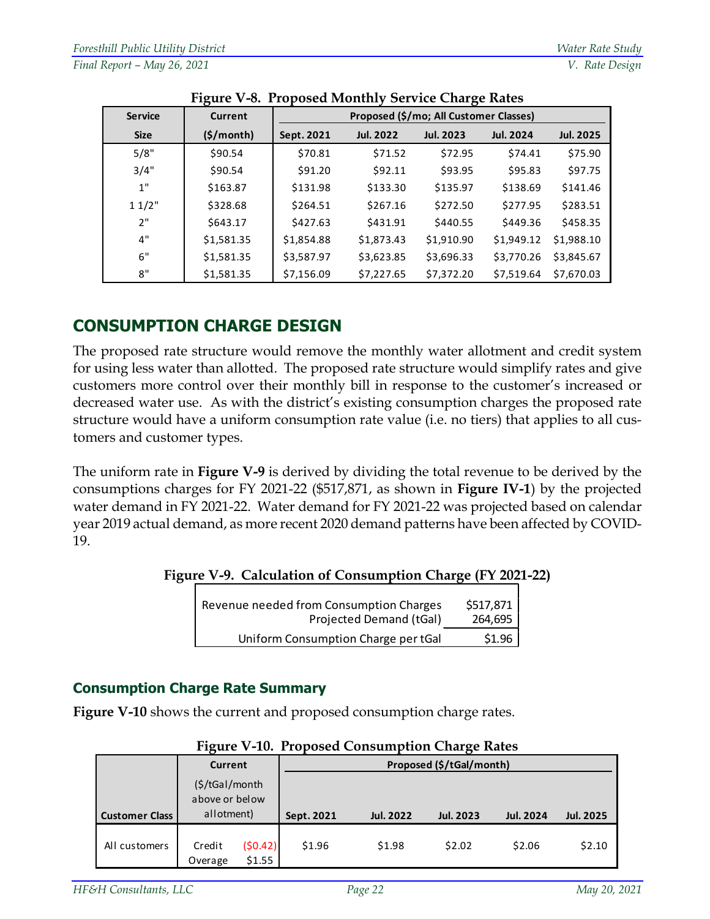**Figure V-8. Proposed Monthly Service Charge Rates**

| Service | Current | Proposed ($/mo; All Customer Classes) | | | | |
|---|---|---|---|---|---|---|
| Size | ($/month) | Sept. 2021 | Jul. 2022 | Jul. 2023 | Jul. 2024 | Jul. 2025 |
| 5/8" | $90.54 | $70.81 | $71.52 | $72.95 | $74.41 | $75.90 |
| 3/4" | $90.54 | $91.20 | $92.11 | $93.95 | $95.83 | $97.75 |
| 1" | $163.87 | $131.98 | $133.30 | $135.97 | $138.69 | $141.46 |
| 1 1/2" | $328.68 | $264.51 | $267.16 | $272.50 | $277.95 | $283.51 |
| 2" | $643.17 | $427.63 | $431.91 | $440.55 | $449.36 | $458.35 |
| 4" | $1,581.35 | $1,854.88 | $1,873.43 | $1,910.90 | $1,949.12 | $1,988.10 |
| 6" | $1,581.35 | $3,587.97 | $3,623.85 | $3,696.33 | $3,770.26 | $3,845.67 |
| 8" | $1,581.35 | $7,156.09 | $7,227.65 | $7,372.20 | $7,519.64 | $7,670.03 |

## CONSUMPTION CHARGE DESIGN

The proposed rate structure would remove the monthly water allotment and credit system for using less water than allotted. The proposed rate structure would simplify rates and give customers more control over their monthly bill in response to the customer's increased or decreased water use. As with the district's existing consumption charges the proposed rate structure would have a uniform consumption rate value (i.e. no tiers) that applies to all customers and customer types.

The uniform rate in **Figure V-9** is derived by dividing the total revenue to be derived by the consumptions charges for FY 2021-22 ($517,871, as shown in **Figure IV-1**) by the projected water demand in FY 2021-22. Water demand for FY 2021-22 was projected based on calendar year 2019 actual demand, as more recent 2020 demand patterns have been affected by COVID-19.

**Figure V-9. Calculation of Consumption Charge (FY 2021-22)**

| | |
|---|---|
| Revenue needed from Consumption Charges | $517,871 |
| Projected Demand (tGal) | 264,695 |
| Uniform Consumption Charge per tGal | $1.96 |

### Consumption Charge Rate Summary

**Figure V-10** shows the current and proposed consumption charge rates.

**Figure V-10. Proposed Consumption Charge Rates**

| Customer Class | Current ($/tGal/month above or below allotment) | | Proposed ($/tGal/month) | | | | |
|---|---|---|---|---|---|---|---|
| | | | Sept. 2021 | Jul. 2022 | Jul. 2023 | Jul. 2024 | Jul. 2025 |
| All customers | Credit | ($0.42) | $1.96 | $1.98 | $2.02 | $2.06 | $2.10 |
| | Overage | $1.55 | | | | | |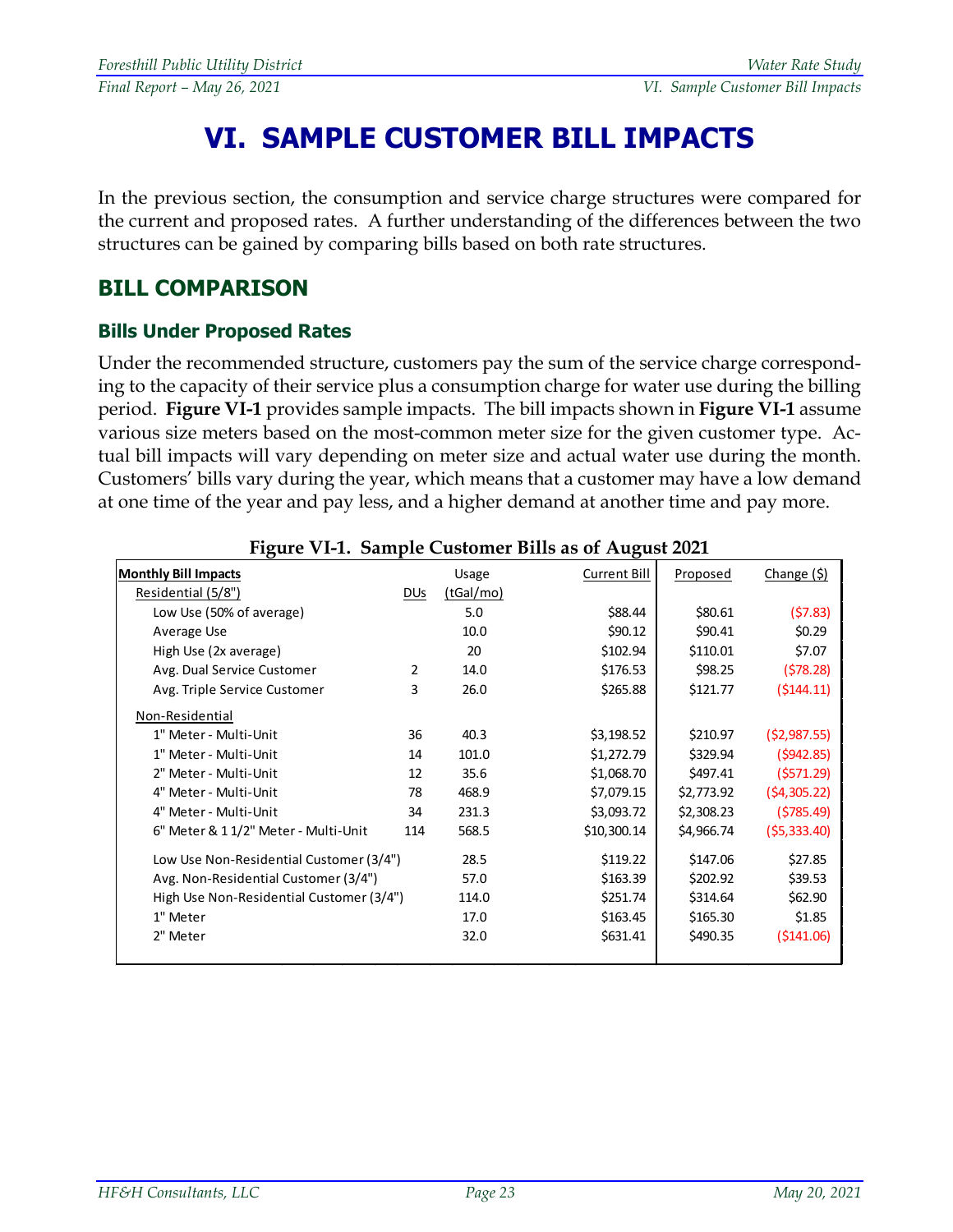# VI. SAMPLE CUSTOMER BILL IMPACTS

In the previous section, the consumption and service charge structures were compared for the current and proposed rates. A further understanding of the differences between the two structures can be gained by comparing bills based on both rate structures.

## BILL COMPARISON

### Bills Under Proposed Rates

Under the recommended structure, customers pay the sum of the service charge corresponding to the capacity of their service plus a consumption charge for water use during the billing period. **Figure VI-1** provides sample impacts. The bill impacts shown in **Figure VI-1** assume various size meters based on the most-common meter size for the given customer type. Actual bill impacts will vary depending on meter size and actual water use during the month. Customers' bills vary during the year, which means that a customer may have a low demand at one time of the year and pay less, and a higher demand at another time and pay more.

**Figure VI-1. Sample Customer Bills as of August 2021**

| Monthly Bill Impacts | DUs | Usage (tGal/mo) | Current Bill | Proposed | Change ($) |
|---|---|---|---|---|---|
| Residential (5/8") | | | | | |
| Low Use (50% of average) | | 5.0 | $88.44 | $80.61 | ($7.83) |
| Average Use | | 10.0 | $90.12 | $90.41 | $0.29 |
| High Use (2x average) | | 20 | $102.94 | $110.01 | $7.07 |
| Avg. Dual Service Customer | 2 | 14.0 | $176.53 | $98.25 | ($78.28) |
| Avg. Triple Service Customer | 3 | 26.0 | $265.88 | $121.77 | ($144.11) |
| Non-Residential | | | | | |
| 1" Meter - Multi-Unit | 36 | 40.3 | $3,198.52 | $210.97 | ($2,987.55) |
| 1" Meter - Multi-Unit | 14 | 101.0 | $1,272.79 | $329.94 | ($942.85) |
| 2" Meter - Multi-Unit | 12 | 35.6 | $1,068.70 | $497.41 | ($571.29) |
| 4" Meter - Multi-Unit | 78 | 468.9 | $7,079.15 | $2,773.92 | ($4,305.22) |
| 4" Meter - Multi-Unit | 34 | 231.3 | $3,093.72 | $2,308.23 | ($785.49) |
| 6" Meter & 1 1/2" Meter - Multi-Unit | 114 | 568.5 | $10,300.14 | $4,966.74 | ($5,333.40) |
| Low Use Non-Residential Customer (3/4") | | 28.5 | $119.22 | $147.06 | $27.85 |
| Avg. Non-Residential Customer (3/4") | | 57.0 | $163.39 | $202.92 | $39.53 |
| High Use Non-Residential Customer (3/4") | | 114.0 | $251.74 | $314.64 | $62.90 |
| 1" Meter | | 17.0 | $163.45 | $165.30 | $1.85 |
| 2" Meter | | 32.0 | $631.41 | $490.35 | ($141.06) |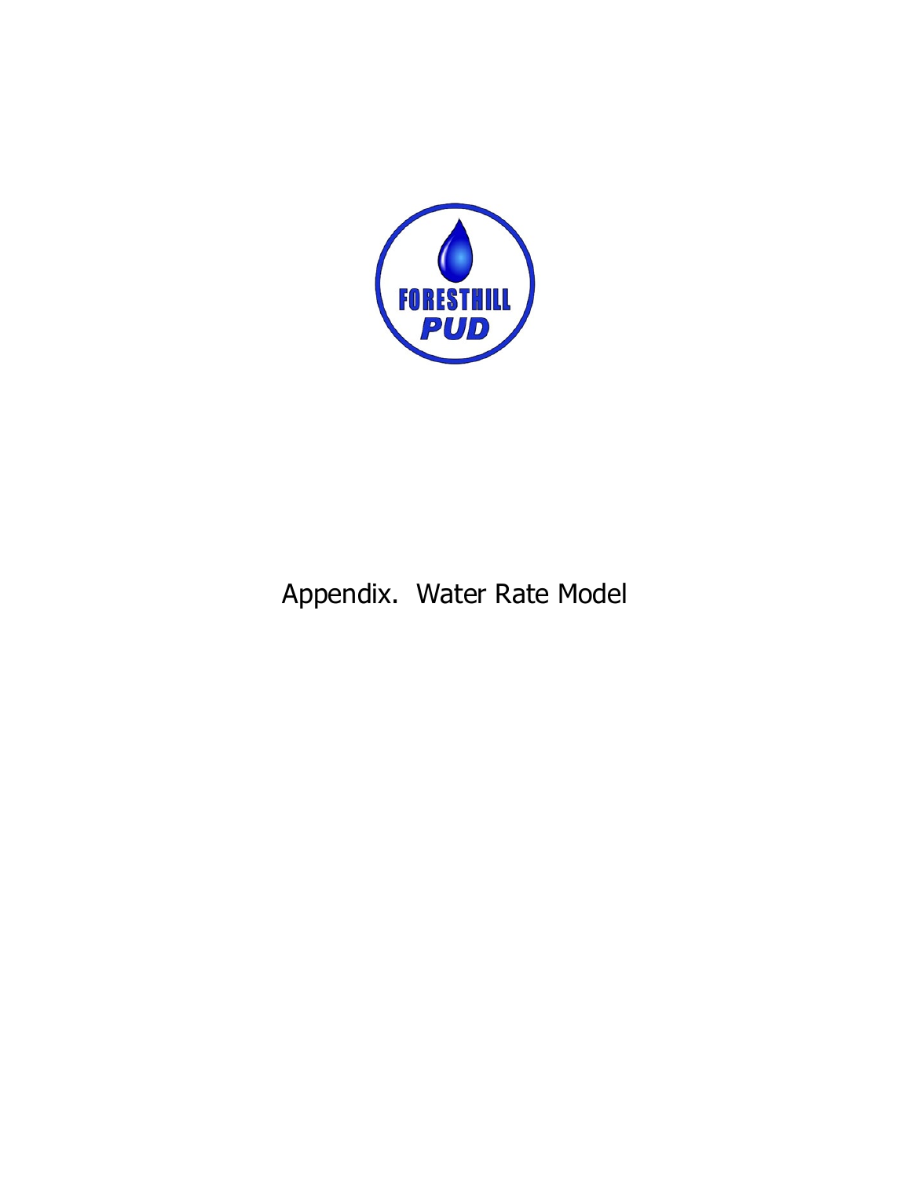# Appendix. Water Rate Model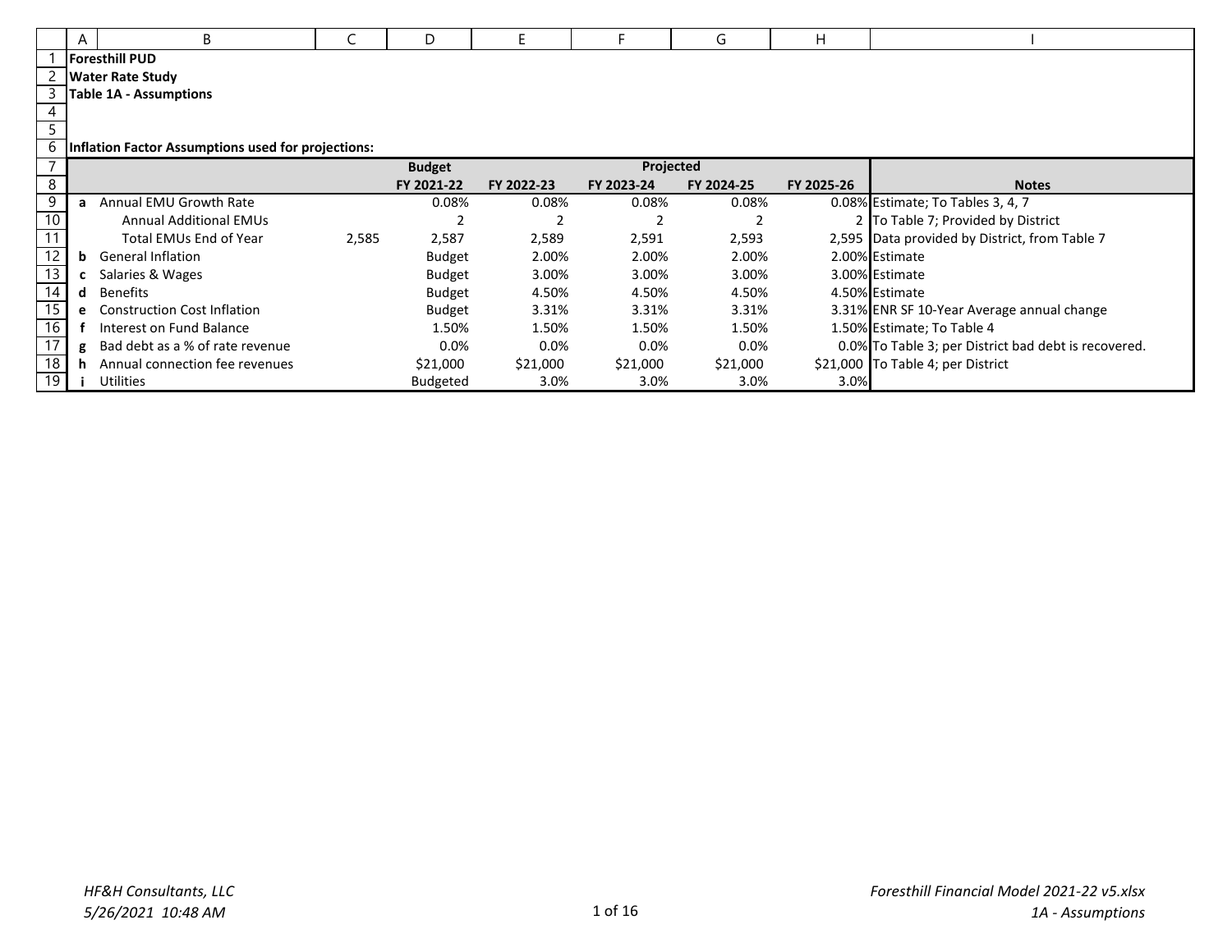**Foresthill PUD**

**Water Rate Study**

**Table 1A - Assumptions**

**Inflation Factor Assumptions used for projections:**

| | | | Budget | Projected | | | | |
|---|---|---|---|---|---|---|---|---|
| | | | FY 2021-22 | FY 2022-23 | FY 2023-24 | FY 2024-25 | FY 2025-26 | Notes |
| a | Annual EMU Growth Rate | | 0.08% | 0.08% | 0.08% | 0.08% | 0.08% | Estimate; To Tables 3, 4, 7 |
| | Annual Additional EMUs | | 2 | 2 | 2 | 2 | 2 | To Table 7; Provided by District |
| | Total EMUs End of Year | 2,585 | 2,587 | 2,589 | 2,591 | 2,593 | 2,595 | Data provided by District, from Table 7 |
| b | General Inflation | | Budget | 2.00% | 2.00% | 2.00% | 2.00% | Estimate |
| c | Salaries & Wages | | Budget | 3.00% | 3.00% | 3.00% | 3.00% | Estimate |
| d | Benefits | | Budget | 4.50% | 4.50% | 4.50% | 4.50% | Estimate |
| e | Construction Cost Inflation | | Budget | 3.31% | 3.31% | 3.31% | 3.31% | ENR SF 10-Year Average annual change |
| f | Interest on Fund Balance | | 1.50% | 1.50% | 1.50% | 1.50% | 1.50% | Estimate; To Table 4 |
| g | Bad debt as a % of rate revenue | | 0.0% | 0.0% | 0.0% | 0.0% | 0.0% | To Table 3; per District bad debt is recovered. |
| h | Annual connection fee revenues | | $21,000 | $21,000 | $21,000 | $21,000 | $21,000 | To Table 4; per District |
| i | Utilities | | Budgeted | 3.0% | 3.0% | 3.0% | 3.0% | |

*HF&H Consultants, LLC*
*5/26/2021 10:48 AM*

*Foresthill Financial Model 2021-22 v5.xlsx*
*1A - Assumptions*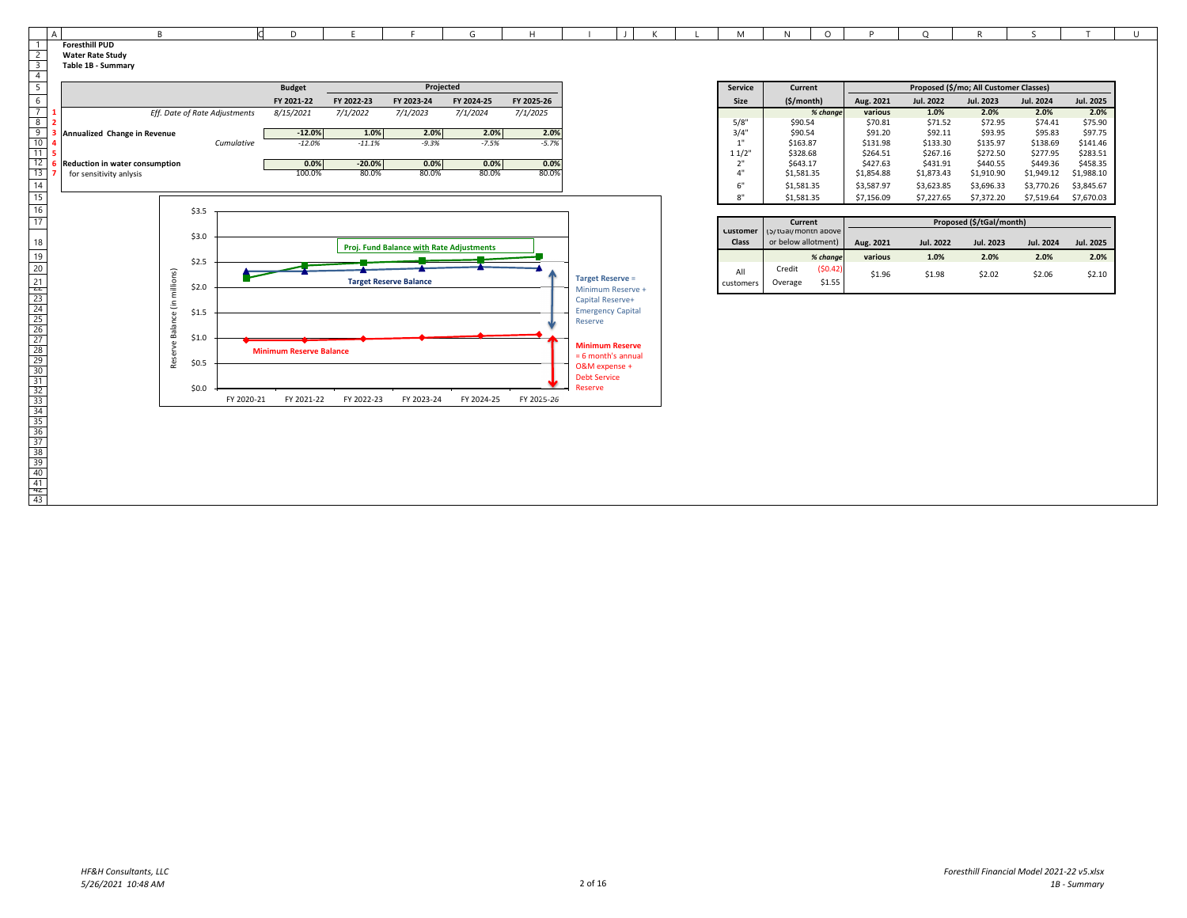**Foresthill PUD**
**Water Rate Study**
**Table 1B - Summary**

| | Budget | Projected | | | |
|---|---|---|---|---|---|
| | FY 2021-22 | FY 2022-23 | FY 2023-24 | FY 2024-25 | FY 2025-26 |
| *Eff. Date of Rate Adjustments* | *8/15/2021* | *7/1/2022* | *7/1/2023* | *7/1/2024* | *7/1/2025* |
| **Annualized Change in Revenue** | -12.0% | 1.0% | 2.0% | 2.0% | 2.0% |
| *Cumulative* | *-12.0%* | *-11.1%* | *-9.3%* | *-7.5%* | *-5.7%* |
| **Reduction in water consumption** | 0.0% | -20.0% | 0.0% | 0.0% | 0.0% |
| for sensitivity anlysis | 100.0% | 80.0% | 80.0% | 80.0% | 80.0% |

Reserve Balance (in millions), FY 2020-21 through FY 2025-26:

- Proj. Fund Balance with Rate Adjustments
- Target Reserve Balance
- Minimum Reserve Balance

Target Reserve = Minimum Reserve + Capital Reserve+ Emergency Capital Reserve

Minimum Reserve = 6 month's annual O&M expense + Debt Service Reserve

| Service Size | Current ($/month) | Proposed ($/mo; All Customer Classes) | | | | |
|---|---|---|---|---|---|---|
| | | Aug. 2021 | Jul. 2022 | Jul. 2023 | Jul. 2024 | Jul. 2025 |
| | *% change* | various | 1.0% | 2.0% | 2.0% | 2.0% |
| 5/8" | $90.54 | $70.81 | $71.52 | $72.95 | $74.41 | $75.90 |
| 3/4" | $90.54 | $91.20 | $92.11 | $93.95 | $95.83 | $97.75 |
| 1" | $163.87 | $131.98 | $133.30 | $135.97 | $138.69 | $141.46 |
| 1 1/2" | $328.68 | $264.51 | $267.16 | $272.50 | $277.95 | $283.51 |
| 2" | $643.17 | $427.63 | $431.91 | $440.55 | $449.36 | $458.35 |
| 4" | $1,581.35 | $1,854.88 | $1,873.43 | $1,910.90 | $1,949.12 | $1,988.10 |
| 6" | $1,581.35 | $3,587.97 | $3,623.85 | $3,696.33 | $3,770.26 | $3,845.67 |
| 8" | $1,581.35 | $7,156.09 | $7,227.65 | $7,372.20 | $7,519.64 | $7,670.03 |

| Customer Class | Current ($/tGal/month above or below allotment) | | Proposed ($/tGal/month) | | | | |
|---|---|---|---|---|---|---|---|
| | | | Aug. 2021 | Jul. 2022 | Jul. 2023 | Jul. 2024 | Jul. 2025 |
| | | *% change* | various | 1.0% | 2.0% | 2.0% | 2.0% |
| All customers | Credit | ($0.42) | $1.96 | $1.98 | $2.02 | $2.06 | $2.10 |
| | Overage | $1.55 | | | | | |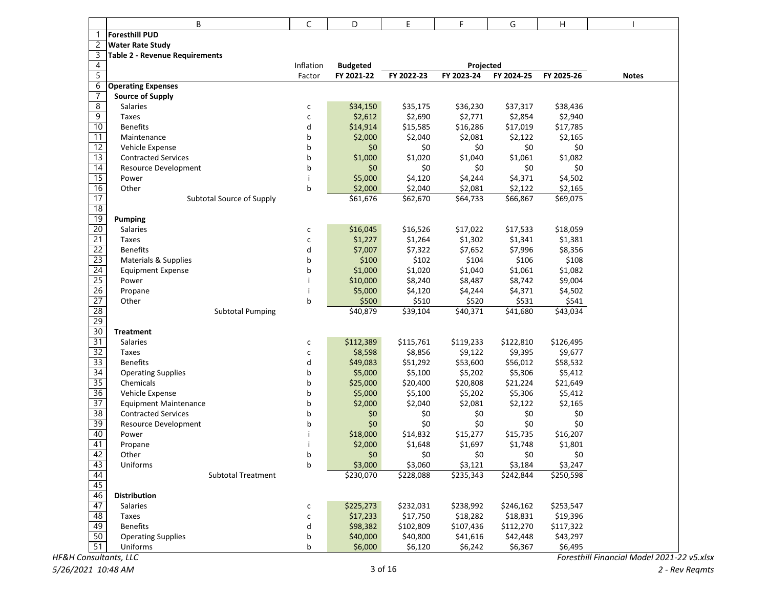**Foresthill PUD**
**Water Rate Study**
**Table 2 - Revenue Requirements**

| | Inflation Factor | Budgeted FY 2021-22 | Projected FY 2022-23 | FY 2023-24 | FY 2024-25 | FY 2025-26 | Notes |
|---|---|---|---|---|---|---|---|
| **Operating Expenses** | | | | | | | |
| **Source of Supply** | | | | | | | |
| Salaries | c | $34,150 | $35,175 | $36,230 | $37,317 | $38,436 | |
| Taxes | c | $2,612 | $2,690 | $2,771 | $2,854 | $2,940 | |
| Benefits | d | $14,914 | $15,585 | $16,286 | $17,019 | $17,785 | |
| Maintenance | b | $2,000 | $2,040 | $2,081 | $2,122 | $2,165 | |
| Vehicle Expense | b | $0 | $0 | $0 | $0 | $0 | |
| Contracted Services | b | $1,000 | $1,020 | $1,040 | $1,061 | $1,082 | |
| Resource Development | b | $0 | $0 | $0 | $0 | $0 | |
| Power | i | $5,000 | $4,120 | $4,244 | $4,371 | $4,502 | |
| Other | b | $2,000 | $2,040 | $2,081 | $2,122 | $2,165 | |
| Subtotal Source of Supply | | $61,676 | $62,670 | $64,733 | $66,867 | $69,075 | |
| | | | | | | | |
| **Pumping** | | | | | | | |
| Salaries | c | $16,045 | $16,526 | $17,022 | $17,533 | $18,059 | |
| Taxes | c | $1,227 | $1,264 | $1,302 | $1,341 | $1,381 | |
| Benefits | d | $7,007 | $7,322 | $7,652 | $7,996 | $8,356 | |
| Materials & Supplies | b | $100 | $102 | $104 | $106 | $108 | |
| Equipment Expense | b | $1,000 | $1,020 | $1,040 | $1,061 | $1,082 | |
| Power | i | $10,000 | $8,240 | $8,487 | $8,742 | $9,004 | |
| Propane | i | $5,000 | $4,120 | $4,244 | $4,371 | $4,502 | |
| Other | b | $500 | $510 | $520 | $531 | $541 | |
| Subtotal Pumping | | $40,879 | $39,104 | $40,371 | $41,680 | $43,034 | |
| | | | | | | | |
| **Treatment** | | | | | | | |
| Salaries | c | $112,389 | $115,761 | $119,233 | $122,810 | $126,495 | |
| Taxes | c | $8,598 | $8,856 | $9,122 | $9,395 | $9,677 | |
| Benefits | d | $49,083 | $51,292 | $53,600 | $56,012 | $58,532 | |
| Operating Supplies | b | $5,000 | $5,100 | $5,202 | $5,306 | $5,412 | |
| Chemicals | b | $25,000 | $20,400 | $20,808 | $21,224 | $21,649 | |
| Vehicle Expense | b | $5,000 | $5,100 | $5,202 | $5,306 | $5,412 | |
| Equipment Maintenance | b | $2,000 | $2,040 | $2,081 | $2,122 | $2,165 | |
| Contracted Services | b | $0 | $0 | $0 | $0 | $0 | |
| Resource Development | b | $0 | $0 | $0 | $0 | $0 | |
| Power | i | $18,000 | $14,832 | $15,277 | $15,735 | $16,207 | |
| Propane | i | $2,000 | $1,648 | $1,697 | $1,748 | $1,801 | |
| Other | b | $0 | $0 | $0 | $0 | $0 | |
| Uniforms | b | $3,000 | $3,060 | $3,121 | $3,184 | $3,247 | |
| Subtotal Treatment | | $230,070 | $228,088 | $235,343 | $242,844 | $250,598 | |
| | | | | | | | |
| **Distribution** | | | | | | | |
| Salaries | c | $225,273 | $232,031 | $238,992 | $246,162 | $253,547 | |
| Taxes | c | $17,233 | $17,750 | $18,282 | $18,831 | $19,396 | |
| Benefits | d | $98,382 | $102,809 | $107,436 | $112,270 | $117,322 | |
| Operating Supplies | b | $40,000 | $40,800 | $41,616 | $42,448 | $43,297 | |
| Uniforms | b | $6,000 | $6,120 | $6,242 | $6,367 | $6,495 | |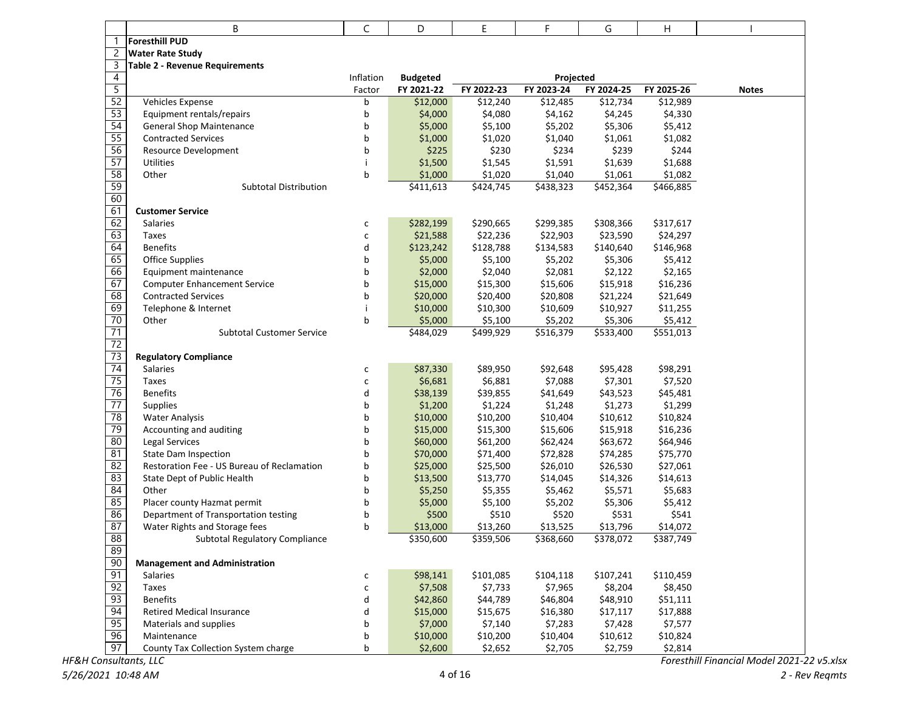**Foresthill PUD**
**Water Rate Study**
**Table 2 - Revenue Requirements**

| | Inflation | Budgeted | Projected | | | | |
|---|---|---|---|---|---|---|---|
| | Factor | FY 2021-22 | FY 2022-23 | FY 2023-24 | FY 2024-25 | FY 2025-26 | Notes |
| Vehicles Expense | b | $12,000 | $12,240 | $12,485 | $12,734 | $12,989 | |
| Equipment rentals/repairs | b | $4,000 | $4,080 | $4,162 | $4,245 | $4,330 | |
| General Shop Maintenance | b | $5,000 | $5,100 | $5,202 | $5,306 | $5,412 | |
| Contracted Services | b | $1,000 | $1,020 | $1,040 | $1,061 | $1,082 | |
| Resource Development | b | $225 | $230 | $234 | $239 | $244 | |
| Utilities | i | $1,500 | $1,545 | $1,591 | $1,639 | $1,688 | |
| Other | b | $1,000 | $1,020 | $1,040 | $1,061 | $1,082 | |
| Subtotal Distribution | | $411,613 | $424,745 | $438,323 | $452,364 | $466,885 | |
| | | | | | | | |
| **Customer Service** | | | | | | | |
| Salaries | c | $282,199 | $290,665 | $299,385 | $308,366 | $317,617 | |
| Taxes | c | $21,588 | $22,236 | $22,903 | $23,590 | $24,297 | |
| Benefits | d | $123,242 | $128,788 | $134,583 | $140,640 | $146,968 | |
| Office Supplies | b | $5,000 | $5,100 | $5,202 | $5,306 | $5,412 | |
| Equipment maintenance | b | $2,000 | $2,040 | $2,081 | $2,122 | $2,165 | |
| Computer Enhancement Service | b | $15,000 | $15,300 | $15,606 | $15,918 | $16,236 | |
| Contracted Services | b | $20,000 | $20,400 | $20,808 | $21,224 | $21,649 | |
| Telephone & Internet | i | $10,000 | $10,300 | $10,609 | $10,927 | $11,255 | |
| Other | b | $5,000 | $5,100 | $5,202 | $5,306 | $5,412 | |
| Subtotal Customer Service | | $484,029 | $499,929 | $516,379 | $533,400 | $551,013 | |
| | | | | | | | |
| **Regulatory Compliance** | | | | | | | |
| Salaries | c | $87,330 | $89,950 | $92,648 | $95,428 | $98,291 | |
| Taxes | c | $6,681 | $6,881 | $7,088 | $7,301 | $7,520 | |
| Benefits | d | $38,139 | $39,855 | $41,649 | $43,523 | $45,481 | |
| Supplies | b | $1,200 | $1,224 | $1,248 | $1,273 | $1,299 | |
| Water Analysis | b | $10,000 | $10,200 | $10,404 | $10,612 | $10,824 | |
| Accounting and auditing | b | $15,000 | $15,300 | $15,606 | $15,918 | $16,236 | |
| Legal Services | b | $60,000 | $61,200 | $62,424 | $63,672 | $64,946 | |
| State Dam Inspection | b | $70,000 | $71,400 | $72,828 | $74,285 | $75,770 | |
| Restoration Fee - US Bureau of Reclamation | b | $25,000 | $25,500 | $26,010 | $26,530 | $27,061 | |
| State Dept of Public Health | b | $13,500 | $13,770 | $14,045 | $14,326 | $14,613 | |
| Other | b | $5,250 | $5,355 | $5,462 | $5,571 | $5,683 | |
| Placer county Hazmat permit | b | $5,000 | $5,100 | $5,202 | $5,306 | $5,412 | |
| Department of Transportation testing | b | $500 | $510 | $520 | $531 | $541 | |
| Water Rights and Storage fees | b | $13,000 | $13,260 | $13,525 | $13,796 | $14,072 | |
| Subtotal Regulatory Compliance | | $350,600 | $359,506 | $368,660 | $378,072 | $387,749 | |
| | | | | | | | |
| **Management and Administration** | | | | | | | |
| Salaries | c | $98,141 | $101,085 | $104,118 | $107,241 | $110,459 | |
| Taxes | c | $7,508 | $7,733 | $7,965 | $8,204 | $8,450 | |
| Benefits | d | $42,860 | $44,789 | $46,804 | $48,910 | $51,111 | |
| Retired Medical Insurance | d | $15,000 | $15,675 | $16,380 | $17,117 | $17,888 | |
| Materials and supplies | b | $7,000 | $7,140 | $7,283 | $7,428 | $7,577 | |
| Maintenance | b | $10,000 | $10,200 | $10,404 | $10,612 | $10,824 | |
| County Tax Collection System charge | b | $2,600 | $2,652 | $2,705 | $2,759 | $2,814 | |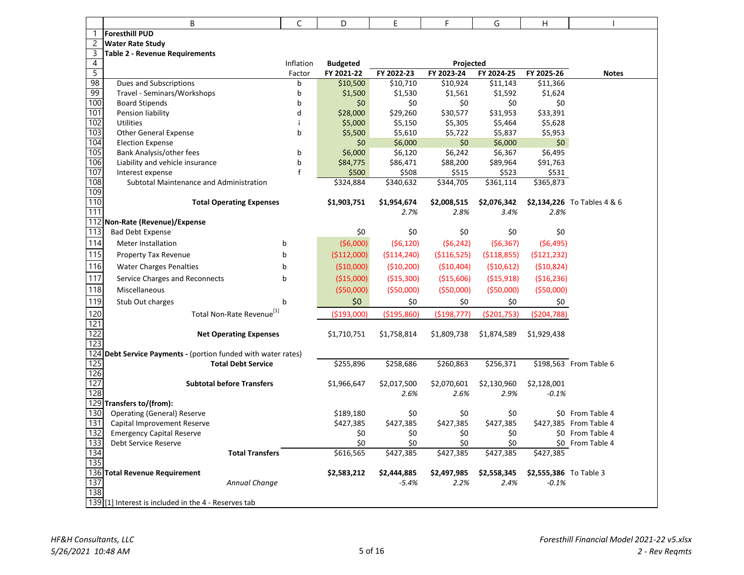**Foresthill PUD**
**Water Rate Study**
**Table 2 - Revenue Requirements**

| | Inflation | Budgeted | Projected | | | | |
|---|---|---|---|---|---|---|---|
| | Factor | FY 2021-22 | FY 2022-23 | FY 2023-24 | FY 2024-25 | FY 2025-26 | Notes |
| Dues and Subscriptions | b | $10,500 | $10,710 | $10,924 | $11,143 | $11,366 | |
| Travel - Seminars/Workshops | b | $1,500 | $1,530 | $1,561 | $1,592 | $1,624 | |
| Board Stipends | b | $0 | $0 | $0 | $0 | $0 | |
| Pension liability | d | $28,000 | $29,260 | $30,577 | $31,953 | $33,391 | |
| Utilities | i | $5,000 | $5,150 | $5,305 | $5,464 | $5,628 | |
| Other General Expense | b | $5,500 | $5,610 | $5,722 | $5,837 | $5,953 | |
| Election Expense | | $0 | $6,000 | $0 | $6,000 | $0 | |
| Bank Analysis/other fees | b | $6,000 | $6,120 | $6,242 | $6,367 | $6,495 | |
| Liability and vehicle insurance | b | $84,775 | $86,471 | $88,200 | $89,964 | $91,763 | |
| Interest expense | f | $500 | $508 | $515 | $523 | $531 | |
| Subtotal Maintenance and Administration | | $324,884 | $340,632 | $344,705 | $361,114 | $365,873 | |
| | | | | | | | |
| **Total Operating Expenses** | | **$1,903,751** | **$1,954,674** | **$2,008,515** | **$2,076,342** | **$2,134,226** | To Tables 4 & 6 |
| | | | *2.7%* | *2.8%* | *3.4%* | *2.8%* | |
| **Non-Rate (Revenue)/Expense** | | | | | | | |
| Bad Debt Expense | | $0 | $0 | $0 | $0 | $0 | |
| Meter Installation | b | ($6,000) | ($6,120) | ($6,242) | ($6,367) | ($6,495) | |
| Property Tax Revenue | b | ($112,000) | ($114,240) | ($116,525) | ($118,855) | ($121,232) | |
| Water Charges Penalties | b | ($10,000) | ($10,200) | ($10,404) | ($10,612) | ($10,824) | |
| Service Charges and Reconnects | b | ($15,000) | ($15,300) | ($15,606) | ($15,918) | ($16,236) | |
| Miscellaneous | | ($50,000) | ($50,000) | ($50,000) | ($50,000) | ($50,000) | |
| Stub Out charges | b | $0 | $0 | $0 | $0 | $0 | |
| Total Non-Rate Revenue[1] | | ($193,000) | ($195,860) | ($198,777) | ($201,753) | ($204,788) | |
| | | | | | | | |
| **Net Operating Expenses** | | $1,710,751 | $1,758,814 | $1,809,738 | $1,874,589 | $1,929,438 | |
| | | | | | | | |
| **Debt Service Payments -** (portion funded with water rates) | | | | | | | |
| **Total Debt Service** | | $255,896 | $258,686 | $260,863 | $256,371 | $198,563 | From Table 6 |
| | | | | | | | |
| **Subtotal before Transfers** | | $1,966,647 | $2,017,500 | $2,070,601 | $2,130,960 | $2,128,001 | |
| | | | *2.6%* | *2.6%* | *2.9%* | *-0.1%* | |
| **Transfers to/(from):** | | | | | | | |
| Operating (General) Reserve | | $189,180 | $0 | $0 | $0 | $0 | From Table 4 |
| Capital Improvement Reserve | | $427,385 | $427,385 | $427,385 | $427,385 | $427,385 | From Table 4 |
| Emergency Capital Reserve | | $0 | $0 | $0 | $0 | $0 | From Table 4 |
| Debt Service Reserve | | $0 | $0 | $0 | $0 | $0 | From Table 4 |
| **Total Transfers** | | $616,565 | $427,385 | $427,385 | $427,385 | $427,385 | |
| | | | | | | | |
| **Total Revenue Requirement** | | **$2,583,212** | **$2,444,885** | **$2,497,985** | **$2,558,345** | **$2,555,386** | To Table 3 |
| *Annual Change* | | | *-5.4%* | *2.2%* | *2.4%* | *-0.1%* | |

[1] Interest is included in the 4 - Reserves tab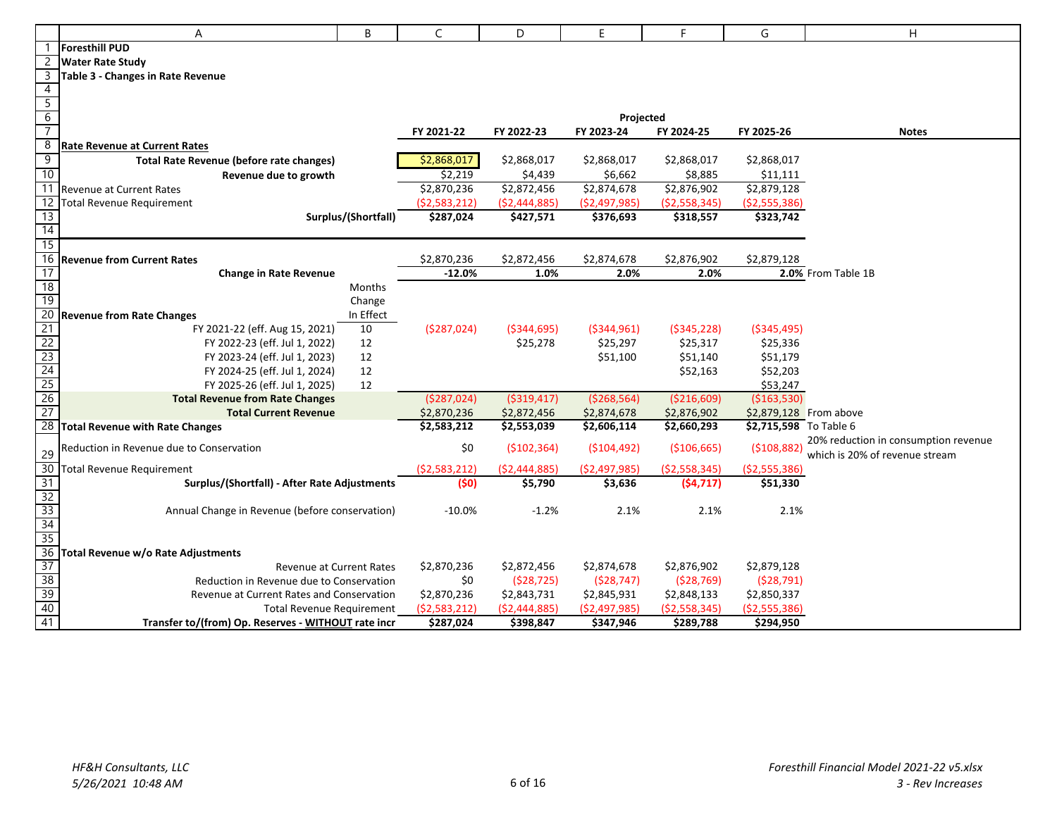**Foresthill PUD**
**Water Rate Study**
**Table 3 - Changes in Rate Revenue**

| | | FY 2021-22 | FY 2022-23 | FY 2023-24 | FY 2024-25 | FY 2025-26 | Notes |
|---|---|---|---|---|---|---|---|
| | | | Projected | | | | |
| **Rate Revenue at Current Rates** | | | | | | | |
| **Total Rate Revenue (before rate changes)** | | $2,868,017 | $2,868,017 | $2,868,017 | $2,868,017 | $2,868,017 | |
| **Revenue due to growth** | | $2,219 | $4,439 | $6,662 | $8,885 | $11,111 | |
| Revenue at Current Rates | | $2,870,236 | $2,872,456 | $2,874,678 | $2,876,902 | $2,879,128 | |
| Total Revenue Requirement | | ($2,583,212) | ($2,444,885) | ($2,497,985) | ($2,558,345) | ($2,555,386) | |
| | **Surplus/(Shortfall)** | **$287,024** | **$427,571** | **$376,693** | **$318,557** | **$323,742** | |
| | | | | | | | |
| **Revenue from Current Rates** | | $2,870,236 | $2,872,456 | $2,874,678 | $2,876,902 | $2,879,128 | |
| **Change in Rate Revenue** | | **-12.0%** | **1.0%** | **2.0%** | **2.0%** | **2.0%** | From Table 1B |
| **Revenue from Rate Changes** | Months Change In Effect | | | | | | |
| FY 2021-22 (eff. Aug 15, 2021) | 10 | ($287,024) | ($344,695) | ($344,961) | ($345,228) | ($345,495) | |
| FY 2022-23 (eff. Jul 1, 2022) | 12 | | $25,278 | $25,297 | $25,317 | $25,336 | |
| FY 2023-24 (eff. Jul 1, 2023) | 12 | | | $51,100 | $51,140 | $51,179 | |
| FY 2024-25 (eff. Jul 1, 2024) | 12 | | | | $52,163 | $52,203 | |
| FY 2025-26 (eff. Jul 1, 2025) | 12 | | | | | $53,247 | |
| **Total Revenue from Rate Changes** | | ($287,024) | ($319,417) | ($268,564) | ($216,609) | ($163,530) | |
| **Total Current Revenue** | | $2,870,236 | $2,872,456 | $2,874,678 | $2,876,902 | $2,879,128 | From above |
| **Total Revenue with Rate Changes** | | **$2,583,212** | **$2,553,039** | **$2,606,114** | **$2,660,293** | **$2,715,598** | To Table 6 |
| Reduction in Revenue due to Conservation | | $0 | ($102,364) | ($104,492) | ($106,665) | ($108,882) | 20% reduction in consumption revenue which is 20% of revenue stream |
| Total Revenue Requirement | | ($2,583,212) | ($2,444,885) | ($2,497,985) | ($2,558,345) | ($2,555,386) | |
| | **Surplus/(Shortfall) - After Rate Adjustments** | **($0)** | **$5,790** | **$3,636** | **($4,717)** | **$51,330** | |
| | | | | | | | |
| | Annual Change in Revenue (before conservation) | -10.0% | -1.2% | 2.1% | 2.1% | 2.1% | |
| | | | | | | | |
| **Total Revenue w/o Rate Adjustments** | | | | | | | |
| | Revenue at Current Rates | $2,870,236 | $2,872,456 | $2,874,678 | $2,876,902 | $2,879,128 | |
| | Reduction in Revenue due to Conservation | $0 | ($28,725) | ($28,747) | ($28,769) | ($28,791) | |
| | Revenue at Current Rates and Conservation | $2,870,236 | $2,843,731 | $2,845,931 | $2,848,133 | $2,850,337 | |
| | Total Revenue Requirement | ($2,583,212) | ($2,444,885) | ($2,497,985) | ($2,558,345) | ($2,555,386) | |
| | **Transfer to/(from) Op. Reserves - WITHOUT rate incr** | **$287,024** | **$398,847** | **$347,946** | **$289,788** | **$294,950** | |

*HF&H Consultants, LLC*
*5/26/2021 10:48 AM*

*Foresthill Financial Model 2021-22 v5.xlsx*
*3 - Rev Increases*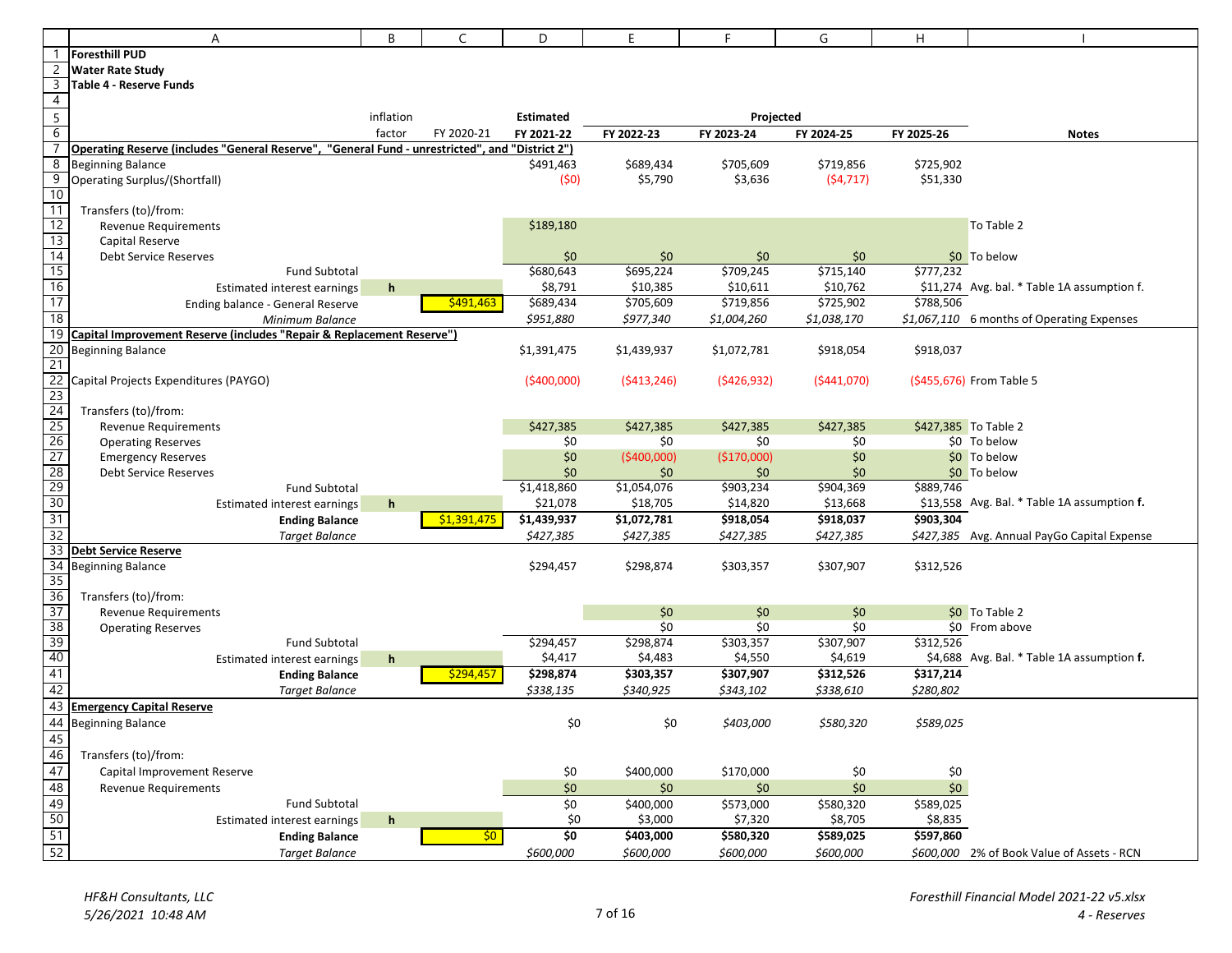**Foresthill PUD**
**Water Rate Study**
**Table 4 - Reserve Funds**

| | inflation factor | FY 2020-21 | Estimated FY 2021-22 | Projected FY 2022-23 | FY 2023-24 | FY 2024-25 | FY 2025-26 | Notes |
|---|---|---|---|---|---|---|---|---|
| **Operating Reserve (includes "General Reserve", "General Fund - unrestricted", and "District 2")** | | | | | | | | |
| Beginning Balance | | | $491,463 | $689,434 | $705,609 | $719,856 | $725,902 | |
| Operating Surplus/(Shortfall) | | | ($0) | $5,790 | $3,636 | ($4,717) | $51,330 | |
| Transfers (to)/from: | | | | | | | | |
| Revenue Requirements | | | $189,180 | | | | | To Table 2 |
| Capital Reserve | | | | | | | | |
| Debt Service Reserves | | | $0 | $0 | $0 | $0 | $0 | To below |
| Fund Subtotal | | | $680,643 | $695,224 | $709,245 | $715,140 | $777,232 | |
| Estimated interest earnings | h | | $8,791 | $10,385 | $10,611 | $10,762 | $11,274 | Avg. bal. * Table 1A assumption f. |
| Ending balance - General Reserve | | $491,463 | $689,434 | $705,609 | $719,856 | $725,902 | $788,506 | |
| *Minimum Balance* | | | *$951,880* | *$977,340* | *$1,004,260* | *$1,038,170* | *$1,067,110* | 6 months of Operating Expenses |
| **Capital Improvement Reserve (includes "Repair & Replacement Reserve")** | | | | | | | | |
| Beginning Balance | | | $1,391,475 | $1,439,937 | $1,072,781 | $918,054 | $918,037 | |
| Capital Projects Expenditures (PAYGO) | | | ($400,000) | ($413,246) | ($426,932) | ($441,070) | ($455,676) | From Table 5 |
| Transfers (to)/from: | | | | | | | | |
| Revenue Requirements | | | $427,385 | $427,385 | $427,385 | $427,385 | $427,385 | To Table 2 |
| Operating Reserves | | | $0 | $0 | $0 | $0 | $0 | To below |
| Emergency Reserves | | | $0 | ($400,000) | ($170,000) | $0 | $0 | To below |
| Debt Service Reserves | | | $0 | $0 | $0 | $0 | $0 | To below |
| Fund Subtotal | | | $1,418,860 | $1,054,076 | $903,234 | $904,369 | $889,746 | |
| Estimated interest earnings | h | | $21,078 | $18,705 | $14,820 | $13,668 | $13,558 | Avg. Bal. * Table 1A assumption **f.** |
| **Ending Balance** | | $1,391,475 | **$1,439,937** | **$1,072,781** | **$918,054** | **$918,037** | **$903,304** | |
| *Target Balance* | | | *$427,385* | *$427,385* | *$427,385* | *$427,385* | *$427,385* | Avg. Annual PayGo Capital Expense |
| **Debt Service Reserve** | | | | | | | | |
| Beginning Balance | | | $294,457 | $298,874 | $303,357 | $307,907 | $312,526 | |
| Transfers (to)/from: | | | | | | | | |
| Revenue Requirements | | | | $0 | $0 | $0 | $0 | To Table 2 |
| Operating Reserves | | | | $0 | $0 | $0 | $0 | From above |
| Fund Subtotal | | | $294,457 | $298,874 | $303,357 | $307,907 | $312,526 | |
| Estimated interest earnings | h | | $4,417 | $4,483 | $4,550 | $4,619 | $4,688 | Avg. Bal. * Table 1A assumption **f.** |
| **Ending Balance** | | $294,457 | **$298,874** | **$303,357** | **$307,907** | **$312,526** | **$317,214** | |
| *Target Balance* | | | *$338,135* | *$340,925* | *$343,102* | *$338,610* | *$280,802* | |
| **Emergency Capital Reserve** | | | | | | | | |
| Beginning Balance | | | $0 | $0 | *$403,000* | *$580,320* | *$589,025* | |
| Transfers (to)/from: | | | | | | | | |
| Capital Improvement Reserve | | | $0 | $400,000 | $170,000 | $0 | $0 | |
| Revenue Requirements | | | $0 | $0 | $0 | $0 | $0 | |
| Fund Subtotal | | | $0 | $400,000 | $573,000 | $580,320 | $589,025 | |
| Estimated interest earnings | h | | $0 | $3,000 | $7,320 | $8,705 | $8,835 | |
| **Ending Balance** | | $0 | **$0** | **$403,000** | **$580,320** | **$589,025** | **$597,860** | |
| *Target Balance* | | | *$600,000* | *$600,000* | *$600,000* | *$600,000* | *$600,000* | 2% of Book Value of Assets - RCN |

*HF&H Consultants, LLC*
*5/26/2021 10:48 AM*

*Foresthill Financial Model 2021-22 v5.xlsx*
*4 - Reserves*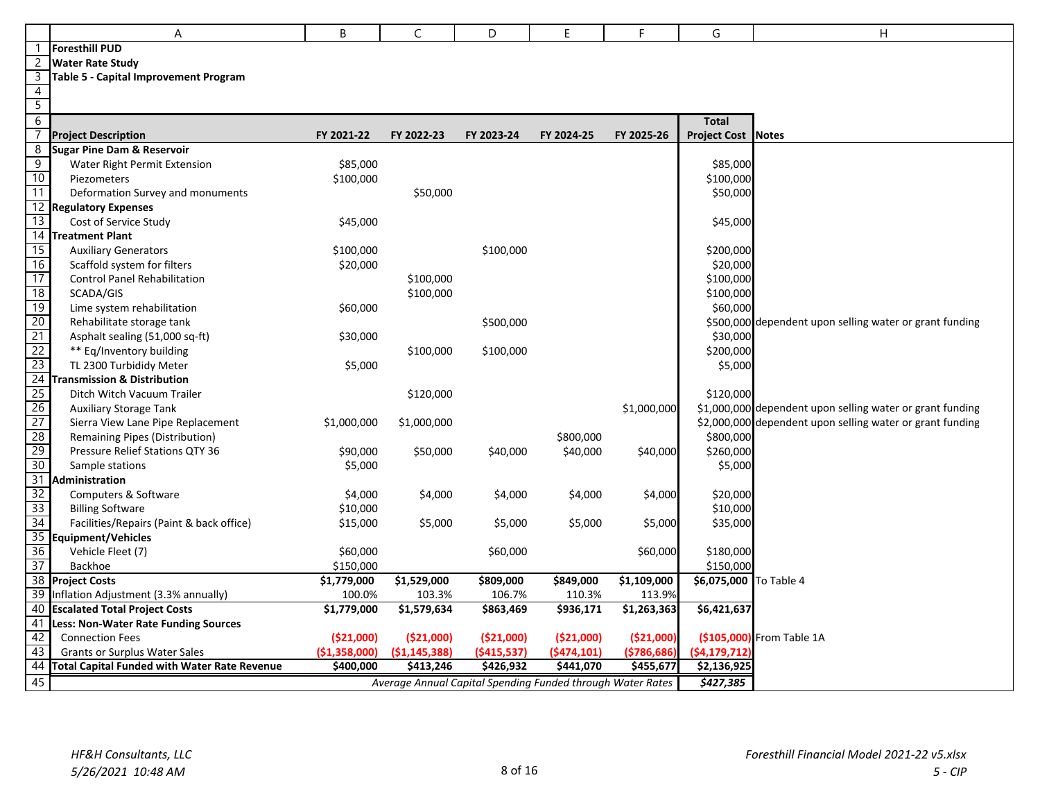**Foresthill PUD**
**Water Rate Study**
**Table 5 - Capital Improvement Program**

| Project Description | FY 2021-22 | FY 2022-23 | FY 2023-24 | FY 2024-25 | FY 2025-26 | Total Project Cost | Notes |
|---|---|---|---|---|---|---|---|
| **Sugar Pine Dam & Reservoir** | | | | | | | |
| Water Right Permit Extension | $85,000 | | | | | $85,000 | |
| Piezometers | $100,000 | | | | | $100,000 | |
| Deformation Survey and monuments | | $50,000 | | | | $50,000 | |
| **Regulatory Expenses** | | | | | | | |
| Cost of Service Study | $45,000 | | | | | $45,000 | |
| **Treatment Plant** | | | | | | | |
| Auxiliary Generators | $100,000 | | $100,000 | | | $200,000 | |
| Scaffold system for filters | $20,000 | | | | | $20,000 | |
| Control Panel Rehabilitation | | $100,000 | | | | $100,000 | |
| SCADA/GIS | | $100,000 | | | | $100,000 | |
| Lime system rehabilitation | $60,000 | | | | | $60,000 | |
| Rehabilitate storage tank | | | $500,000 | | | $500,000 | dependent upon selling water or grant funding |
| Asphalt sealing (51,000 sq-ft) | $30,000 | | | | | $30,000 | |
| ** Eq/Inventory building | | $100,000 | $100,000 | | | $200,000 | |
| TL 2300 Turbidity Meter | $5,000 | | | | | $5,000 | |
| **Transmission & Distribution** | | | | | | | |
| Ditch Witch Vacuum Trailer | | $120,000 | | | | $120,000 | |
| Auxiliary Storage Tank | | | | | $1,000,000 | $1,000,000 | dependent upon selling water or grant funding |
| Sierra View Lane Pipe Replacement | $1,000,000 | $1,000,000 | | | | $2,000,000 | dependent upon selling water or grant funding |
| Remaining Pipes (Distribution) | | | | $800,000 | | $800,000 | |
| Pressure Relief Stations QTY 36 | $90,000 | $50,000 | $40,000 | $40,000 | $40,000 | $260,000 | |
| Sample stations | $5,000 | | | | | $5,000 | |
| **Administration** | | | | | | | |
| Computers & Software | $4,000 | $4,000 | $4,000 | $4,000 | $4,000 | $20,000 | |
| Billing Software | $10,000 | | | | | $10,000 | |
| Facilities/Repairs (Paint & back office) | $15,000 | $5,000 | $5,000 | $5,000 | $5,000 | $35,000 | |
| **Equipment/Vehicles** | | | | | | | |
| Vehicle Fleet (7) | $60,000 | | $60,000 | | $60,000 | $180,000 | |
| Backhoe | $150,000 | | | | | $150,000 | |
| **Project Costs** | **$1,779,000** | **$1,529,000** | **$809,000** | **$849,000** | **$1,109,000** | **$6,075,000** | To Table 4 |
| Inflation Adjustment (3.3% annually) | 100.0% | 103.3% | 106.7% | 110.3% | 113.9% | | |
| **Escalated Total Project Costs** | **$1,779,000** | **$1,579,634** | **$863,469** | **$936,171** | **$1,263,363** | **$6,421,637** | |
| **Less: Non-Water Rate Funding Sources** | | | | | | | |
| Connection Fees | **($21,000)** | **($21,000)** | **($21,000)** | **($21,000)** | **($21,000)** | **($105,000)** | From Table 1A |
| Grants or Surplus Water Sales | **($1,358,000)** | **($1,145,388)** | **($415,537)** | **($474,101)** | **($786,686)** | **($4,179,712)** | |
| **Total Capital Funded with Water Rate Revenue** | **$400,000** | **$413,246** | **$426,932** | **$441,070** | **$455,677** | **$2,136,925** | |
| | | *Average Annual Capital Spending Funded through Water Rates* | | | | ***$427,385*** | |

*HF&H Consultants, LLC*
*5/26/2021 10:48 AM*

*Foresthill Financial Model 2021-22 v5.xlsx*
*5 - CIP*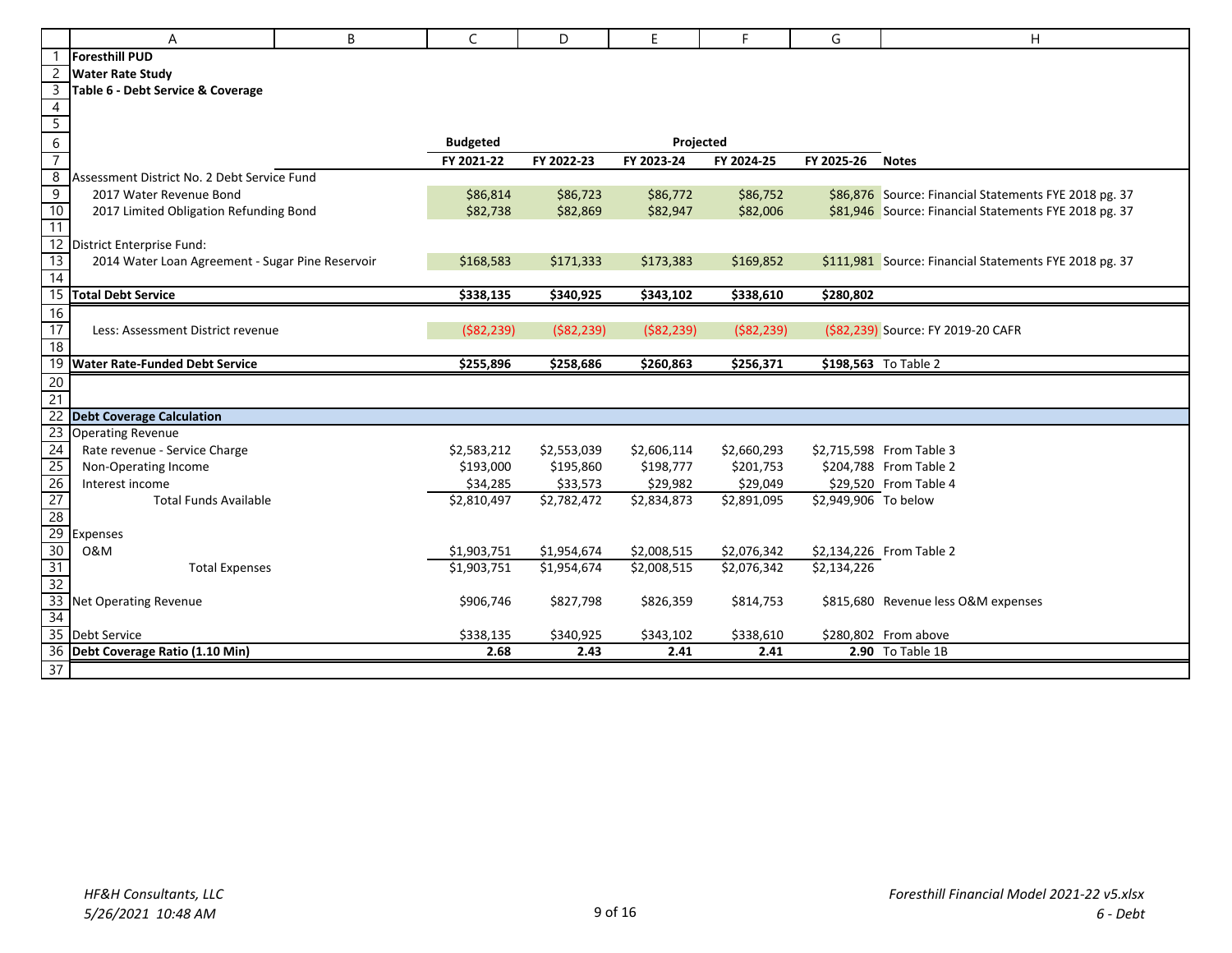**Foresthill PUD**
**Water Rate Study**
**Table 6 - Debt Service & Coverage**

| | Budgeted | Projected | | | | |
|---|---|---|---|---|---|---|
| | FY 2021-22 | FY 2022-23 | FY 2023-24 | FY 2024-25 | FY 2025-26 | Notes |
| Assessment District No. 2 Debt Service Fund | | | | | | |
| 2017 Water Revenue Bond | $86,814 | $86,723 | $86,772 | $86,752 | $86,876 | Source: Financial Statements FYE 2018 pg. 37 |
| 2017 Limited Obligation Refunding Bond | $82,738 | $82,869 | $82,947 | $82,006 | $81,946 | Source: Financial Statements FYE 2018 pg. 37 |
| | | | | | | |
| District Enterprise Fund: | | | | | | |
| 2014 Water Loan Agreement - Sugar Pine Reservoir | $168,583 | $171,333 | $173,383 | $169,852 | $111,981 | Source: Financial Statements FYE 2018 pg. 37 |
| | | | | | | |
| **Total Debt Service** | **$338,135** | **$340,925** | **$343,102** | **$338,610** | **$280,802** | |
| | | | | | | |
| Less: Assessment District revenue | ($82,239) | ($82,239) | ($82,239) | ($82,239) | ($82,239) | Source: FY 2019-20 CAFR |
| | | | | | | |
| **Water Rate-Funded Debt Service** | **$255,896** | **$258,686** | **$260,863** | **$256,371** | **$198,563** | To Table 2 |
| | | | | | | |
| **Debt Coverage Calculation** | | | | | | |
| Operating Revenue | | | | | | |
| Rate revenue - Service Charge | $2,583,212 | $2,553,039 | $2,606,114 | $2,660,293 | $2,715,598 | From Table 3 |
| Non-Operating Income | $193,000 | $195,860 | $198,777 | $201,753 | $204,788 | From Table 2 |
| Interest income | $34,285 | $33,573 | $29,982 | $29,049 | $29,520 | From Table 4 |
| Total Funds Available | $2,810,497 | $2,782,472 | $2,834,873 | $2,891,095 | $2,949,906 | To below |
| | | | | | | |
| Expenses | | | | | | |
| O&M | $1,903,751 | $1,954,674 | $2,008,515 | $2,076,342 | $2,134,226 | From Table 2 |
| Total Expenses | $1,903,751 | $1,954,674 | $2,008,515 | $2,076,342 | $2,134,226 | |
| | | | | | | |
| Net Operating Revenue | $906,746 | $827,798 | $826,359 | $814,753 | $815,680 | Revenue less O&M expenses |
| | | | | | | |
| Debt Service | $338,135 | $340,925 | $343,102 | $338,610 | $280,802 | From above |
| **Debt Coverage Ratio (1.10 Min)** | **2.68** | **2.43** | **2.41** | **2.41** | **2.90** | To Table 1B |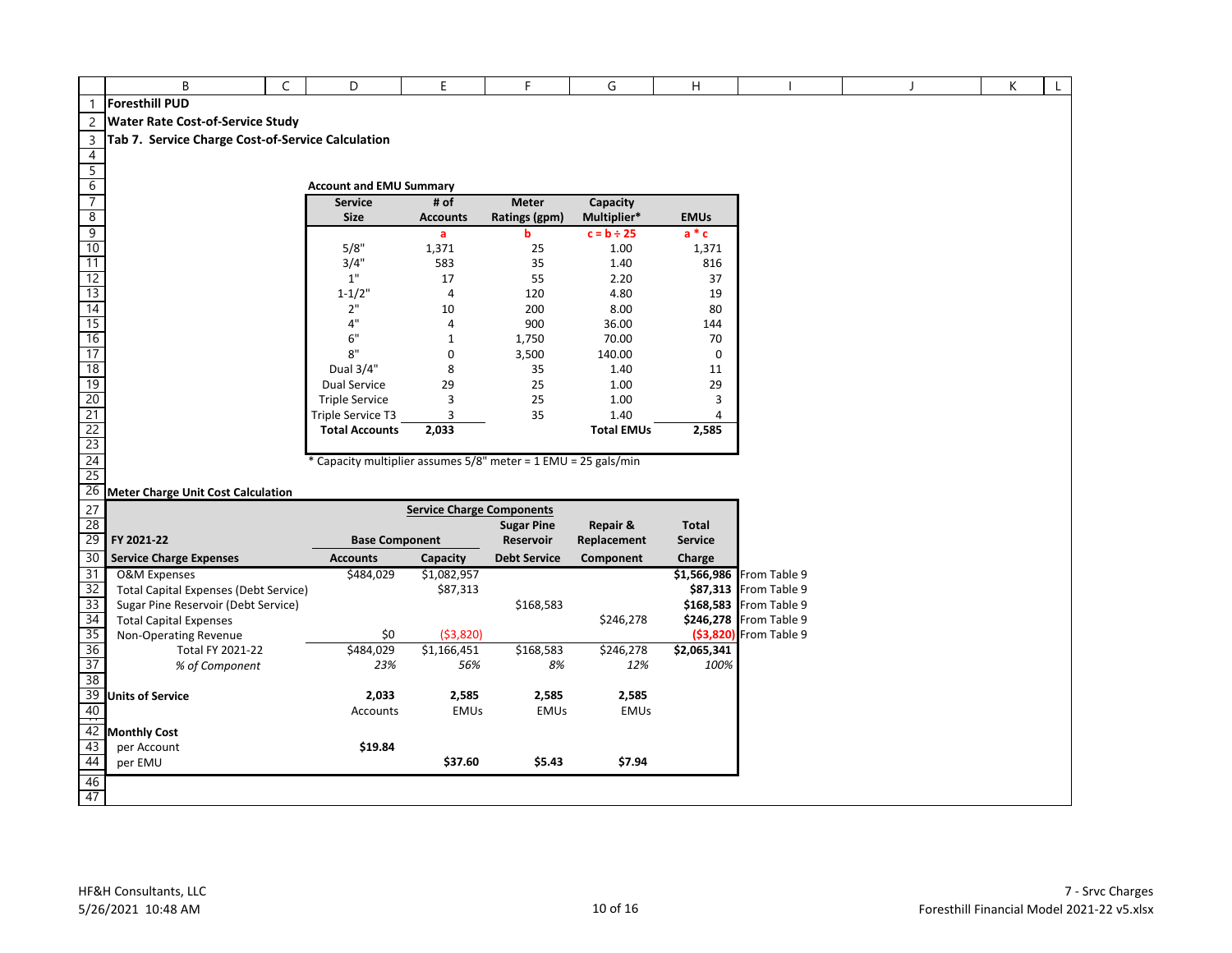**Foresthill PUD**

**Water Rate Cost-of-Service Study**

**Tab 7. Service Charge Cost-of-Service Calculation**

**Account and EMU Summary**

| Service Size | # of Accounts | Meter Ratings (gpm) | Capacity Multiplier* | EMUs |
|---|---|---|---|---|
| | a | b | c = b ÷ 25 | a * c |
| 5/8" | 1,371 | 25 | 1.00 | 1,371 |
| 3/4" | 583 | 35 | 1.40 | 816 |
| 1" | 17 | 55 | 2.20 | 37 |
| 1-1/2" | 4 | 120 | 4.80 | 19 |
| 2" | 10 | 200 | 8.00 | 80 |
| 4" | 4 | 900 | 36.00 | 144 |
| 6" | 1 | 1,750 | 70.00 | 70 |
| 8" | 0 | 3,500 | 140.00 | 0 |
| Dual 3/4" | 8 | 35 | 1.40 | 11 |
| Dual Service | 29 | 25 | 1.00 | 29 |
| Triple Service | 3 | 25 | 1.00 | 3 |
| Triple Service T3 | 3 | 35 | 1.40 | 4 |
| **Total Accounts** | **2,033** | | **Total EMUs** | **2,585** |

\* Capacity multiplier assumes 5/8" meter = 1 EMU = 25 gals/min

**Meter Charge Unit Cost Calculation**

| FY 2021-22 | Base Component | | Sugar Pine Reservoir | Repair & Replacement | Total Service | |
|---|---|---|---|---|---|---|
| **Service Charge Expenses** | **Accounts** | **Capacity** | **Debt Service** | **Component** | **Charge** | |
| O&M Expenses | $484,029 | $1,082,957 | | | **$1,566,986** | From Table 9 |
| Total Capital Expenses (Debt Service) | | $87,313 | | | **$87,313** | From Table 9 |
| Sugar Pine Reservoir (Debt Service) | | | $168,583 | | **$168,583** | From Table 9 |
| Total Capital Expenses | | | | $246,278 | **$246,278** | From Table 9 |
| Non-Operating Revenue | $0 | ($3,820) | | | **($3,820)** | From Table 9 |
| Total FY 2021-22 | $484,029 | $1,166,451 | $168,583 | $246,278 | **$2,065,341** | |
| *% of Component* | *23%* | *56%* | *8%* | *12%* | *100%* | |
| **Units of Service** | **2,033** | **2,585** | **2,585** | **2,585** | | |
| | Accounts | EMUs | EMUs | EMUs | | |
| **Monthly Cost** | | | | | | |
| per Account | **$19.84** | | | | | |
| per EMU | | **$37.60** | **$5.43** | **$7.94** | | |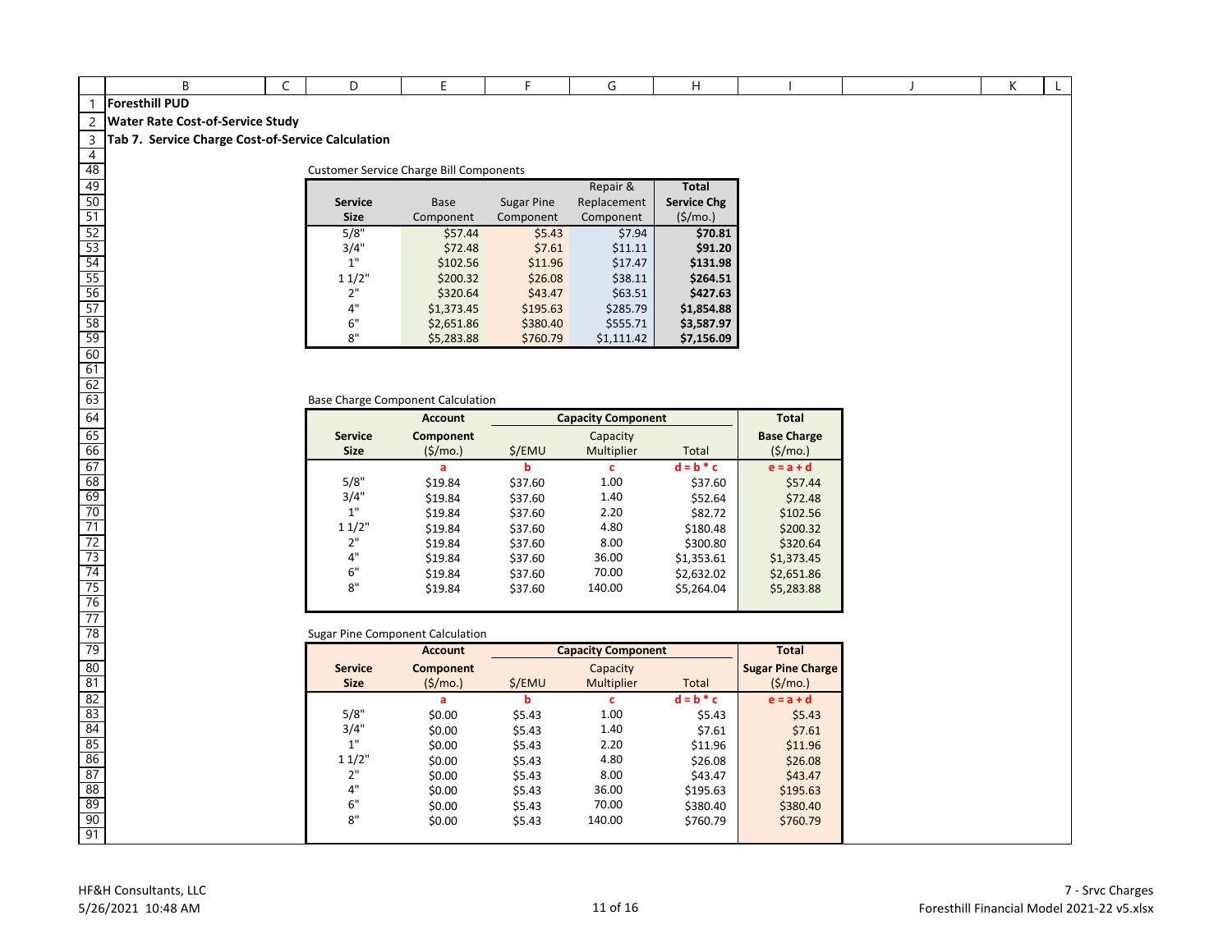**Foresthill PUD**

**Water Rate Cost-of-Service Study**

**Tab 7. Service Charge Cost-of-Service Calculation**

Customer Service Charge Bill Components

| Service Size | Base Component | Sugar Pine Component | Repair & Replacement Component | Total Service Chg ($/mo.) |
|---|---|---|---|---|
| 5/8" | $57.44 | $5.43 | $7.94 | **$70.81** |
| 3/4" | $72.48 | $7.61 | $11.11 | **$91.20** |
| 1" | $102.56 | $11.96 | $17.47 | **$131.98** |
| 1 1/2" | $200.32 | $26.08 | $38.11 | **$264.51** |
| 2" | $320.64 | $43.47 | $63.51 | **$427.63** |
| 4" | $1,373.45 | $195.63 | $285.79 | **$1,854.88** |
| 6" | $2,651.86 | $380.40 | $555.71 | **$3,587.97** |
| 8" | $5,283.88 | $760.79 | $1,111.42 | **$7,156.09** |

Base Charge Component Calculation

| Service Size | Account Component ($/mo.) | Capacity Component | | | Total Base Charge ($/mo.) |
|---|---|---|---|---|---|
| | | $/EMU | Capacity Multiplier | Total | |
| | a | b | c | d = b * c | e = a + d |
| 5/8" | $19.84 | $37.60 | 1.00 | $37.60 | $57.44 |
| 3/4" | $19.84 | $37.60 | 1.40 | $52.64 | $72.48 |
| 1" | $19.84 | $37.60 | 2.20 | $82.72 | $102.56 |
| 1 1/2" | $19.84 | $37.60 | 4.80 | $180.48 | $200.32 |
| 2" | $19.84 | $37.60 | 8.00 | $300.80 | $320.64 |
| 4" | $19.84 | $37.60 | 36.00 | $1,353.61 | $1,373.45 |
| 6" | $19.84 | $37.60 | 70.00 | $2,632.02 | $2,651.86 |
| 8" | $19.84 | $37.60 | 140.00 | $5,264.04 | $5,283.88 |

Sugar Pine Component Calculation

| Service Size | Account Component ($/mo.) | Capacity Component | | | Total Sugar Pine Charge ($/mo.) |
|---|---|---|---|---|---|
| | | $/EMU | Capacity Multiplier | Total | |
| | a | b | c | d = b * c | e = a + d |
| 5/8" | $0.00 | $5.43 | 1.00 | $5.43 | $5.43 |
| 3/4" | $0.00 | $5.43 | 1.40 | $7.61 | $7.61 |
| 1" | $0.00 | $5.43 | 2.20 | $11.96 | $11.96 |
| 1 1/2" | $0.00 | $5.43 | 4.80 | $26.08 | $26.08 |
| 2" | $0.00 | $5.43 | 8.00 | $43.47 | $43.47 |
| 4" | $0.00 | $5.43 | 36.00 | $195.63 | $195.63 |
| 6" | $0.00 | $5.43 | 70.00 | $380.40 | $380.40 |
| 8" | $0.00 | $5.43 | 140.00 | $760.79 | $760.79 |

HF&H Consultants, LLC
5/26/2021 10:48 AM

7 - Srvc Charges
Foresthill Financial Model 2021-22 v5.xlsx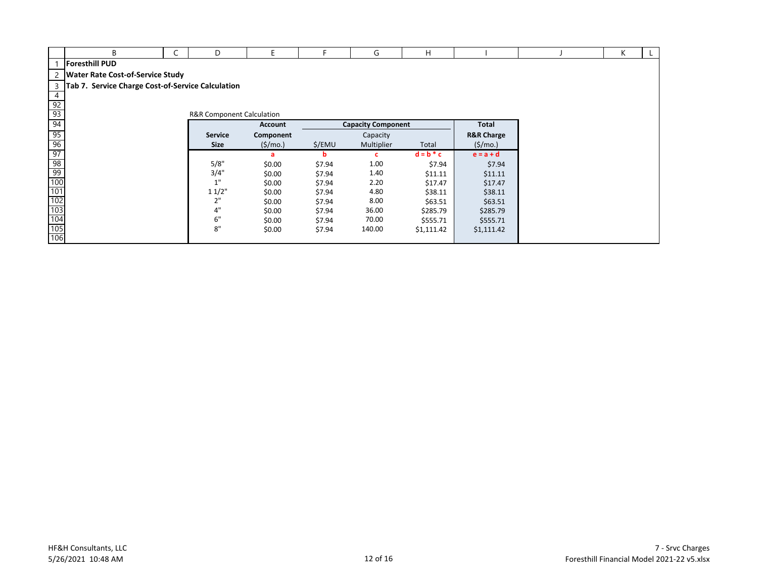**Foresthill PUD**

**Water Rate Cost-of-Service Study**

**Tab 7. Service Charge Cost-of-Service Calculation**

R&R Component Calculation

| Service Size | Account Component ($/mo.) | Capacity Component $/EMU | Capacity Multiplier | Total | Total R&R Charge ($/mo.) |
|---|---|---|---|---|---|
| | a | b | c | d = b * c | e = a + d |
| 5/8" | $0.00 | $7.94 | 1.00 | $7.94 | $7.94 |
| 3/4" | $0.00 | $7.94 | 1.40 | $11.11 | $11.11 |
| 1" | $0.00 | $7.94 | 2.20 | $17.47 | $17.47 |
| 1 1/2" | $0.00 | $7.94 | 4.80 | $38.11 | $38.11 |
| 2" | $0.00 | $7.94 | 8.00 | $63.51 | $63.51 |
| 4" | $0.00 | $7.94 | 36.00 | $285.79 | $285.79 |
| 6" | $0.00 | $7.94 | 70.00 | $555.71 | $555.71 |
| 8" | $0.00 | $7.94 | 140.00 | $1,111.42 | $1,111.42 |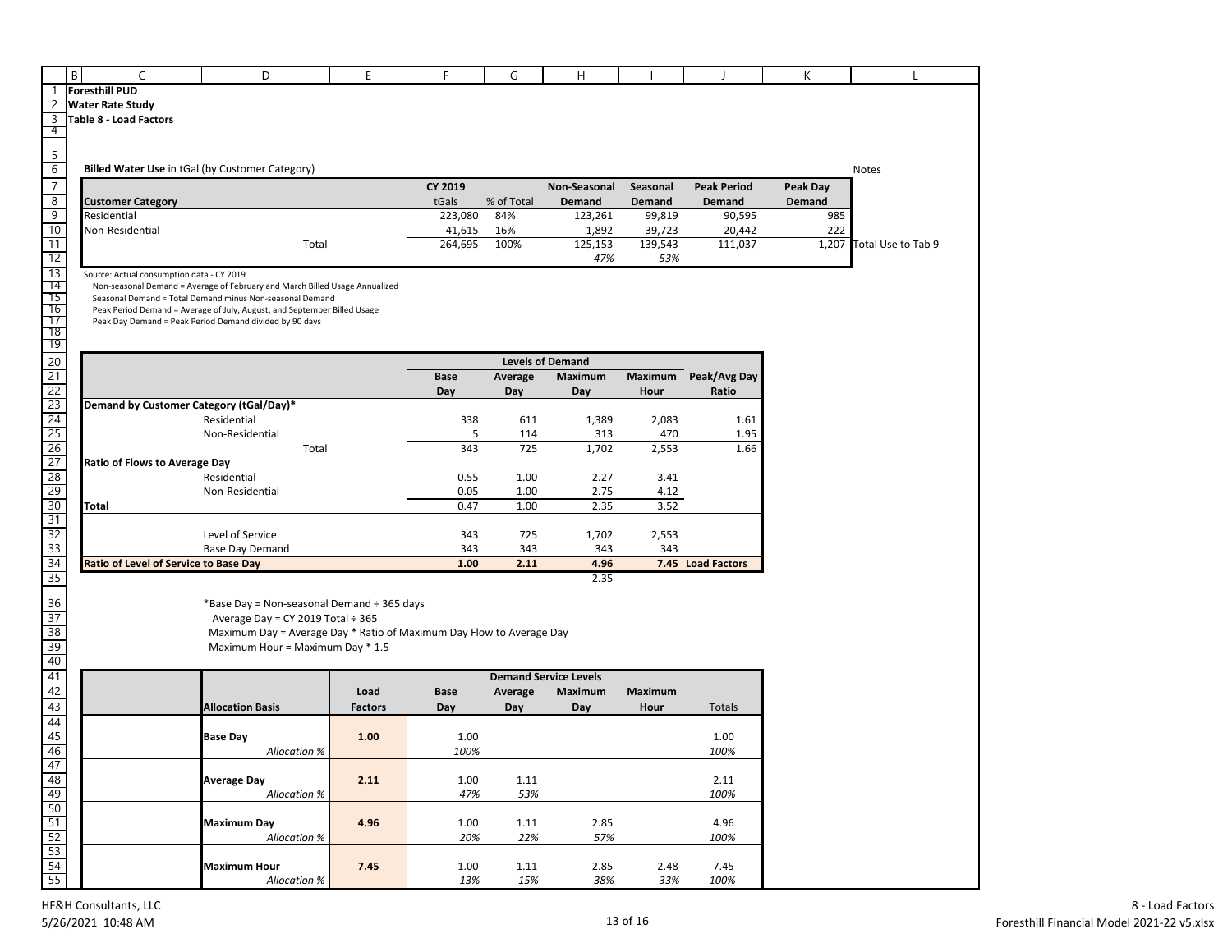**Foresthill PUD**
**Water Rate Study**
**Table 8 - Load Factors**

**Billed Water Use** in tGal (by Customer Category)

| Customer Category | CY 2019 tGals | % of Total | Non-Seasonal Demand | Seasonal Demand | Peak Period Demand | Peak Day Demand | Notes |
|---|---|---|---|---|---|---|---|
| Residential | 223,080 | 84% | 123,261 | 99,819 | 90,595 | 985 | |
| Non-Residential | 41,615 | 16% | 1,892 | 39,723 | 20,442 | 222 | |
| Total | 264,695 | 100% | 125,153 | 139,543 | 111,037 | 1,207 | Total Use to Tab 9 |
| | | | *47%* | *53%* | | | |

Source: Actual consumption data - CY 2019
Non-seasonal Demand = Average of February and March Billed Usage Annualized
Seasonal Demand = Total Demand minus Non-seasonal Demand
Peak Period Demand = Average of July, August, and September Billed Usage
Peak Day Demand = Peak Period Demand divided by 90 days

| | Levels of Demand | | | | |
|---|---|---|---|---|---|
| | Base Day | Average Day | Maximum Day | Maximum Hour | Peak/Avg Day Ratio |
| **Demand by Customer Category (tGal/Day)*** | | | | | |
| Residential | 338 | 611 | 1,389 | 2,083 | 1.61 |
| Non-Residential | 5 | 114 | 313 | 470 | 1.95 |
| Total | 343 | 725 | 1,702 | 2,553 | 1.66 |
| **Ratio of Flows to Average Day** | | | | | |
| Residential | 0.55 | 1.00 | 2.27 | 3.41 | |
| Non-Residential | 0.05 | 1.00 | 2.75 | 4.12 | |
| **Total** | 0.47 | 1.00 | 2.35 | 3.52 | |
| Level of Service | 343 | 725 | 1,702 | 2,553 | |
| Base Day Demand | 343 | 343 | 343 | 343 | |
| **Ratio of Level of Service to Base Day** | **1.00** | **2.11** | **4.96** | **7.45** | **Load Factors** |
| | | | 2.35 | | |

*Base Day = Non-seasonal Demand ÷ 365 days
Average Day = CY 2019 Total ÷ 365
Maximum Day = Average Day * Ratio of Maximum Day Flow to Average Day
Maximum Hour = Maximum Day * 1.5

| Allocation Basis | Load Factors | Base Day | Average Day | Maximum Day | Maximum Hour | Totals |
|---|---|---|---|---|---|---|
| **Base Day** | **1.00** | 1.00 | | | | 1.00 |
| *Allocation %* | | *100%* | | | | *100%* |
| **Average Day** | **2.11** | 1.00 | 1.11 | | | 2.11 |
| *Allocation %* | | *47%* | *53%* | | | *100%* |
| **Maximum Day** | **4.96** | 1.00 | 1.11 | 2.85 | | 4.96 |
| *Allocation %* | | *20%* | *22%* | *57%* | | *100%* |
| **Maximum Hour** | **7.45** | 1.00 | 1.11 | 2.85 | 2.48 | 7.45 |
| *Allocation %* | | *13%* | *15%* | *38%* | *33%* | *100%* |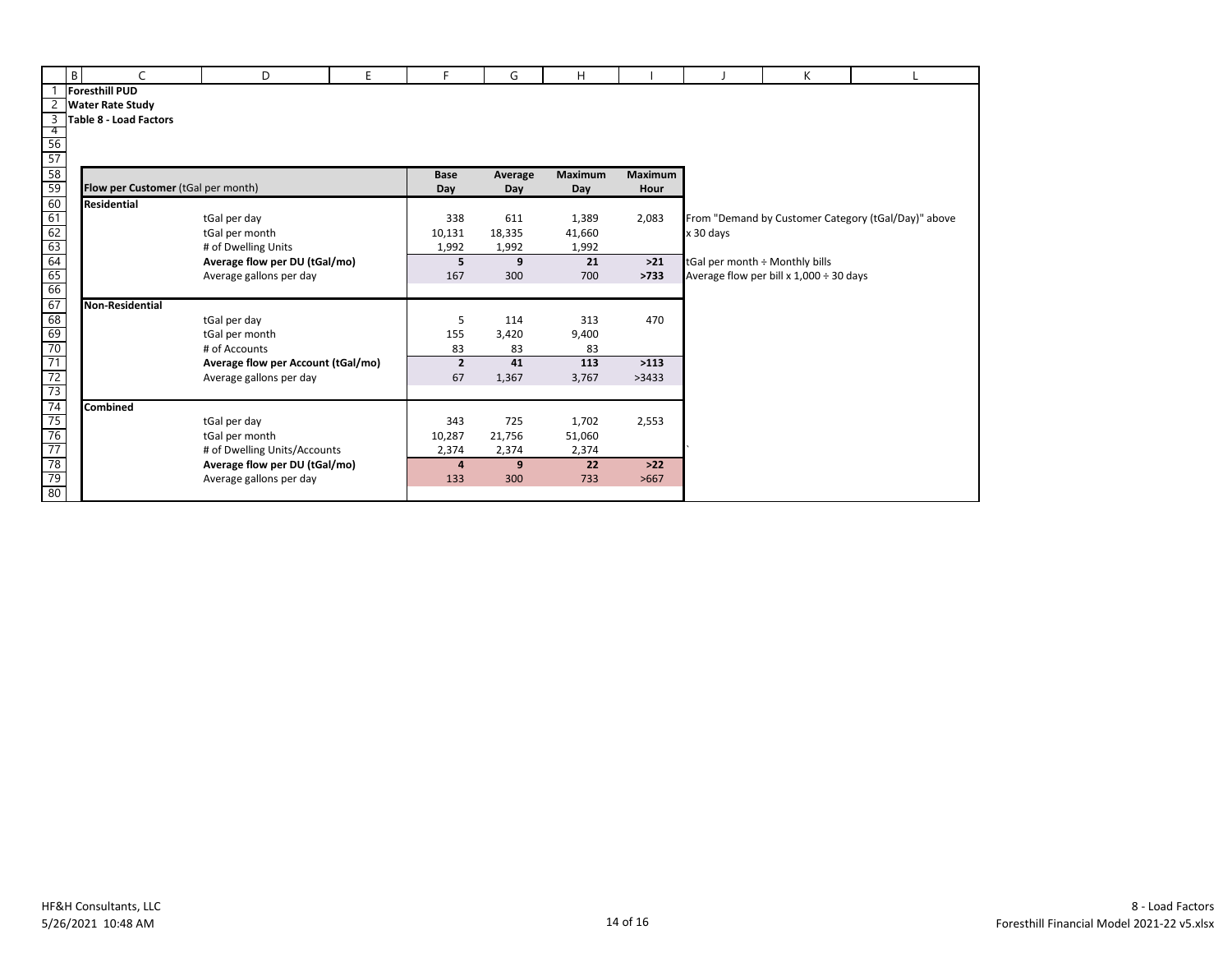**Foresthill PUD**
**Water Rate Study**
**Table 8 - Load Factors**

| **Flow per Customer** (tGal per month) | | Base Day | Average Day | Maximum Day | Maximum Hour | |
|---|---|---|---|---|---|---|
| **Residential** | | | | | | |
| | tGal per day | 338 | 611 | 1,389 | 2,083 | From "Demand by Customer Category (tGal/Day)" above |
| | tGal per month | 10,131 | 18,335 | 41,660 | | x 30 days |
| | # of Dwelling Units | 1,992 | 1,992 | 1,992 | | |
| | **Average flow per DU (tGal/mo)** | **5** | **9** | **21** | **>21** | tGal per month ÷ Monthly bills |
| | Average gallons per day | 167 | 300 | 700 | **>733** | Average flow per bill x 1,000 ÷ 30 days |
| **Non-Residential** | | | | | | |
| | tGal per day | 5 | 114 | 313 | 470 | |
| | tGal per month | 155 | 3,420 | 9,400 | | |
| | # of Accounts | 83 | 83 | 83 | | |
| | **Average flow per Account (tGal/mo)** | **2** | **41** | **113** | **>113** | |
| | Average gallons per day | 67 | 1,367 | 3,767 | >3433 | |
| **Combined** | | | | | | |
| | tGal per day | 343 | 725 | 1,702 | 2,553 | |
| | tGal per month | 10,287 | 21,756 | 51,060 | | |
| | # of Dwelling Units/Accounts | 2,374 | 2,374 | 2,374 | | |
| | **Average flow per DU (tGal/mo)** | **4** | **9** | **22** | **>22** | |
| | Average gallons per day | 133 | 300 | 733 | >667 | |

HF&H Consultants, LLC
5/26/2021 10:48 AM

8 - Load Factors
Foresthill Financial Model 2021-22 v5.xlsx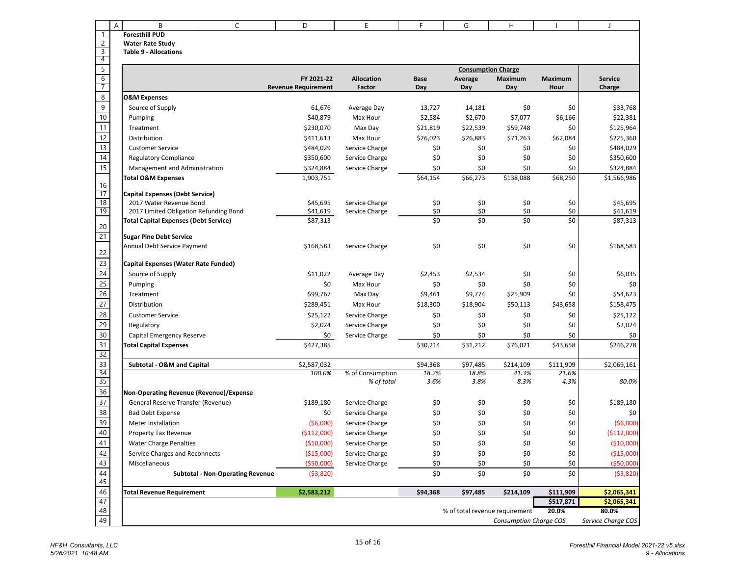**Foresthill PUD**
**Water Rate Study**
**Table 9 - Allocations**

| | FY 2021-22 Revenue Requirement | Allocation Factor | Consumption Charge Base Day | Average Day | Maximum Day | Maximum Hour | Service Charge |
|---|---|---|---|---|---|---|---|
| **O&M Expenses** | | | | | | | |
| Source of Supply | 61,676 | Average Day | 13,727 | 14,181 | $0 | $0 | $33,768 |
| Pumping | $40,879 | Max Hour | $2,584 | $2,670 | $7,077 | $6,166 | $22,381 |
| Treatment | $230,070 | Max Day | $21,819 | $22,539 | $59,748 | $0 | $125,964 |
| Distribution | $411,613 | Max Hour | $26,023 | $26,883 | $71,263 | $62,084 | $225,360 |
| Customer Service | $484,029 | Service Charge | $0 | $0 | $0 | $0 | $484,029 |
| Regulatory Compliance | $350,600 | Service Charge | $0 | $0 | $0 | $0 | $350,600 |
| Management and Administration | $324,884 | Service Charge | $0 | $0 | $0 | $0 | $324,884 |
| **Total O&M Expenses** | 1,903,751 | | $64,154 | $66,273 | $138,088 | $68,250 | $1,566,986 |
| **Capital Expenses (Debt Service)** | | | | | | | |
| 2017 Water Revenue Bond | $45,695 | Service Charge | $0 | $0 | $0 | $0 | $45,695 |
| 2017 Limited Obligation Refunding Bond | $41,619 | Service Charge | $0 | $0 | $0 | $0 | $41,619 |
| **Total Capital Expenses (Debt Service)** | $87,313 | | $0 | $0 | $0 | $0 | $87,313 |
| **Sugar Pine Debt Service** | | | | | | | |
| Annual Debt Service Payment | $168,583 | Service Charge | $0 | $0 | $0 | $0 | $168,583 |
| **Capital Expenses (Water Rate Funded)** | | | | | | | |
| Source of Supply | $11,022 | Average Day | $2,453 | $2,534 | $0 | $0 | $6,035 |
| Pumping | $0 | Max Hour | $0 | $0 | $0 | $0 | $0 |
| Treatment | $99,767 | Max Day | $9,461 | $9,774 | $25,909 | $0 | $54,623 |
| Distribution | $289,451 | Max Hour | $18,300 | $18,904 | $50,113 | $43,658 | $158,475 |
| Customer Service | $25,122 | Service Charge | $0 | $0 | $0 | $0 | $25,122 |
| Regulatory | $2,024 | Service Charge | $0 | $0 | $0 | $0 | $2,024 |
| Capital Emergency Reserve | $0 | Service Charge | $0 | $0 | $0 | $0 | $0 |
| **Total Capital Expenses** | $427,385 | | $30,214 | $31,212 | $76,021 | $43,658 | $246,278 |
| **Subtotal - O&M and Capital** | $2,587,032 | | $94,368 | $97,485 | $214,109 | $111,909 | $2,069,161 |
| | *100.0%* | % of Consumption | *18.2%* | *18.8%* | *41.3%* | *21.6%* | |
| | | *% of total* | *3.6%* | *3.8%* | *8.3%* | *4.3%* | *80.0%* |
| **Non-Operating Revenue (Revenue)/Expense** | | | | | | | |
| General Reserve Transfer (Revenue) | $189,180 | Service Charge | $0 | $0 | $0 | $0 | $189,180 |
| Bad Debt Expense | $0 | Service Charge | $0 | $0 | $0 | $0 | $0 |
| Meter Installation | ($6,000) | Service Charge | $0 | $0 | $0 | $0 | ($6,000) |
| Property Tax Revenue | ($112,000) | Service Charge | $0 | $0 | $0 | $0 | ($112,000) |
| Water Charge Penalties | ($10,000) | Service Charge | $0 | $0 | $0 | $0 | ($10,000) |
| Service Charges and Reconnects | ($15,000) | Service Charge | $0 | $0 | $0 | $0 | ($15,000) |
| Miscellaneous | ($50,000) | Service Charge | $0 | $0 | $0 | $0 | ($50,000) |
| **Subtotal - Non-Operating Revenue** | ($3,820) | | $0 | $0 | $0 | $0 | ($3,820) |
| **Total Revenue Requirement** | **$2,583,212** | | **$94,368** | **$97,485** | **$214,109** | **$111,909** | **$2,065,341** |
| | | | | | | **$517,871** | **$2,065,341** |
| | | | | % of total revenue requirement | | **20.0%** | **80.0%** |
| | | | | | | *Consumption Charge COS* | *Service Charge COS* |

*HF&H Consultants, LLC*
*5/26/2021 10:48 AM*

*Foresthill Financial Model 2021-22 v5.xlsx*
*9 - Allocations*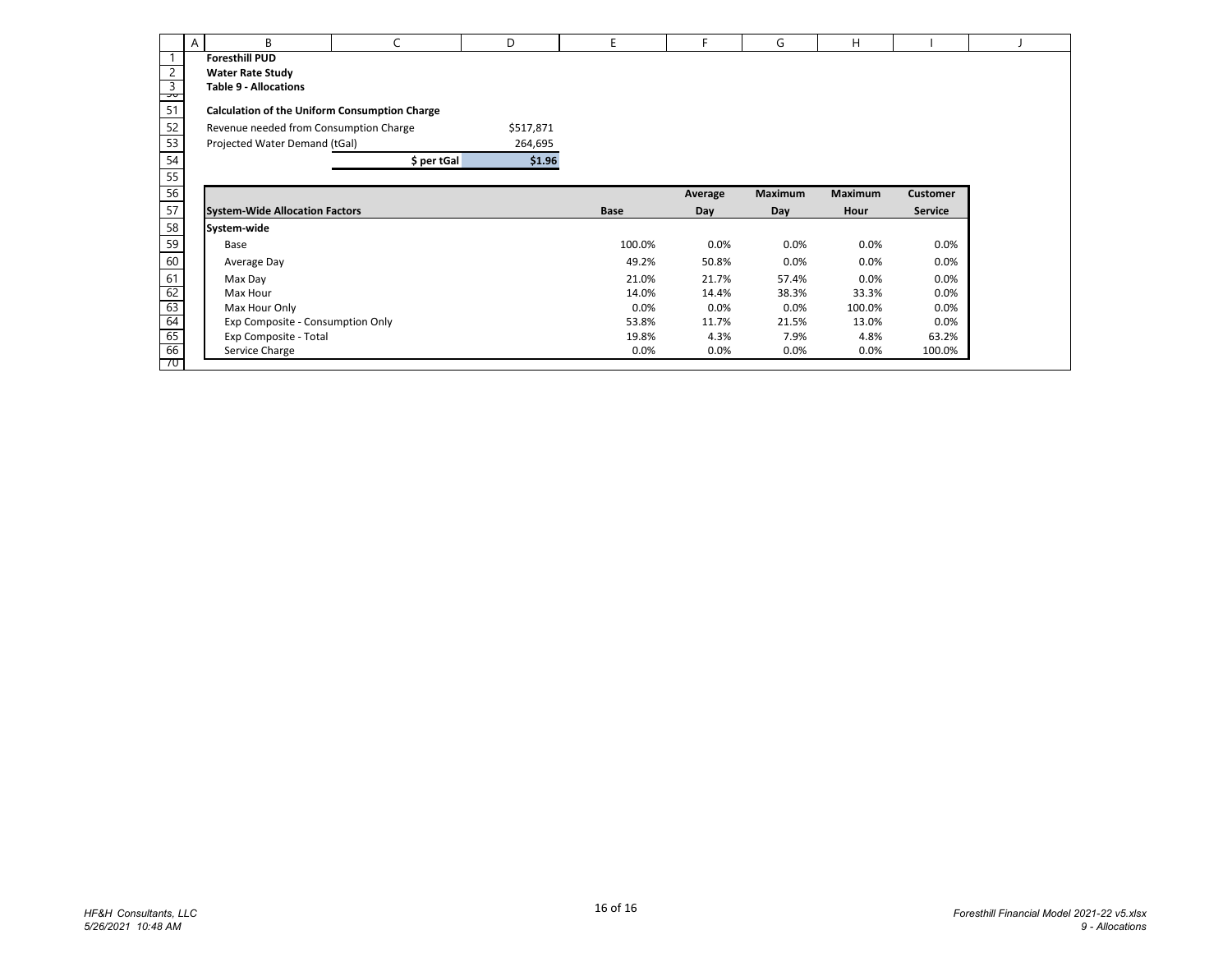**Foresthill PUD**

**Water Rate Study**

**Table 9 - Allocations**

**Calculation of the Uniform Consumption Charge**

| | | |
|---|---|---|
| Revenue needed from Consumption Charge | | $517,871 |
| Projected Water Demand (tGal) | | 264,695 |
| | **$ per tGal** | **$1.96** |

| **System-Wide Allocation Factors** | **Base** | **Average Day** | **Maximum Day** | **Maximum Hour** | **Customer Service** |
|---|---|---|---|---|---|
| **System-wide** | | | | | |
| Base | 100.0% | 0.0% | 0.0% | 0.0% | 0.0% |
| Average Day | 49.2% | 50.8% | 0.0% | 0.0% | 0.0% |
| Max Day | 21.0% | 21.7% | 57.4% | 0.0% | 0.0% |
| Max Hour | 14.0% | 14.4% | 38.3% | 33.3% | 0.0% |
| Max Hour Only | 0.0% | 0.0% | 0.0% | 100.0% | 0.0% |
| Exp Composite - Consumption Only | 53.8% | 11.7% | 21.5% | 13.0% | 0.0% |
| Exp Composite - Total | 19.8% | 4.3% | 7.9% | 4.8% | 63.2% |
| Service Charge | 0.0% | 0.0% | 0.0% | 0.0% | 100.0% |